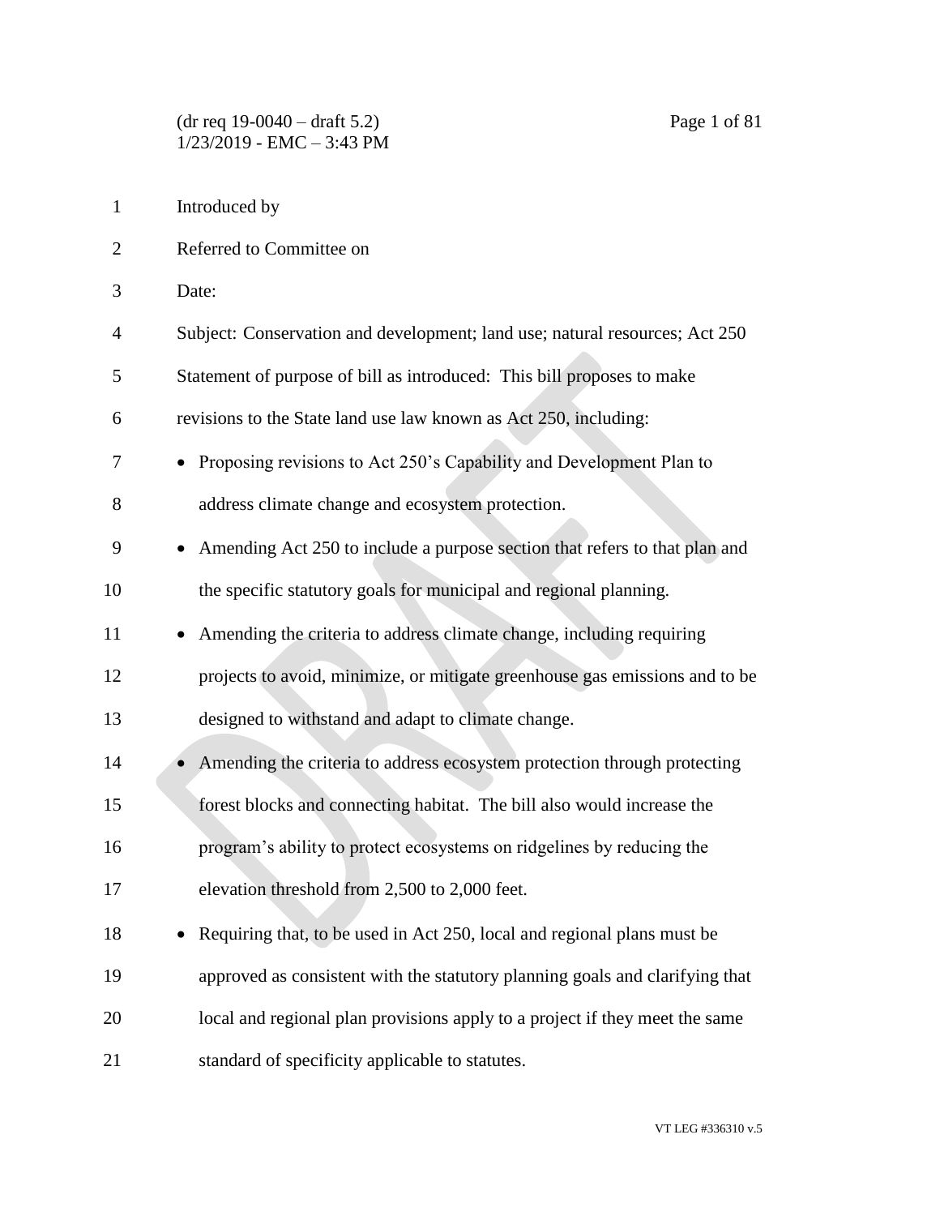Introduced by

Referred to Committee on

Date:

Subject: Conservation and development; land use; natural resources; Act 250

Statement of purpose of bill as introduced: This bill proposes to make revisions to the State land use law known as Act 250, including:

- Proposing revisions to Act 250's Capability and Development Plan to address climate change and ecosystem protection.
- Amending Act 250 to include a purpose section that refers to that plan and the specific statutory goals for municipal and regional planning.
- Amending the criteria to address climate change, including requiring projects to avoid, minimize, or mitigate greenhouse gas emissions and to be designed to withstand and adapt to climate change.
- Amending the criteria to address ecosystem protection through protecting forest blocks and connecting habitat. The bill also would increase the program's ability to protect ecosystems on ridgelines by reducing the elevation threshold from 2,500 to 2,000 feet.
- Requiring that, to be used in Act 250, local and regional plans must be approved as consistent with the statutory planning goals and clarifying that local and regional plan provisions apply to a project if they meet the same standard of specificity applicable to statutes.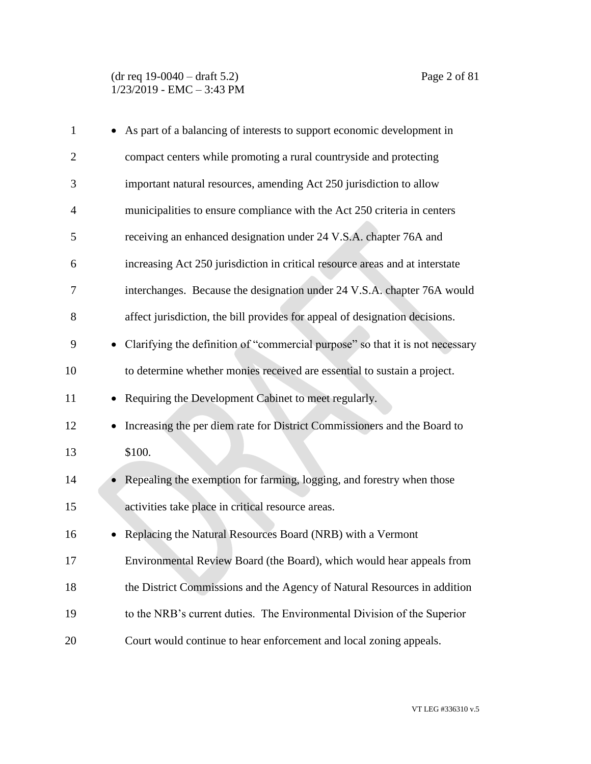- As part of a balancing of interests to support economic development in compact centers while promoting a rural countryside and protecting important natural resources, amending Act 250 jurisdiction to allow municipalities to ensure compliance with the Act 250 criteria in centers receiving an enhanced designation under 24 V.S.A. chapter 76A and increasing Act 250 jurisdiction in critical resource areas and at interstate interchanges. Because the designation under 24 V.S.A. chapter 76A would affect jurisdiction, the bill provides for appeal of designation decisions.
- Clarifying the definition of "commercial purpose" so that it is not necessary to determine whether monies received are essential to sustain a project.
- Requiring the Development Cabinet to meet regularly.
- Increasing the per diem rate for District Commissioners and the Board to $100.
- Repealing the exemption for farming, logging, and forestry when those activities take place in critical resource areas.
- Replacing the Natural Resources Board (NRB) with a Vermont Environmental Review Board (the Board), which would hear appeals from the District Commissions and the Agency of Natural Resources in addition to the NRB's current duties. The Environmental Division of the Superior Court would continue to hear enforcement and local zoning appeals.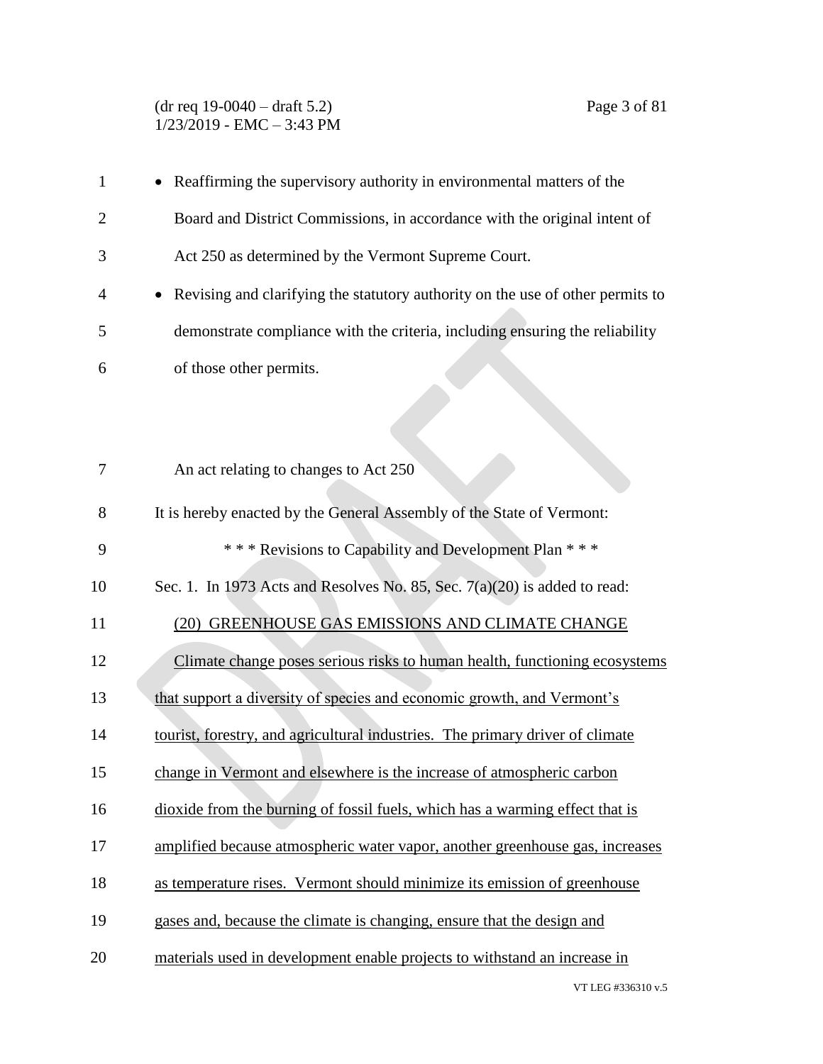- Reaffirming the supervisory authority in environmental matters of the Board and District Commissions, in accordance with the original intent of Act 250 as determined by the Vermont Supreme Court.
- Revising and clarifying the statutory authority on the use of other permits to demonstrate compliance with the criteria, including ensuring the reliability of those other permits.

An act relating to changes to Act 250

It is hereby enacted by the General Assembly of the State of Vermont:

\* \* \* Revisions to Capability and Development Plan \* \* \*

Sec. 1. In 1973 Acts and Resolves No. 85, Sec. 7(a)(20) is added to read:

<u>(20) GREENHOUSE GAS EMISSIONS AND CLIMATE CHANGE</u>

<u>Climate change poses serious risks to human health, functioning ecosystems that support a diversity of species and economic growth, and Vermont's tourist, forestry, and agricultural industries. The primary driver of climate change in Vermont and elsewhere is the increase of atmospheric carbon dioxide from the burning of fossil fuels, which has a warming effect that is amplified because atmospheric water vapor, another greenhouse gas, increases as temperature rises. Vermont should minimize its emission of greenhouse gases and, because the climate is changing, ensure that the design and materials used in development enable projects to withstand an increase in</u>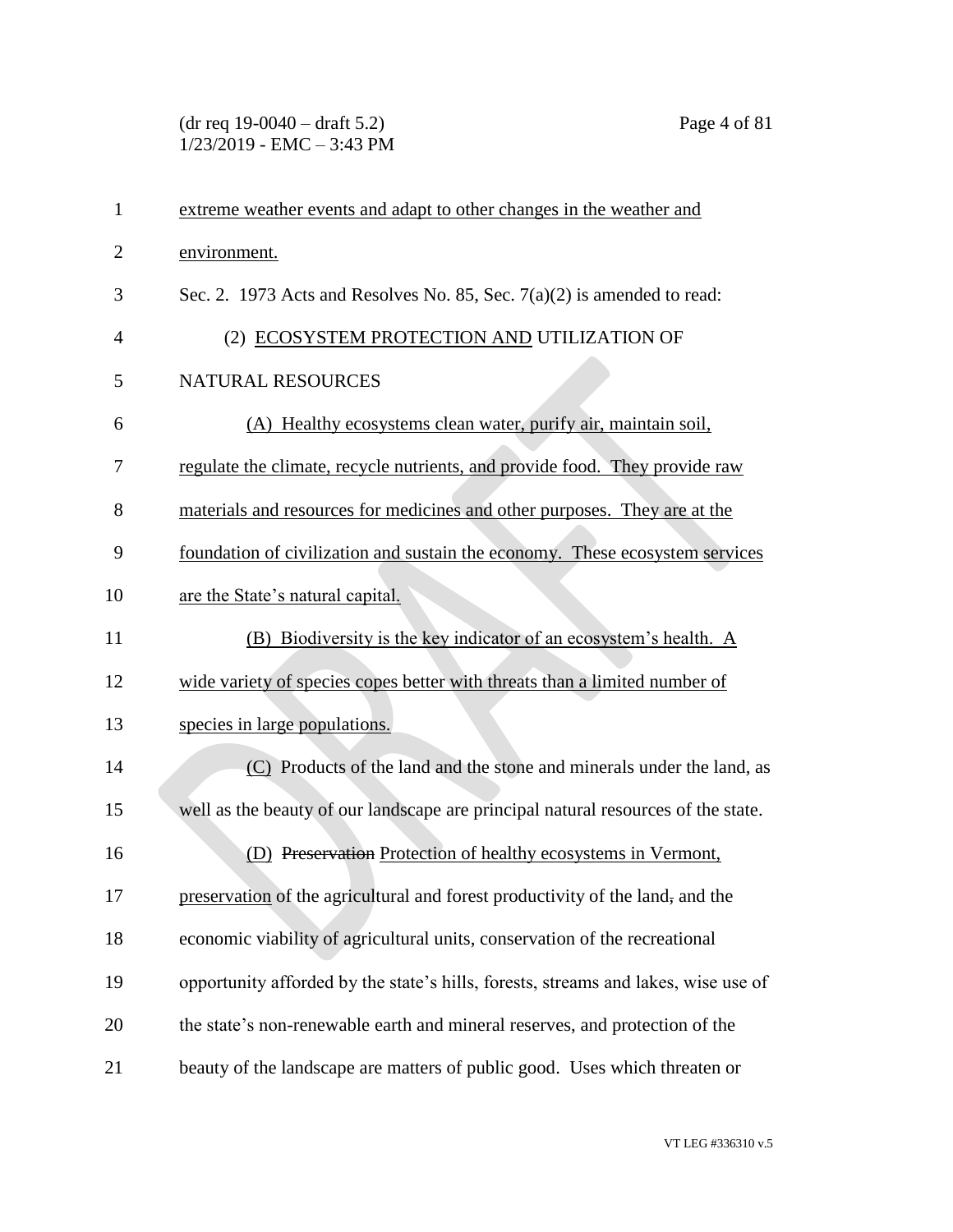extreme weather events and adapt to other changes in the weather and environment.

Sec. 2. 1973 Acts and Resolves No. 85, Sec. 7(a)(2) is amended to read:

(2) ECOSYSTEM PROTECTION AND UTILIZATION OF NATURAL RESOURCES

(A) Healthy ecosystems clean water, purify air, maintain soil, regulate the climate, recycle nutrients, and provide food. They provide raw materials and resources for medicines and other purposes. They are at the foundation of civilization and sustain the economy. These ecosystem services are the State's natural capital.

(B) Biodiversity is the key indicator of an ecosystem's health. A wide variety of species copes better with threats than a limited number of species in large populations.

(C) Products of the land and the stone and minerals under the land, as well as the beauty of our landscape are principal natural resources of the state.

(D) ~~Preservation~~ Protection of healthy ecosystems in Vermont, preservation of the agricultural and forest productivity of the land~~,~~ and the economic viability of agricultural units, conservation of the recreational opportunity afforded by the state's hills, forests, streams and lakes, wise use of the state's non-renewable earth and mineral reserves, and protection of the beauty of the landscape are matters of public good. Uses which threaten or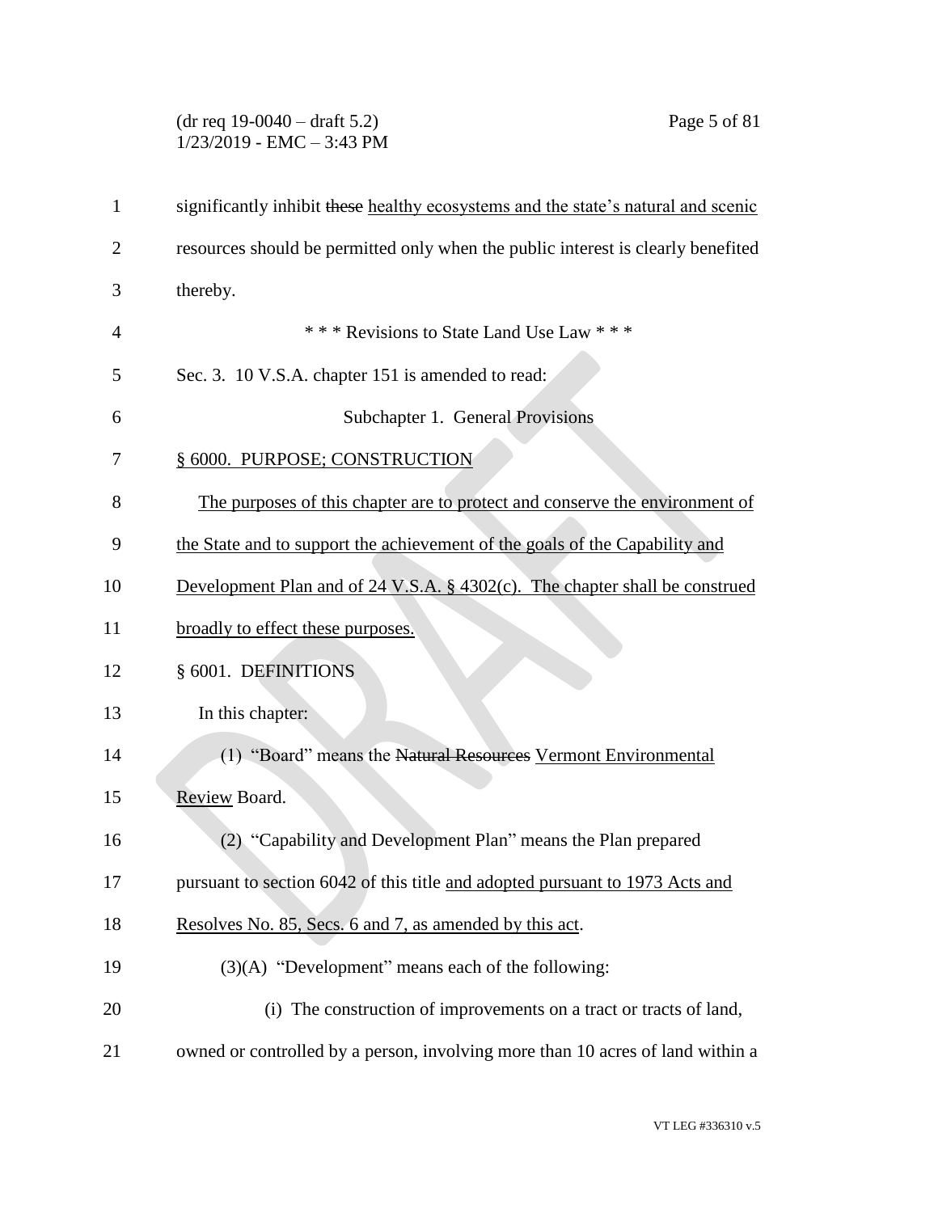significantly inhibit ~~these~~ healthy ecosystems and the state's natural and scenic resources should be permitted only when the public interest is clearly benefited thereby.

\* \* \* Revisions to State Land Use Law \* \* \*

Sec. 3. 10 V.S.A. chapter 151 is amended to read:

Subchapter 1. General Provisions

§ 6000. PURPOSE; CONSTRUCTION

The purposes of this chapter are to protect and conserve the environment of the State and to support the achievement of the goals of the Capability and Development Plan and of 24 V.S.A. § 4302(c). The chapter shall be construed broadly to effect these purposes.

§ 6001. DEFINITIONS

In this chapter:

(1) "Board" means the ~~Natural Resources~~ Vermont Environmental Review Board.

(2) "Capability and Development Plan" means the Plan prepared pursuant to section 6042 of this title and adopted pursuant to 1973 Acts and Resolves No. 85, Secs. 6 and 7, as amended by this act.

(3)(A) "Development" means each of the following:

(i) The construction of improvements on a tract or tracts of land, owned or controlled by a person, involving more than 10 acres of land within a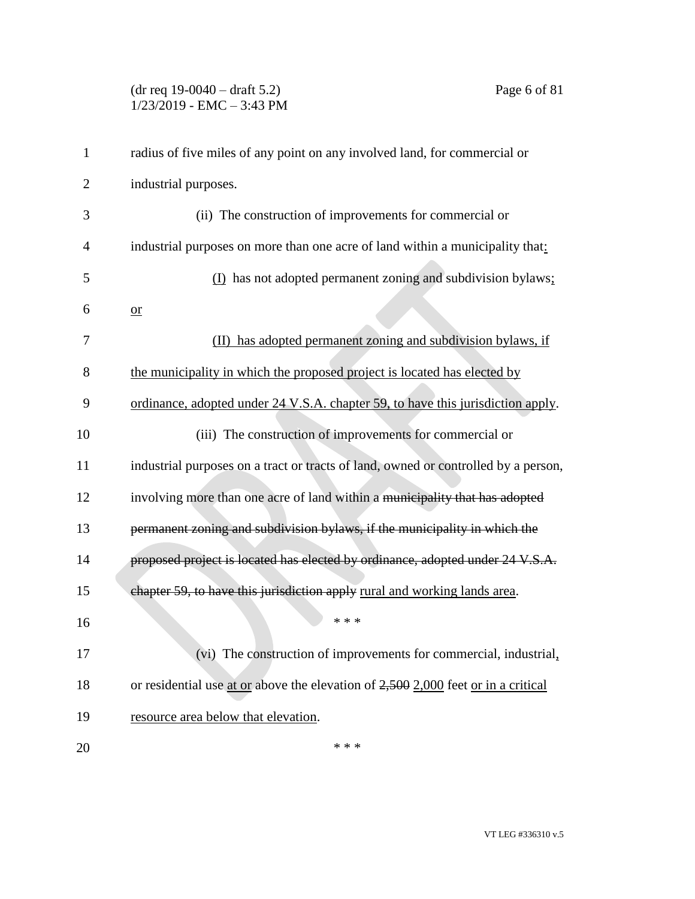radius of five miles of any point on any involved land, for commercial or industrial purposes.

(ii) The construction of improvements for commercial or industrial purposes on more than one acre of land within a municipality that:

(I) has not adopted permanent zoning and subdivision bylaws; or

(II) has adopted permanent zoning and subdivision bylaws, if the municipality in which the proposed project is located has elected by ordinance, adopted under 24 V.S.A. chapter 59, to have this jurisdiction apply.

(iii) The construction of improvements for commercial or industrial purposes on a tract or tracts of land, owned or controlled by a person, involving more than one acre of land within a ~~municipality that has adopted permanent zoning and subdivision bylaws, if the municipality in which the proposed project is located has elected by ordinance, adopted under 24 V.S.A. chapter 59, to have this jurisdiction apply~~ rural and working lands area.

\* \* \*

(vi) The construction of improvements for commercial, industrial, or residential use at or above the elevation of ~~2,500~~ 2,000 feet or in a critical resource area below that elevation.

\* \* \*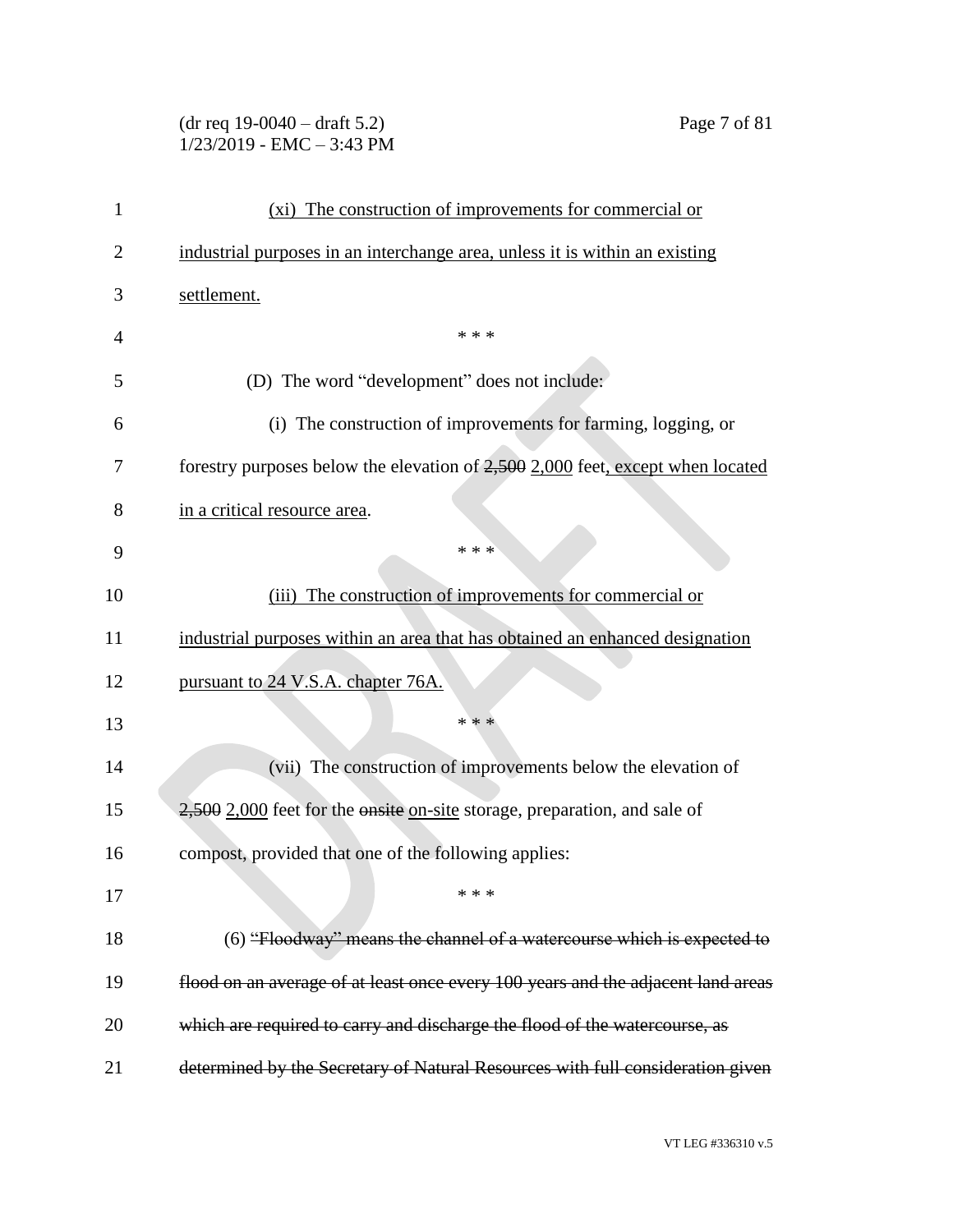(xi) The construction of improvements for commercial or industrial purposes in an interchange area, unless it is within an existing settlement.

\* \* \*

(D) The word "development" does not include:

(i) The construction of improvements for farming, logging, or forestry purposes below the elevation of ~~2,500~~ 2,000 feet, except when located in a critical resource area.

\* \* \*

(iii) The construction of improvements for commercial or industrial purposes within an area that has obtained an enhanced designation pursuant to 24 V.S.A. chapter 76A.

\* \* \*

(vii) The construction of improvements below the elevation of ~~2,500~~ 2,000 feet for the ~~onsite~~ on-site storage, preparation, and sale of compost, provided that one of the following applies:

\* \* \*

(6) ~~"Floodway" means the channel of a watercourse which is expected to flood on an average of at least once every 100 years and the adjacent land areas which are required to carry and discharge the flood of the watercourse, as determined by the Secretary of Natural Resources with full consideration given~~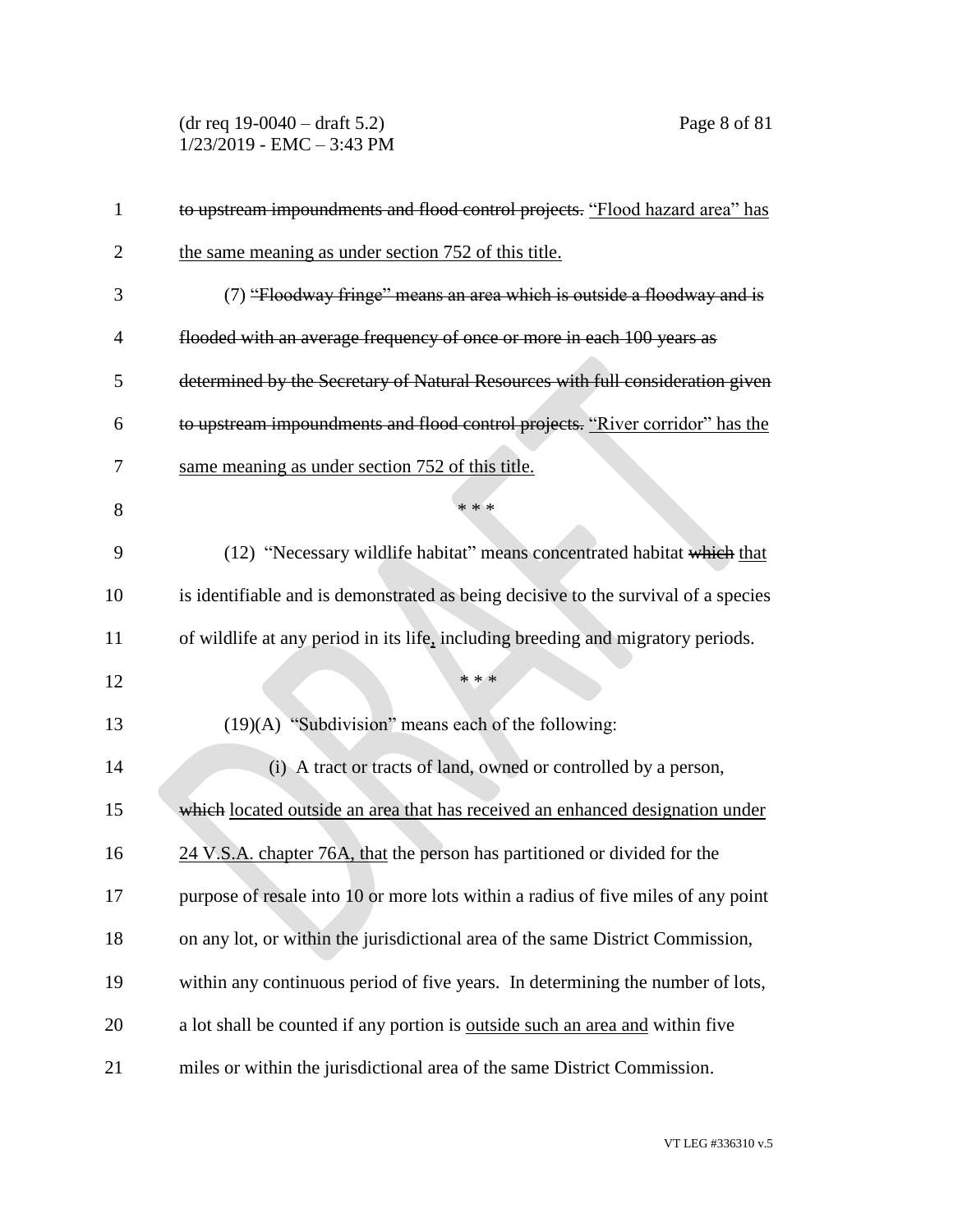~~to upstream impoundments and flood control projects.~~ <u>"Flood hazard area" has the same meaning as under section 752 of this title.</u>

(7) ~~"Floodway fringe" means an area which is outside a floodway and is flooded with an average frequency of once or more in each 100 years as determined by the Secretary of Natural Resources with full consideration given to upstream impoundments and flood control projects.~~ <u>"River corridor" has the same meaning as under section 752 of this title.</u>

\* \* \*

(12) "Necessary wildlife habitat" means concentrated habitat ~~which~~ <u>that</u> is identifiable and is demonstrated as being decisive to the survival of a species of wildlife at any period in its life<u>,</u> including breeding and migratory periods.

\* \* \*

(19)(A) "Subdivision" means each of the following:

(i) A tract or tracts of land, owned or controlled by a person, ~~which~~ <u>located outside an area that has received an enhanced designation under 24 V.S.A. chapter 76A, that</u> the person has partitioned or divided for the purpose of resale into 10 or more lots within a radius of five miles of any point on any lot, or within the jurisdictional area of the same District Commission, within any continuous period of five years. In determining the number of lots, a lot shall be counted if any portion is <u>outside such an area and</u> within five miles or within the jurisdictional area of the same District Commission.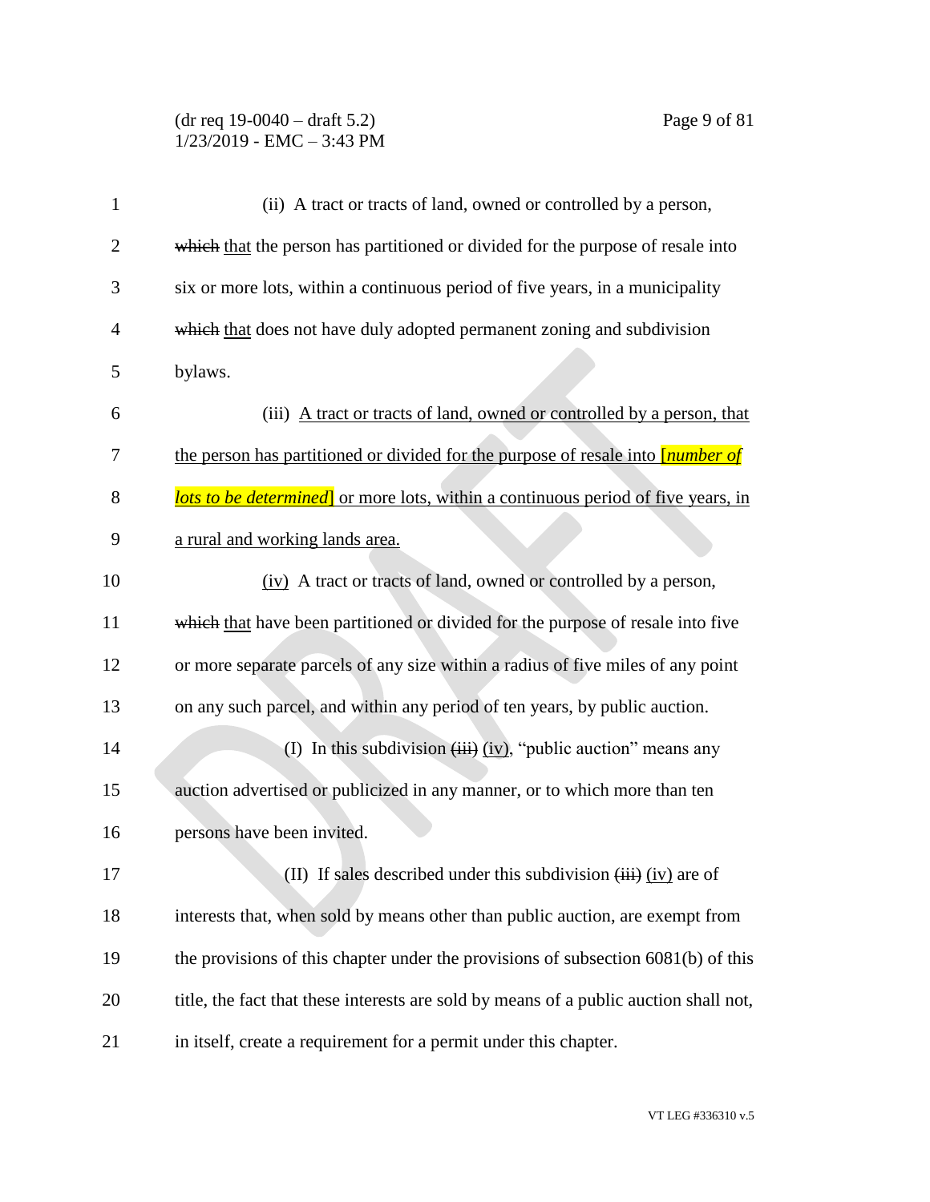(ii) A tract or tracts of land, owned or controlled by a person, ~~which~~ that the person has partitioned or divided for the purpose of resale into six or more lots, within a continuous period of five years, in a municipality ~~which~~ that does not have duly adopted permanent zoning and subdivision bylaws.

(iii) A tract or tracts of land, owned or controlled by a person, that the person has partitioned or divided for the purpose of resale into [*number of lots to be determined*] or more lots, within a continuous period of five years, in a rural and working lands area.

(iv) A tract or tracts of land, owned or controlled by a person, ~~which~~ that have been partitioned or divided for the purpose of resale into five or more separate parcels of any size within a radius of five miles of any point on any such parcel, and within any period of ten years, by public auction.

(I) In this subdivision ~~(iii)~~ (iv), "public auction" means any auction advertised or publicized in any manner, or to which more than ten persons have been invited.

(II) If sales described under this subdivision ~~(iii)~~ (iv) are of interests that, when sold by means other than public auction, are exempt from the provisions of this chapter under the provisions of subsection 6081(b) of this title, the fact that these interests are sold by means of a public auction shall not, in itself, create a requirement for a permit under this chapter.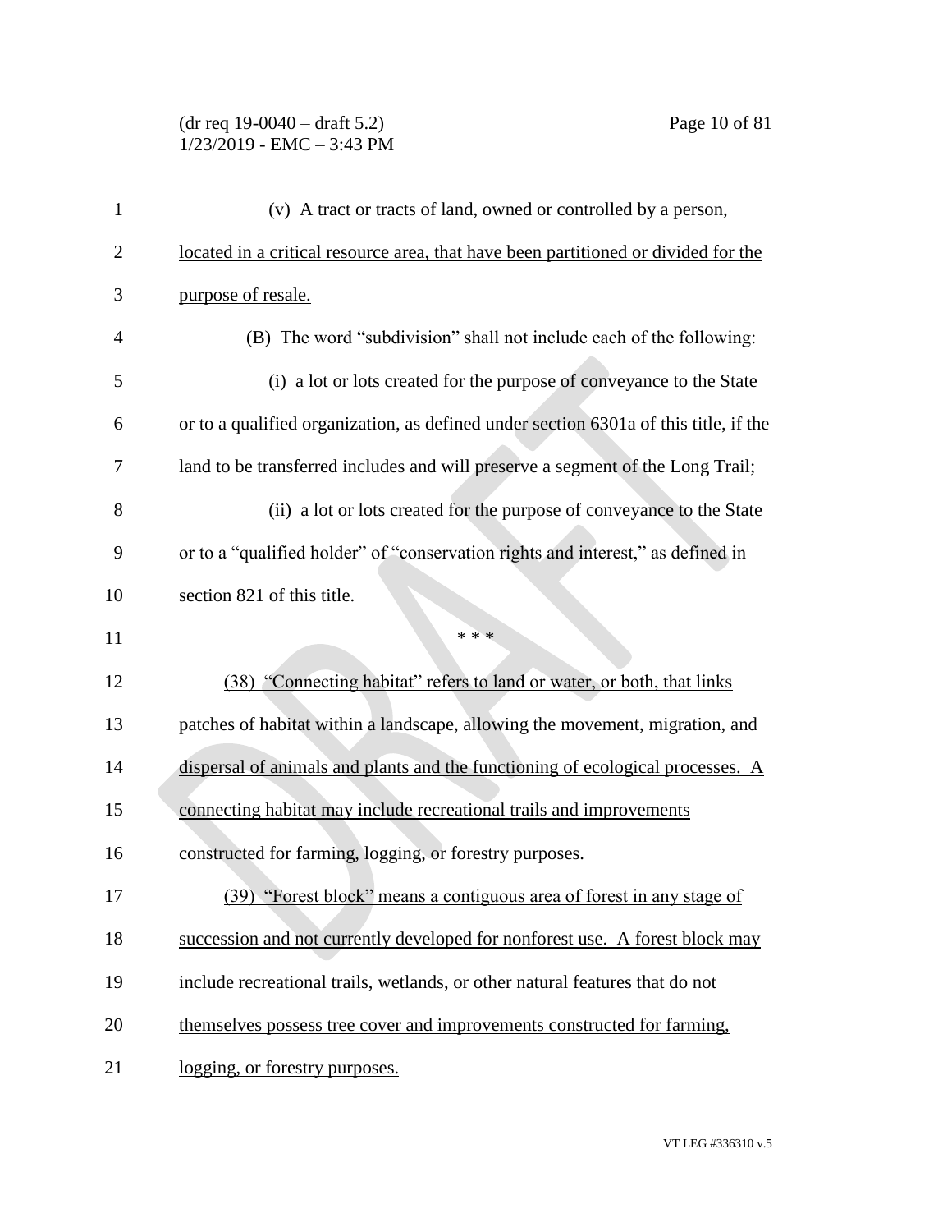(v) A tract or tracts of land, owned or controlled by a person, located in a critical resource area, that have been partitioned or divided for the purpose of resale.

(B) The word "subdivision" shall not include each of the following:

(i) a lot or lots created for the purpose of conveyance to the State or to a qualified organization, as defined under section 6301a of this title, if the land to be transferred includes and will preserve a segment of the Long Trail;

(ii) a lot or lots created for the purpose of conveyance to the State or to a "qualified holder" of "conservation rights and interest," as defined in section 821 of this title.

\* \* \*

(38) "Connecting habitat" refers to land or water, or both, that links patches of habitat within a landscape, allowing the movement, migration, and dispersal of animals and plants and the functioning of ecological processes. A connecting habitat may include recreational trails and improvements constructed for farming, logging, or forestry purposes.

(39) "Forest block" means a contiguous area of forest in any stage of succession and not currently developed for nonforest use. A forest block may include recreational trails, wetlands, or other natural features that do not themselves possess tree cover and improvements constructed for farming, logging, or forestry purposes.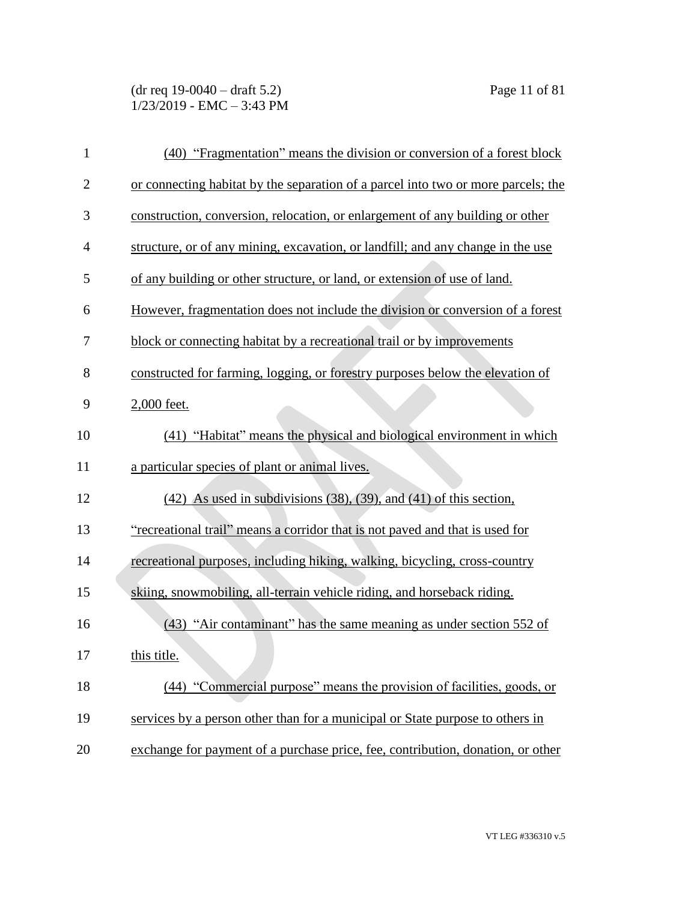(40) "Fragmentation" means the division or conversion of a forest block or connecting habitat by the separation of a parcel into two or more parcels; the construction, conversion, relocation, or enlargement of any building or other structure, or of any mining, excavation, or landfill; and any change in the use of any building or other structure, or land, or extension of use of land. However, fragmentation does not include the division or conversion of a forest block or connecting habitat by a recreational trail or by improvements constructed for farming, logging, or forestry purposes below the elevation of 2,000 feet.

(41) "Habitat" means the physical and biological environment in which a particular species of plant or animal lives.

(42) As used in subdivisions (38), (39), and (41) of this section, "recreational trail" means a corridor that is not paved and that is used for recreational purposes, including hiking, walking, bicycling, cross-country skiing, snowmobiling, all-terrain vehicle riding, and horseback riding.

(43) "Air contaminant" has the same meaning as under section 552 of this title.

(44) "Commercial purpose" means the provision of facilities, goods, or services by a person other than for a municipal or State purpose to others in exchange for payment of a purchase price, fee, contribution, donation, or other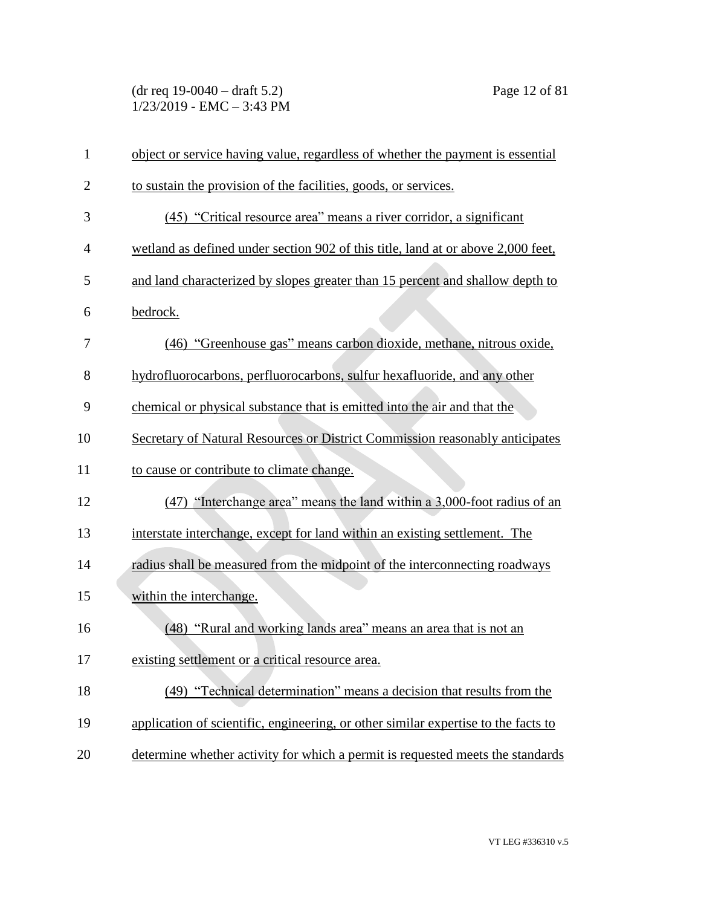object or service having value, regardless of whether the payment is essential to sustain the provision of the facilities, goods, or services.

(45) "Critical resource area" means a river corridor, a significant wetland as defined under section 902 of this title, land at or above 2,000 feet, and land characterized by slopes greater than 15 percent and shallow depth to bedrock.

(46) "Greenhouse gas" means carbon dioxide, methane, nitrous oxide, hydrofluorocarbons, perfluorocarbons, sulfur hexafluoride, and any other chemical or physical substance that is emitted into the air and that the Secretary of Natural Resources or District Commission reasonably anticipates to cause or contribute to climate change.

(47) "Interchange area" means the land within a 3,000-foot radius of an interstate interchange, except for land within an existing settlement. The radius shall be measured from the midpoint of the interconnecting roadways within the interchange.

(48) "Rural and working lands area" means an area that is not an existing settlement or a critical resource area.

(49) "Technical determination" means a decision that results from the application of scientific, engineering, or other similar expertise to the facts to determine whether activity for which a permit is requested meets the standards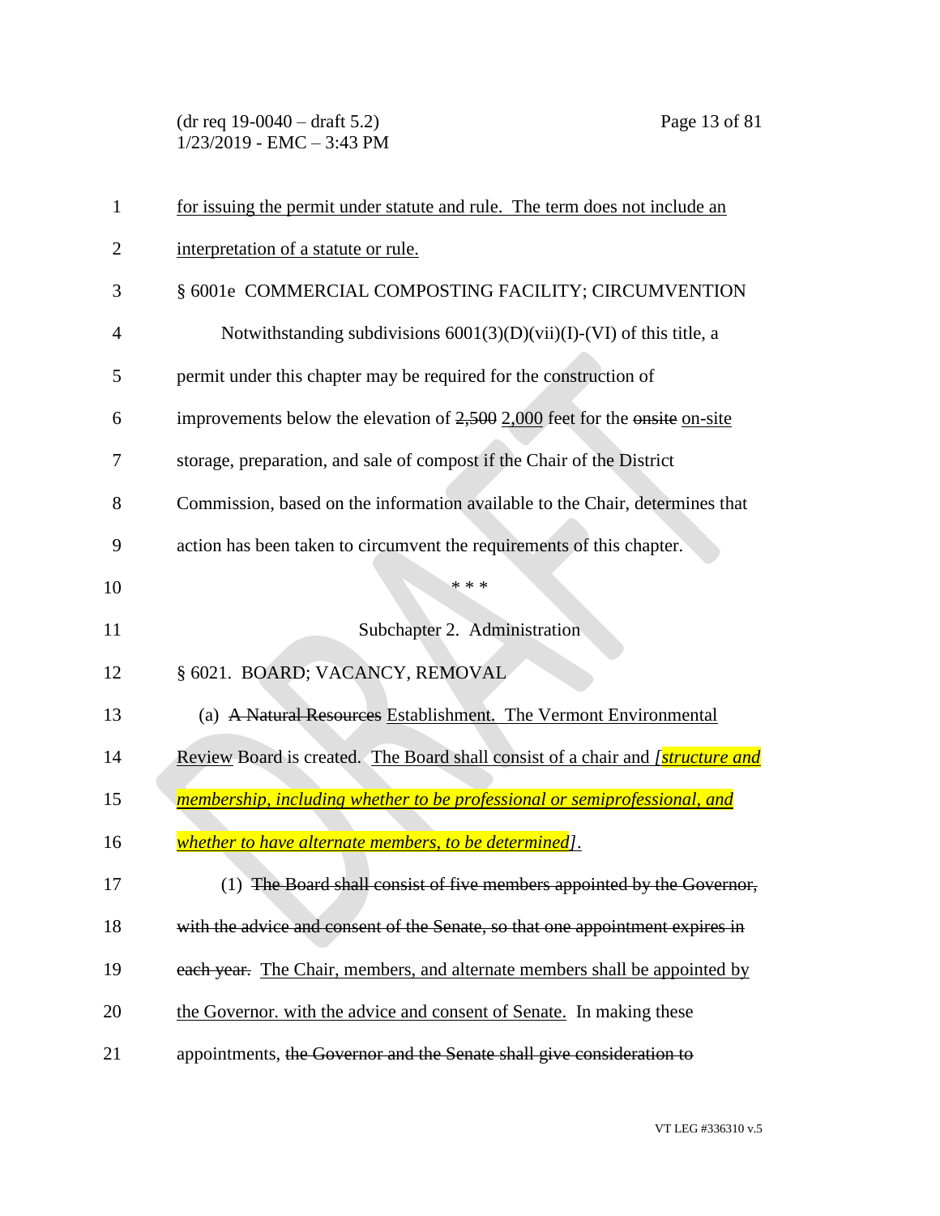for issuing the permit under statute and rule. The term does not include an interpretation of a statute or rule.

§ 6001e COMMERCIAL COMPOSTING FACILITY; CIRCUMVENTION

Notwithstanding subdivisions 6001(3)(D)(vii)(I)-(VI) of this title, a permit under this chapter may be required for the construction of improvements below the elevation of ~~2,500~~ 2,000 feet for the ~~onsite~~ on-site storage, preparation, and sale of compost if the Chair of the District Commission, based on the information available to the Chair, determines that action has been taken to circumvent the requirements of this chapter.

\* \* \*

Subchapter 2. Administration

§ 6021. BOARD; VACANCY, REMOVAL

(a) ~~A Natural Resources~~ Establishment. The Vermont Environmental Review Board is created. The Board shall consist of a chair and *[structure and membership, including whether to be professional or semiprofessional, and whether to have alternate members, to be determined]*.

(1) ~~The Board shall consist of five members appointed by the Governor, with the advice and consent of the Senate, so that one appointment expires in each year.~~ The Chair, members, and alternate members shall be appointed by the Governor. with the advice and consent of Senate. In making these appointments, ~~the Governor and the Senate shall give consideration to~~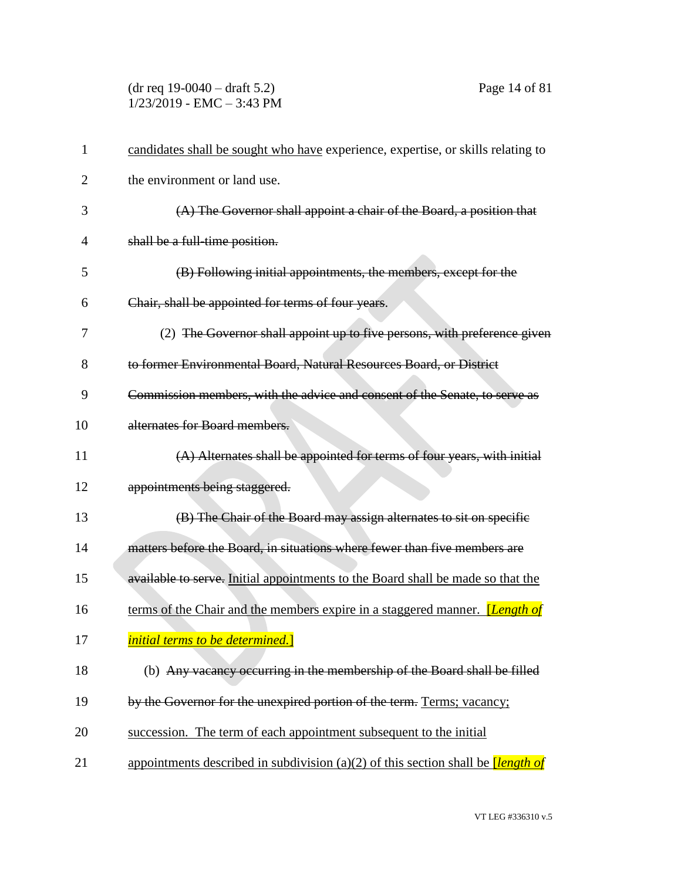candidates shall be sought who have experience, expertise, or skills relating to the environment or land use.

~~(A) The Governor shall appoint a chair of the Board, a position that shall be a full-time position.~~

~~(B) Following initial appointments, the members, except for the Chair, shall be appointed for terms of four years.~~

(2) ~~The Governor shall appoint up to five persons, with preference given to former Environmental Board, Natural Resources Board, or District Commission members, with the advice and consent of the Senate, to serve as alternates for Board members.~~

~~(A) Alternates shall be appointed for terms of four years, with initial appointments being staggered.~~

~~(B) The Chair of the Board may assign alternates to sit on specific matters before the Board, in situations where fewer than five members are available to serve.~~ Initial appointments to the Board shall be made so that the terms of the Chair and the members expire in a staggered manner. [*Length of initial terms to be determined.*]

(b) ~~Any vacancy occurring in the membership of the Board shall be filled by the Governor for the unexpired portion of the term.~~ Terms; vacancy; succession. The term of each appointment subsequent to the initial appointments described in subdivision (a)(2) of this section shall be [*length of*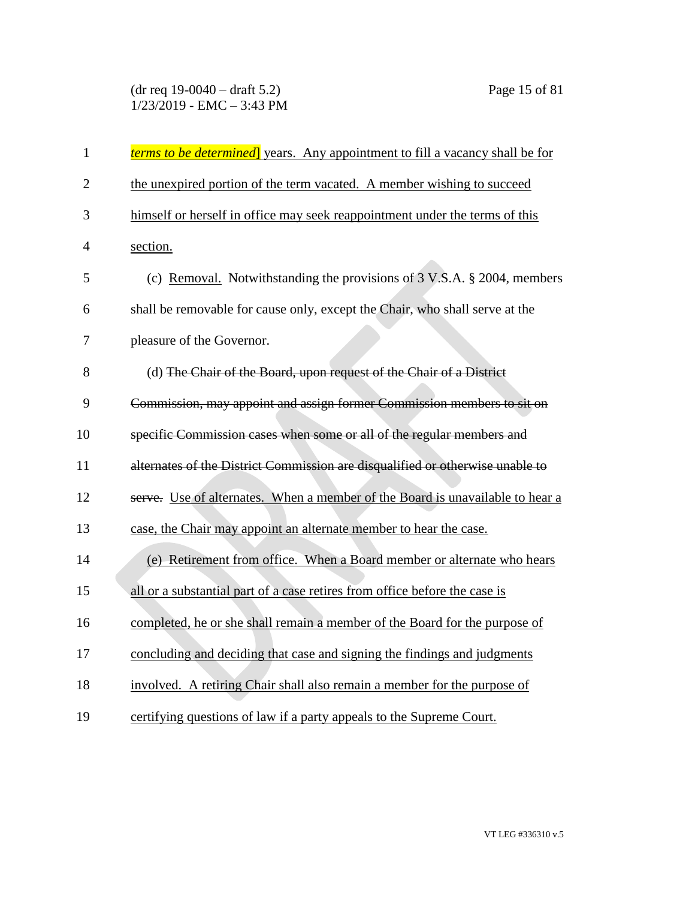*terms to be determined*] years. Any appointment to fill a vacancy shall be for the unexpired portion of the term vacated. A member wishing to succeed himself or herself in office may seek reappointment under the terms of this section.

(c) Removal. Notwithstanding the provisions of 3 V.S.A. § 2004, members shall be removable for cause only, except the Chair, who shall serve at the pleasure of the Governor.

(d) ~~The Chair of the Board, upon request of the Chair of a District Commission, may appoint and assign former Commission members to sit on specific Commission cases when some or all of the regular members and alternates of the District Commission are disqualified or otherwise unable to serve.~~ Use of alternates. When a member of the Board is unavailable to hear a case, the Chair may appoint an alternate member to hear the case.

(e) Retirement from office. When a Board member or alternate who hears all or a substantial part of a case retires from office before the case is completed, he or she shall remain a member of the Board for the purpose of concluding and deciding that case and signing the findings and judgments involved. A retiring Chair shall also remain a member for the purpose of certifying questions of law if a party appeals to the Supreme Court.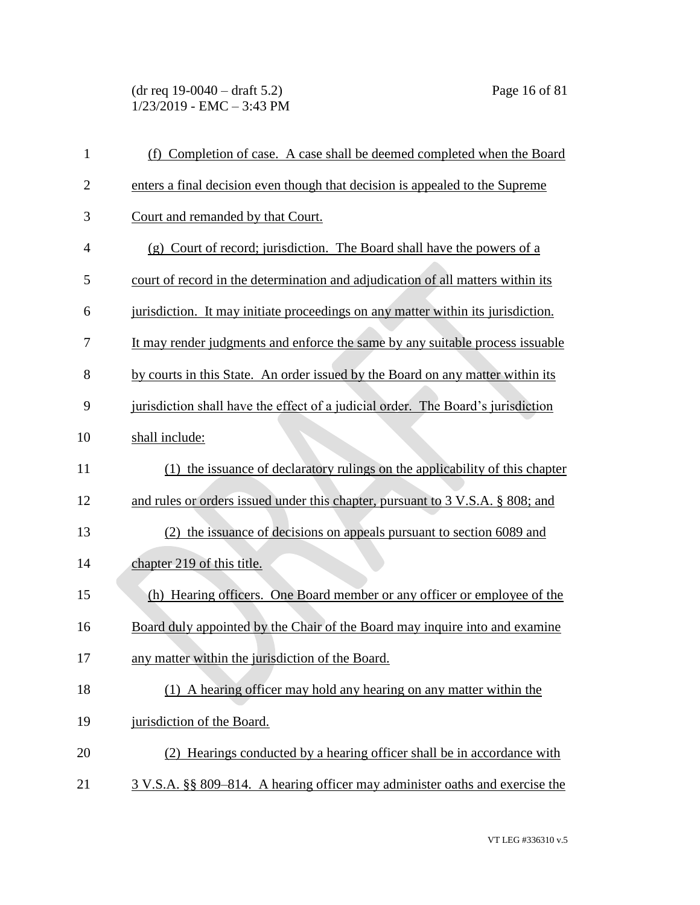(f) Completion of case. A case shall be deemed completed when the Board enters a final decision even though that decision is appealed to the Supreme Court and remanded by that Court.

(g) Court of record; jurisdiction. The Board shall have the powers of a court of record in the determination and adjudication of all matters within its jurisdiction. It may initiate proceedings on any matter within its jurisdiction. It may render judgments and enforce the same by any suitable process issuable by courts in this State. An order issued by the Board on any matter within its jurisdiction shall have the effect of a judicial order. The Board's jurisdiction shall include:

(1) the issuance of declaratory rulings on the applicability of this chapter and rules or orders issued under this chapter, pursuant to 3 V.S.A. § 808; and

(2) the issuance of decisions on appeals pursuant to section 6089 and chapter 219 of this title.

(h) Hearing officers. One Board member or any officer or employee of the Board duly appointed by the Chair of the Board may inquire into and examine any matter within the jurisdiction of the Board.

(1) A hearing officer may hold any hearing on any matter within the jurisdiction of the Board.

(2) Hearings conducted by a hearing officer shall be in accordance with 3 V.S.A. §§ 809–814. A hearing officer may administer oaths and exercise the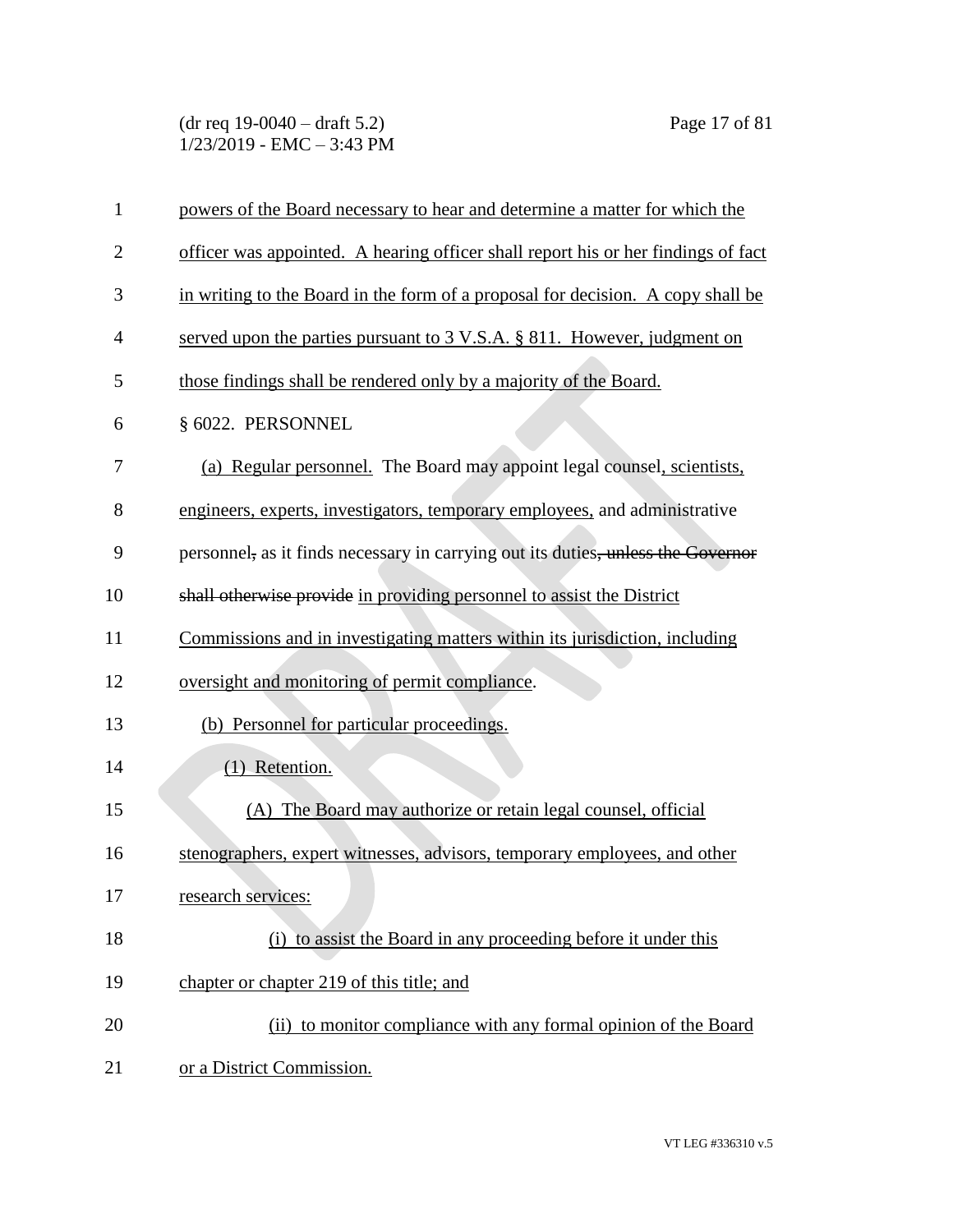powers of the Board necessary to hear and determine a matter for which the officer was appointed. A hearing officer shall report his or her findings of fact in writing to the Board in the form of a proposal for decision. A copy shall be served upon the parties pursuant to 3 V.S.A. § 811. However, judgment on those findings shall be rendered only by a majority of the Board.

§ 6022. PERSONNEL

(a) Regular personnel. The Board may appoint legal counsel, scientists, engineers, experts, investigators, temporary employees, and administrative personnel, as it finds necessary in carrying out its duties, unless the Governor shall otherwise provide in providing personnel to assist the District Commissions and in investigating matters within its jurisdiction, including oversight and monitoring of permit compliance.

(b) Personnel for particular proceedings.

(1) Retention.

(A) The Board may authorize or retain legal counsel, official stenographers, expert witnesses, advisors, temporary employees, and other research services:

(i) to assist the Board in any proceeding before it under this chapter or chapter 219 of this title; and

(ii) to monitor compliance with any formal opinion of the Board or a District Commission.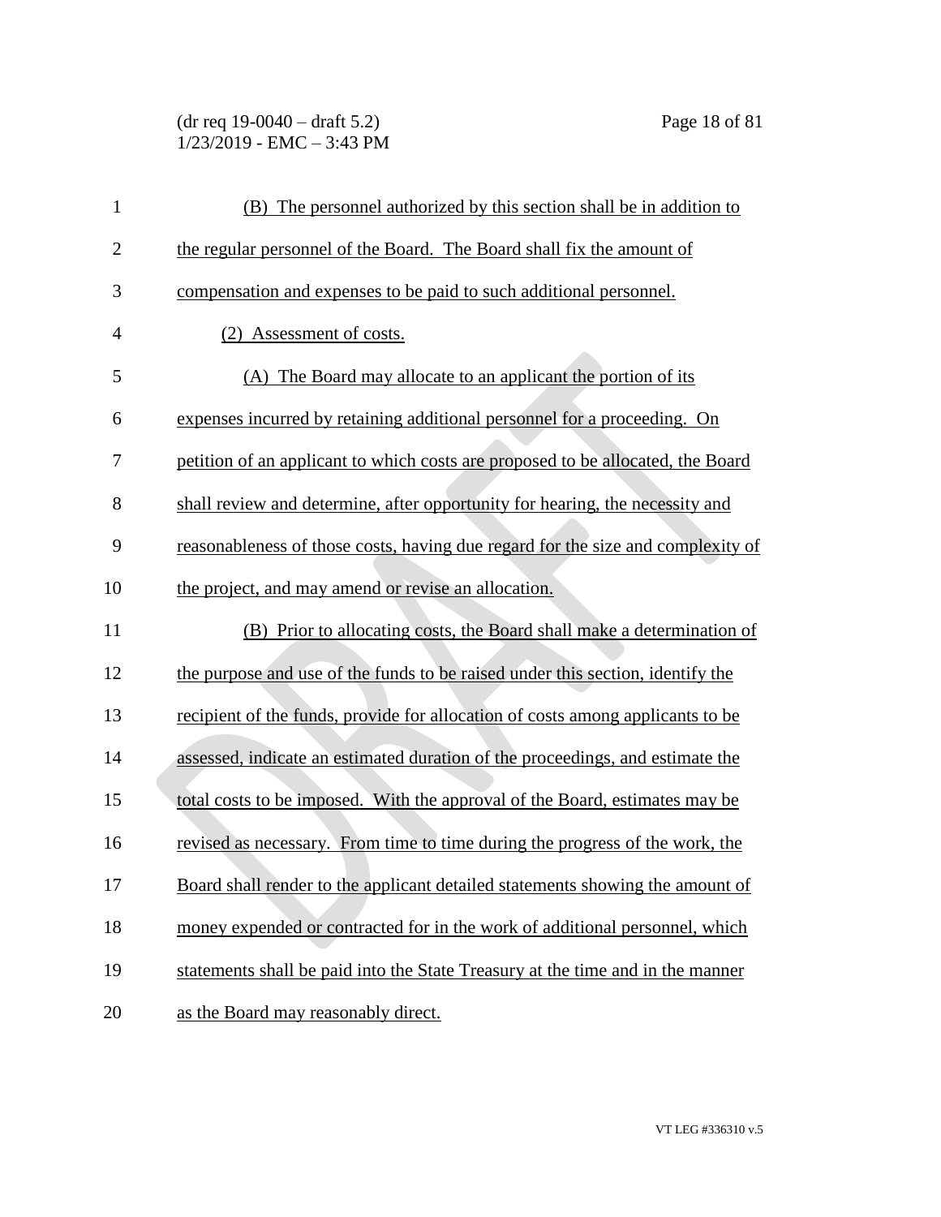(B) The personnel authorized by this section shall be in addition to the regular personnel of the Board. The Board shall fix the amount of compensation and expenses to be paid to such additional personnel.

(2) Assessment of costs.

(A) The Board may allocate to an applicant the portion of its expenses incurred by retaining additional personnel for a proceeding. On petition of an applicant to which costs are proposed to be allocated, the Board shall review and determine, after opportunity for hearing, the necessity and reasonableness of those costs, having due regard for the size and complexity of the project, and may amend or revise an allocation.

(B) Prior to allocating costs, the Board shall make a determination of the purpose and use of the funds to be raised under this section, identify the recipient of the funds, provide for allocation of costs among applicants to be assessed, indicate an estimated duration of the proceedings, and estimate the total costs to be imposed. With the approval of the Board, estimates may be revised as necessary. From time to time during the progress of the work, the Board shall render to the applicant detailed statements showing the amount of money expended or contracted for in the work of additional personnel, which statements shall be paid into the State Treasury at the time and in the manner as the Board may reasonably direct.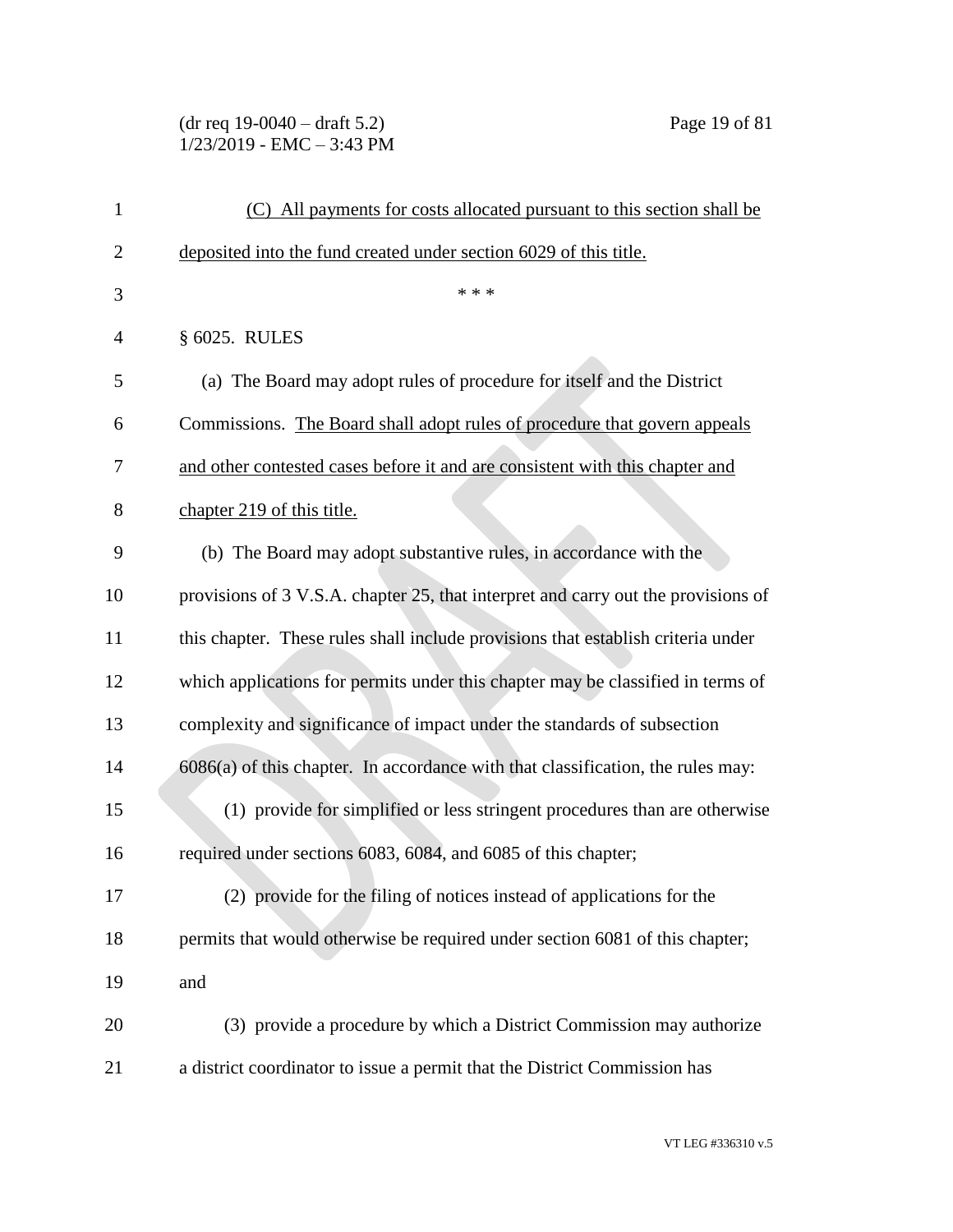(C) All payments for costs allocated pursuant to this section shall be deposited into the fund created under section 6029 of this title.

\* \* \*

§ 6025. RULES

(a) The Board may adopt rules of procedure for itself and the District Commissions. The Board shall adopt rules of procedure that govern appeals and other contested cases before it and are consistent with this chapter and chapter 219 of this title.

(b) The Board may adopt substantive rules, in accordance with the provisions of 3 V.S.A. chapter 25, that interpret and carry out the provisions of this chapter. These rules shall include provisions that establish criteria under which applications for permits under this chapter may be classified in terms of complexity and significance of impact under the standards of subsection 6086(a) of this chapter. In accordance with that classification, the rules may:

(1) provide for simplified or less stringent procedures than are otherwise required under sections 6083, 6084, and 6085 of this chapter;

(2) provide for the filing of notices instead of applications for the permits that would otherwise be required under section 6081 of this chapter; and

(3) provide a procedure by which a District Commission may authorize a district coordinator to issue a permit that the District Commission has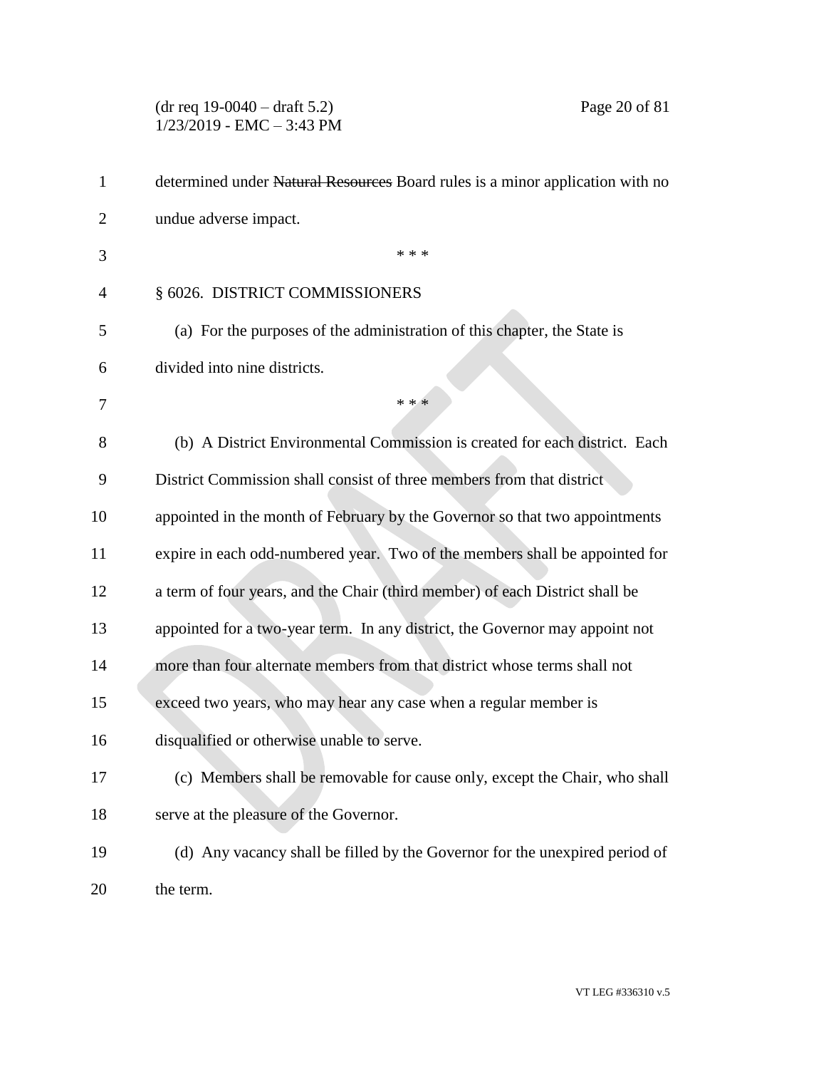determined under ~~Natural Resources~~ Board rules is a minor application with no undue adverse impact.

\* \* \*

§ 6026. DISTRICT COMMISSIONERS

(a) For the purposes of the administration of this chapter, the State is divided into nine districts.

\* \* \*

(b) A District Environmental Commission is created for each district. Each District Commission shall consist of three members from that district appointed in the month of February by the Governor so that two appointments expire in each odd-numbered year. Two of the members shall be appointed for a term of four years, and the Chair (third member) of each District shall be appointed for a two-year term. In any district, the Governor may appoint not more than four alternate members from that district whose terms shall not exceed two years, who may hear any case when a regular member is disqualified or otherwise unable to serve.

(c) Members shall be removable for cause only, except the Chair, who shall serve at the pleasure of the Governor.

(d) Any vacancy shall be filled by the Governor for the unexpired period of the term.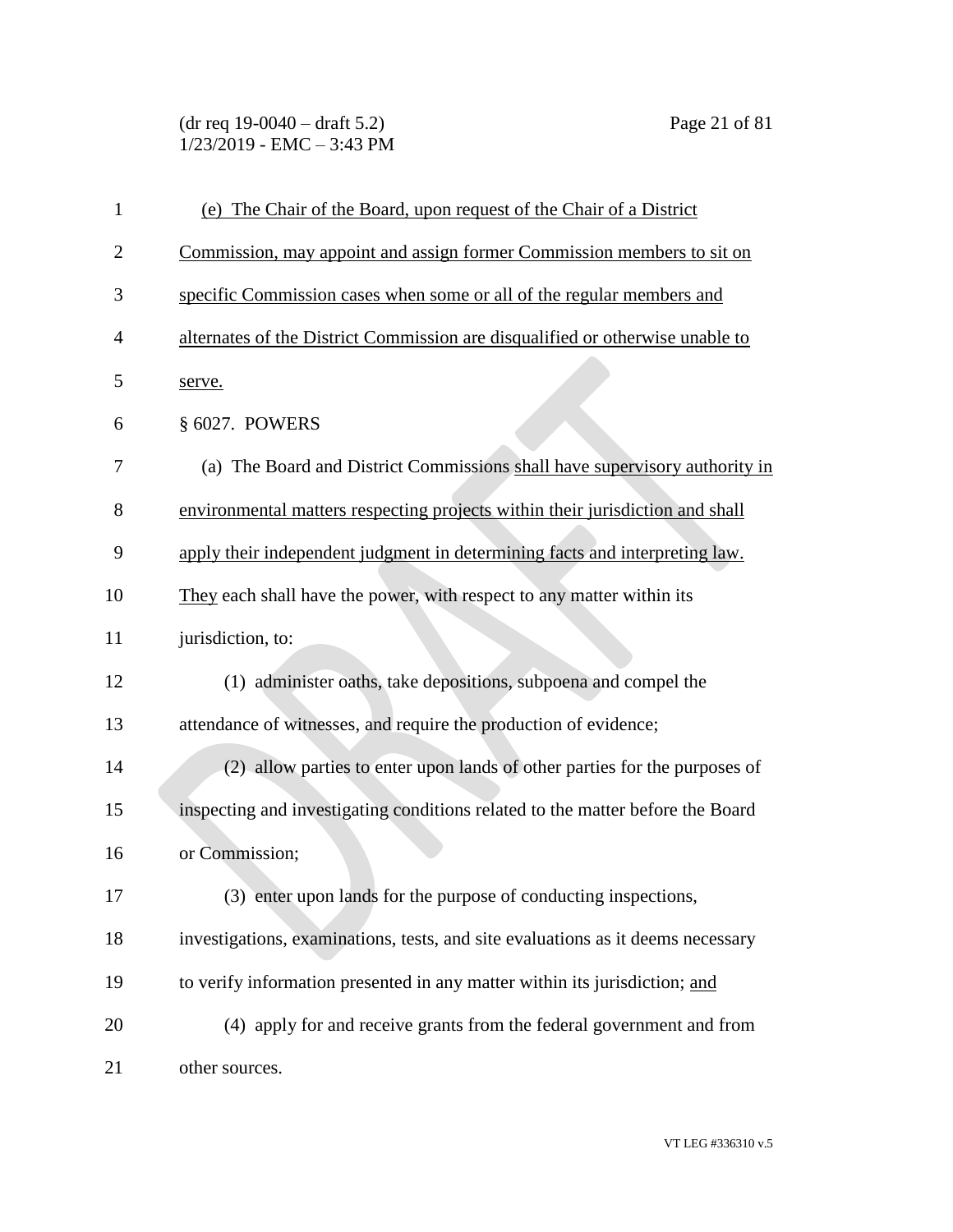(e) The Chair of the Board, upon request of the Chair of a District Commission, may appoint and assign former Commission members to sit on specific Commission cases when some or all of the regular members and alternates of the District Commission are disqualified or otherwise unable to serve.

§ 6027. POWERS

(a) The Board and District Commissions shall have supervisory authority in environmental matters respecting projects within their jurisdiction and shall apply their independent judgment in determining facts and interpreting law. They each shall have the power, with respect to any matter within its jurisdiction, to:

(1) administer oaths, take depositions, subpoena and compel the attendance of witnesses, and require the production of evidence;

(2) allow parties to enter upon lands of other parties for the purposes of inspecting and investigating conditions related to the matter before the Board or Commission;

(3) enter upon lands for the purpose of conducting inspections, investigations, examinations, tests, and site evaluations as it deems necessary to verify information presented in any matter within its jurisdiction; and

(4) apply for and receive grants from the federal government and from other sources.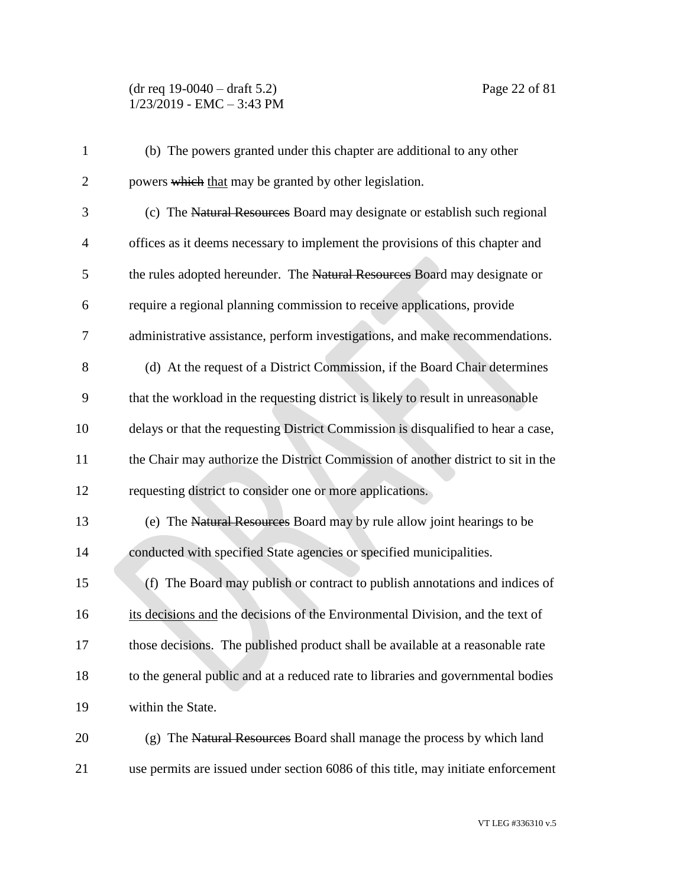(b) The powers granted under this chapter are additional to any other powers ~~which~~ that may be granted by other legislation.

(c) The ~~Natural Resources~~ Board may designate or establish such regional offices as it deems necessary to implement the provisions of this chapter and the rules adopted hereunder. The ~~Natural Resources~~ Board may designate or require a regional planning commission to receive applications, provide administrative assistance, perform investigations, and make recommendations.

(d) At the request of a District Commission, if the Board Chair determines that the workload in the requesting district is likely to result in unreasonable delays or that the requesting District Commission is disqualified to hear a case, the Chair may authorize the District Commission of another district to sit in the requesting district to consider one or more applications.

(e) The ~~Natural Resources~~ Board may by rule allow joint hearings to be conducted with specified State agencies or specified municipalities.

(f) The Board may publish or contract to publish annotations and indices of its decisions and the decisions of the Environmental Division, and the text of those decisions. The published product shall be available at a reasonable rate to the general public and at a reduced rate to libraries and governmental bodies within the State.

(g) The ~~Natural Resources~~ Board shall manage the process by which land use permits are issued under section 6086 of this title, may initiate enforcement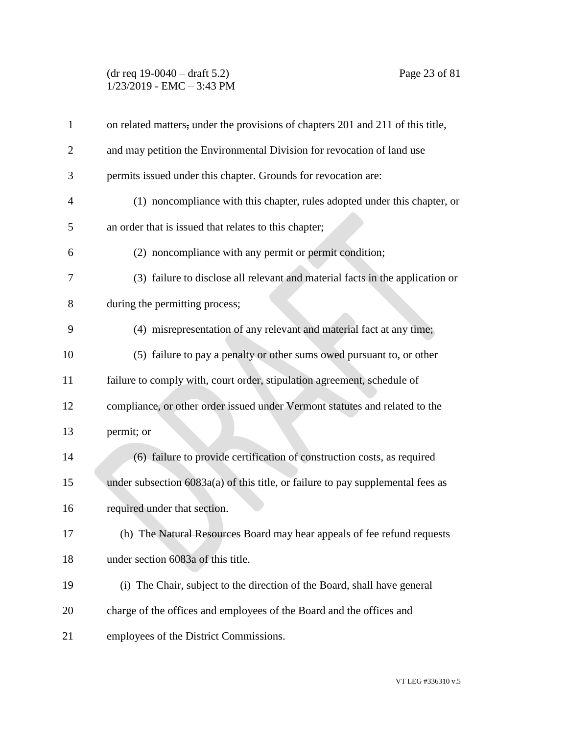on related matters~~,~~ under the provisions of chapters 201 and 211 of this title, and may petition the Environmental Division for revocation of land use permits issued under this chapter. Grounds for revocation are:

(1) noncompliance with this chapter, rules adopted under this chapter, or an order that is issued that relates to this chapter;

(2) noncompliance with any permit or permit condition;

(3) failure to disclose all relevant and material facts in the application or during the permitting process;

(4) misrepresentation of any relevant and material fact at any time;

(5) failure to pay a penalty or other sums owed pursuant to, or other failure to comply with, court order, stipulation agreement, schedule of compliance, or other order issued under Vermont statutes and related to the permit; or

(6) failure to provide certification of construction costs, as required under subsection 6083a(a) of this title, or failure to pay supplemental fees as required under that section.

(h) The ~~Natural Resources~~ Board may hear appeals of fee refund requests under section 6083a of this title.

(i) The Chair, subject to the direction of the Board, shall have general charge of the offices and employees of the Board and the offices and employees of the District Commissions.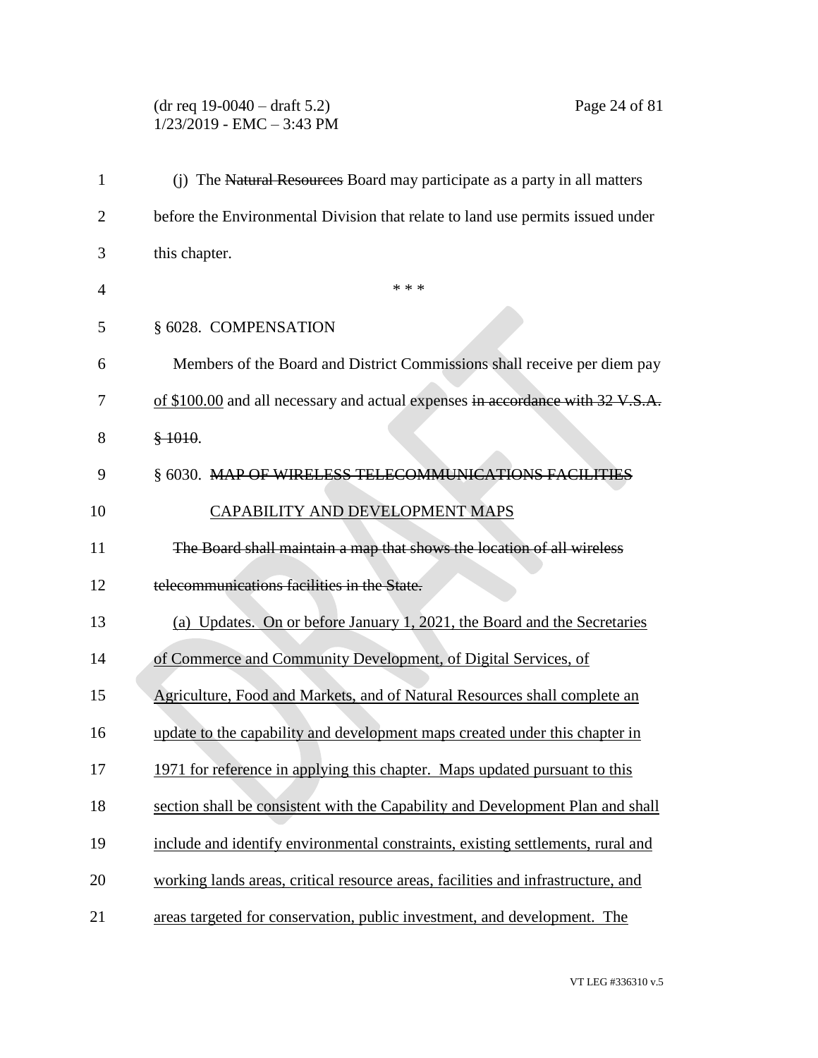(j) The ~~Natural Resources~~ Board may participate as a party in all matters before the Environmental Division that relate to land use permits issued under this chapter.

\* \* \*

§ 6028. COMPENSATION

Members of the Board and District Commissions shall receive per diem pay <u>of $100.00</u> and all necessary and actual expenses ~~in accordance with 32 V.S.A. § 1010~~.

§ 6030. ~~MAP OF WIRELESS TELECOMMUNICATIONS FACILITIES~~ <u>CAPABILITY AND DEVELOPMENT MAPS</u>

~~The Board shall maintain a map that shows the location of all wireless telecommunications facilities in the State.~~

<u>(a) Updates. On or before January 1, 2021, the Board and the Secretaries of Commerce and Community Development, of Digital Services, of Agriculture, Food and Markets, and of Natural Resources shall complete an update to the capability and development maps created under this chapter in 1971 for reference in applying this chapter. Maps updated pursuant to this section shall be consistent with the Capability and Development Plan and shall include and identify environmental constraints, existing settlements, rural and working lands areas, critical resource areas, facilities and infrastructure, and areas targeted for conservation, public investment, and development. The</u>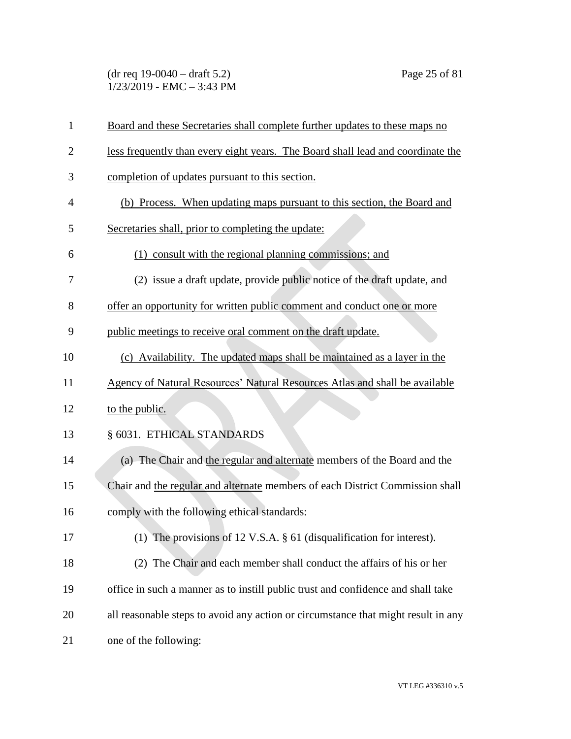Board and these Secretaries shall complete further updates to these maps no less frequently than every eight years. The Board shall lead and coordinate the completion of updates pursuant to this section.

(b) Process. When updating maps pursuant to this section, the Board and Secretaries shall, prior to completing the update:

(1) consult with the regional planning commissions; and

(2) issue a draft update, provide public notice of the draft update, and offer an opportunity for written public comment and conduct one or more public meetings to receive oral comment on the draft update.

(c) Availability. The updated maps shall be maintained as a layer in the Agency of Natural Resources' Natural Resources Atlas and shall be available to the public.

§ 6031. ETHICAL STANDARDS

(a) The Chair and the regular and alternate members of the Board and the Chair and the regular and alternate members of each District Commission shall comply with the following ethical standards:

(1) The provisions of 12 V.S.A. § 61 (disqualification for interest).

(2) The Chair and each member shall conduct the affairs of his or her office in such a manner as to instill public trust and confidence and shall take all reasonable steps to avoid any action or circumstance that might result in any one of the following: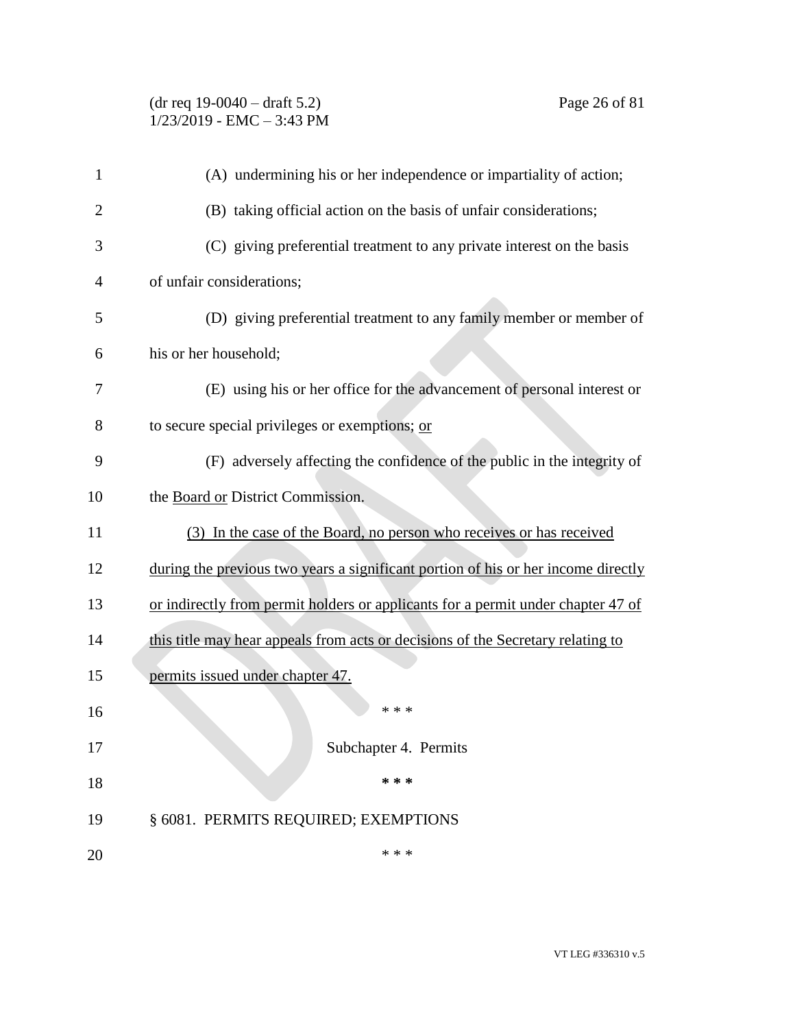(A) undermining his or her independence or impartiality of action;

(B) taking official action on the basis of unfair considerations;

(C) giving preferential treatment to any private interest on the basis of unfair considerations;

(D) giving preferential treatment to any family member or member of his or her household;

(E) using his or her office for the advancement of personal interest or to secure special privileges or exemptions; or

(F) adversely affecting the confidence of the public in the integrity of the Board or District Commission.

(3) In the case of the Board, no person who receives or has received during the previous two years a significant portion of his or her income directly or indirectly from permit holders or applicants for a permit under chapter 47 of this title may hear appeals from acts or decisions of the Secretary relating to permits issued under chapter 47.

\* \* \*

Subchapter 4. Permits

\* \* \*

§ 6081. PERMITS REQUIRED; EXEMPTIONS

\* \* \*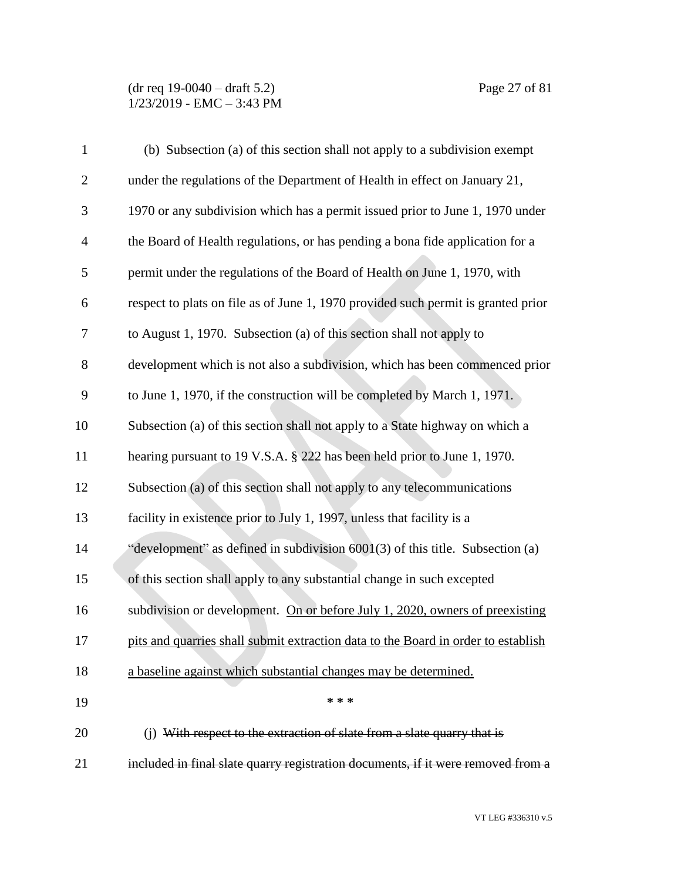(b) Subsection (a) of this section shall not apply to a subdivision exempt under the regulations of the Department of Health in effect on January 21, 1970 or any subdivision which has a permit issued prior to June 1, 1970 under the Board of Health regulations, or has pending a bona fide application for a permit under the regulations of the Board of Health on June 1, 1970, with respect to plats on file as of June 1, 1970 provided such permit is granted prior to August 1, 1970. Subsection (a) of this section shall not apply to development which is not also a subdivision, which has been commenced prior to June 1, 1970, if the construction will be completed by March 1, 1971. Subsection (a) of this section shall not apply to a State highway on which a hearing pursuant to 19 V.S.A. § 222 has been held prior to June 1, 1970. Subsection (a) of this section shall not apply to any telecommunications facility in existence prior to July 1, 1997, unless that facility is a "development" as defined in subdivision 6001(3) of this title. Subsection (a) of this section shall apply to any substantial change in such excepted subdivision or development. <u>On or before July 1, 2020, owners of preexisting pits and quarries shall submit extraction data to the Board in order to establish a baseline against which substantial changes may be determined.</u>

\* \* \*

(j) ~~With respect to the extraction of slate from a slate quarry that is included in final slate quarry registration documents, if it were removed from a~~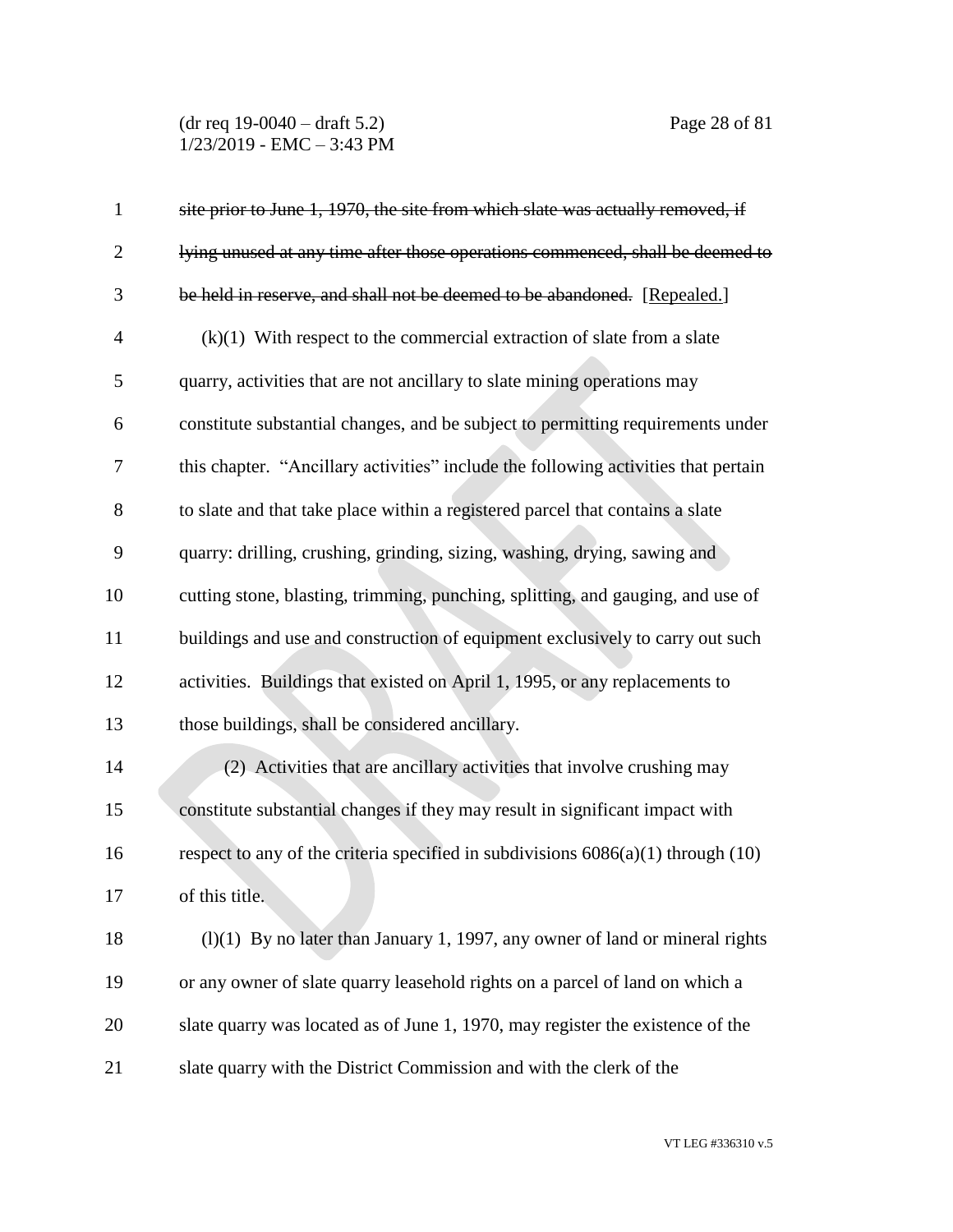~~site prior to June 1, 1970, the site from which slate was actually removed, if lying unused at any time after those operations commenced, shall be deemed to be held in reserve, and shall not be deemed to be abandoned.~~ [Repealed.]

(k)(1) With respect to the commercial extraction of slate from a slate quarry, activities that are not ancillary to slate mining operations may constitute substantial changes, and be subject to permitting requirements under this chapter. "Ancillary activities" include the following activities that pertain to slate and that take place within a registered parcel that contains a slate quarry: drilling, crushing, grinding, sizing, washing, drying, sawing and cutting stone, blasting, trimming, punching, splitting, and gauging, and use of buildings and use and construction of equipment exclusively to carry out such activities. Buildings that existed on April 1, 1995, or any replacements to those buildings, shall be considered ancillary.

(2) Activities that are ancillary activities that involve crushing may constitute substantial changes if they may result in significant impact with respect to any of the criteria specified in subdivisions 6086(a)(1) through (10) of this title.

(l)(1) By no later than January 1, 1997, any owner of land or mineral rights or any owner of slate quarry leasehold rights on a parcel of land on which a slate quarry was located as of June 1, 1970, may register the existence of the slate quarry with the District Commission and with the clerk of the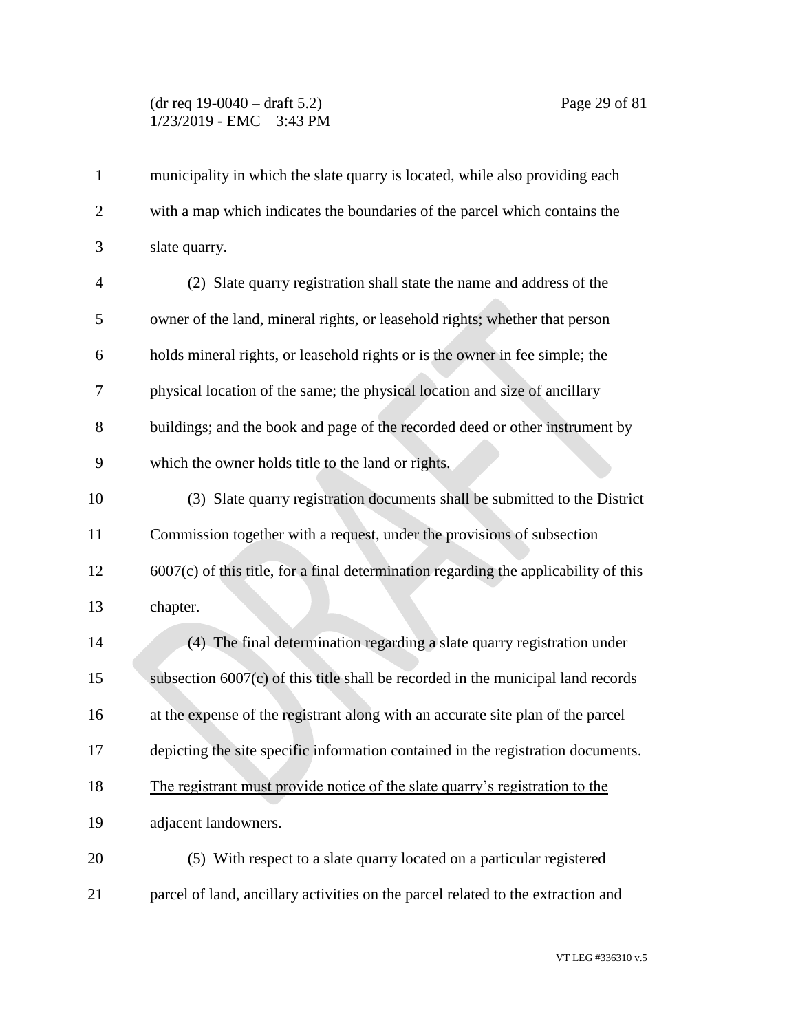municipality in which the slate quarry is located, while also providing each with a map which indicates the boundaries of the parcel which contains the slate quarry.

(2) Slate quarry registration shall state the name and address of the owner of the land, mineral rights, or leasehold rights; whether that person holds mineral rights, or leasehold rights or is the owner in fee simple; the physical location of the same; the physical location and size of ancillary buildings; and the book and page of the recorded deed or other instrument by which the owner holds title to the land or rights.

(3) Slate quarry registration documents shall be submitted to the District Commission together with a request, under the provisions of subsection 6007(c) of this title, for a final determination regarding the applicability of this chapter.

(4) The final determination regarding a slate quarry registration under subsection 6007(c) of this title shall be recorded in the municipal land records at the expense of the registrant along with an accurate site plan of the parcel depicting the site specific information contained in the registration documents. <u>The registrant must provide notice of the slate quarry's registration to the adjacent landowners.</u>

(5) With respect to a slate quarry located on a particular registered parcel of land, ancillary activities on the parcel related to the extraction and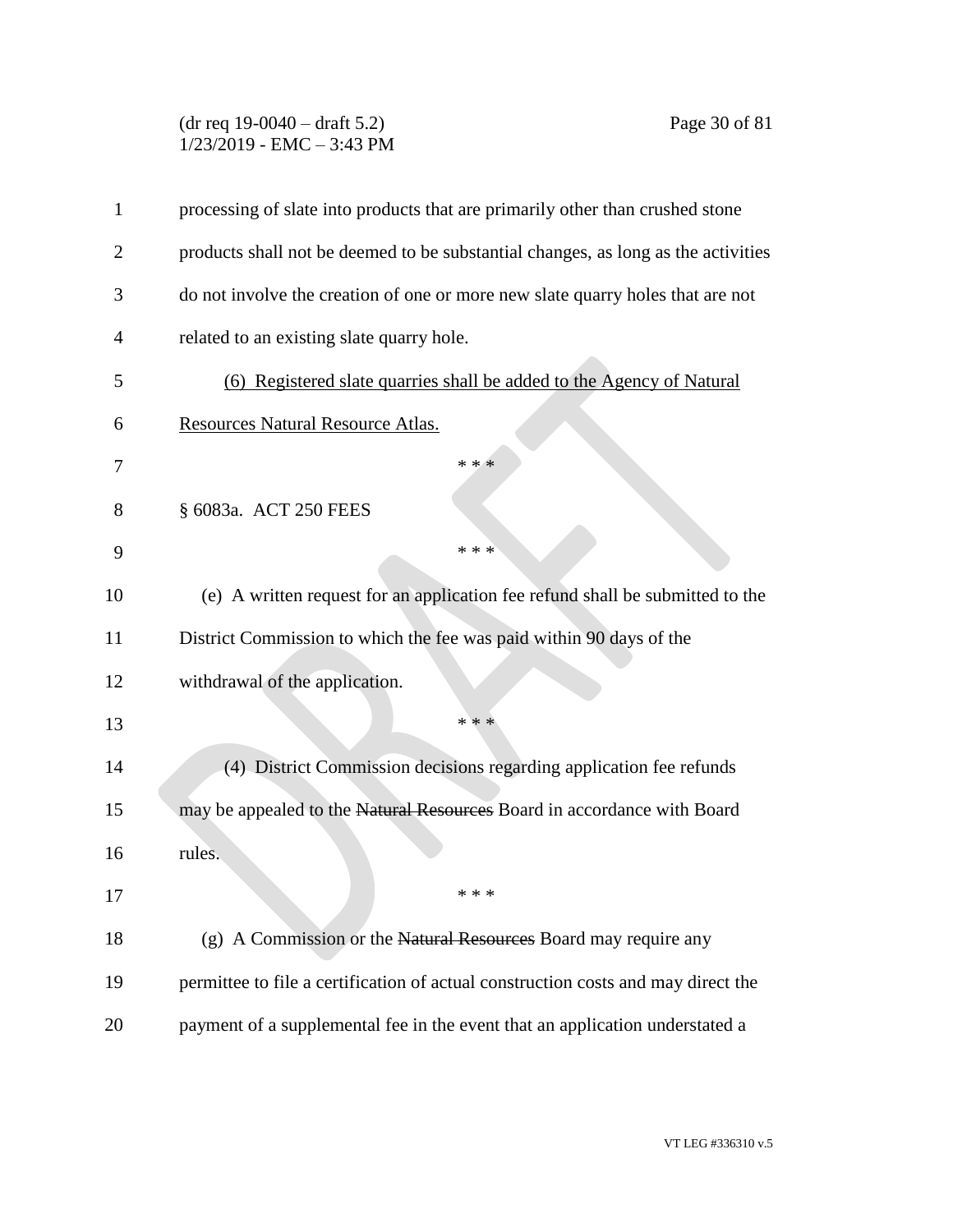processing of slate into products that are primarily other than crushed stone products shall not be deemed to be substantial changes, as long as the activities do not involve the creation of one or more new slate quarry holes that are not related to an existing slate quarry hole.

<u>(6) Registered slate quarries shall be added to the Agency of Natural Resources Natural Resource Atlas.</u>

\* \* \*

§ 6083a. ACT 250 FEES

\* \* \*

(e) A written request for an application fee refund shall be submitted to the District Commission to which the fee was paid within 90 days of the withdrawal of the application.

\* \* \*

(4) District Commission decisions regarding application fee refunds may be appealed to the ~~Natural Resources~~ Board in accordance with Board rules.

\* \* \*

(g) A Commission or the ~~Natural Resources~~ Board may require any permittee to file a certification of actual construction costs and may direct the payment of a supplemental fee in the event that an application understated a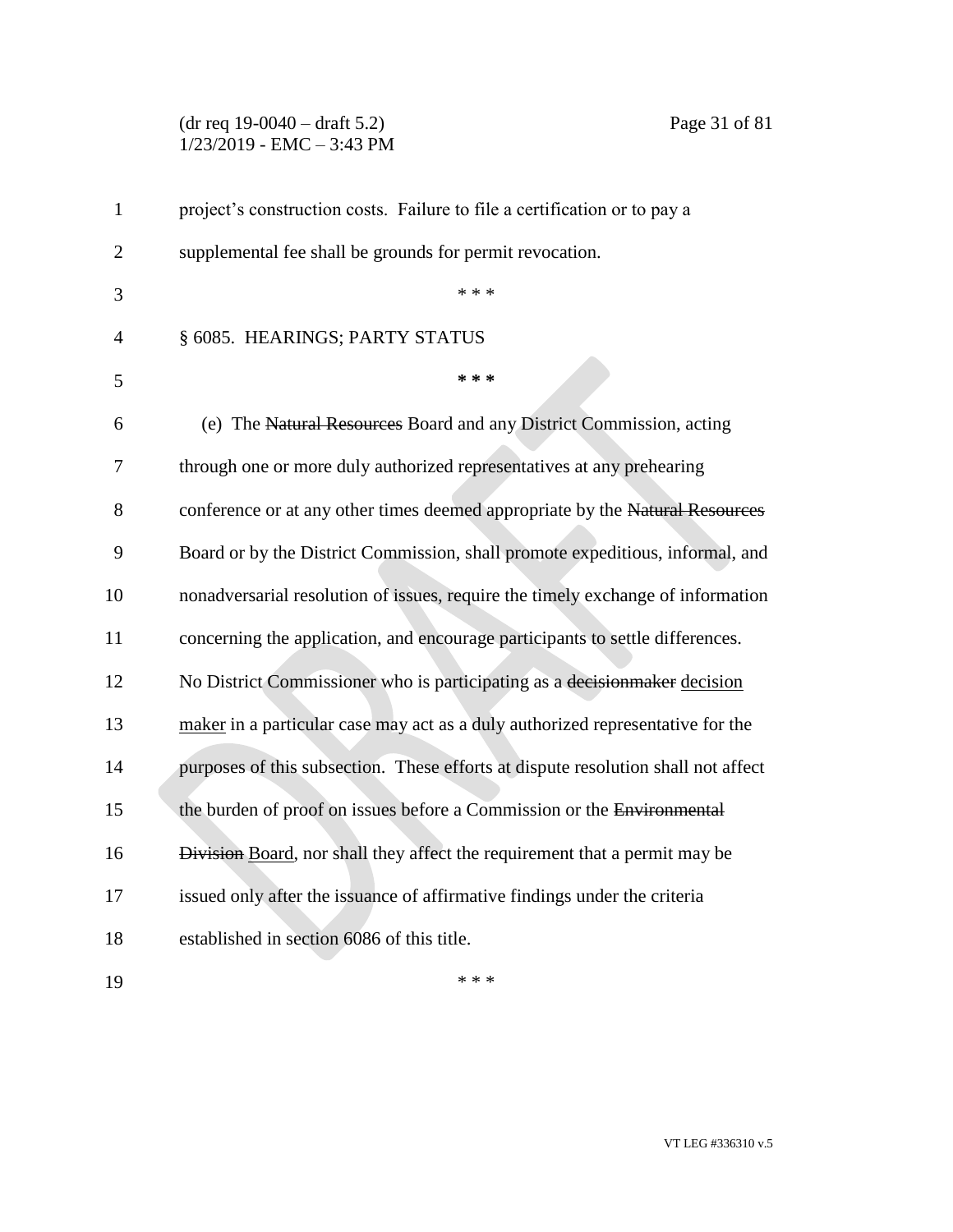project's construction costs. Failure to file a certification or to pay a supplemental fee shall be grounds for permit revocation.

\* \* \*

§ 6085. HEARINGS; PARTY STATUS

\* \* \*

(e) The ~~Natural Resources~~ Board and any District Commission, acting through one or more duly authorized representatives at any prehearing conference or at any other times deemed appropriate by the ~~Natural Resources~~ Board or by the District Commission, shall promote expeditious, informal, and nonadversarial resolution of issues, require the timely exchange of information concerning the application, and encourage participants to settle differences. No District Commissioner who is participating as a ~~decisionmaker~~ <u>decision maker</u> in a particular case may act as a duly authorized representative for the purposes of this subsection. These efforts at dispute resolution shall not affect the burden of proof on issues before a Commission or the ~~Environmental Division~~ <u>Board</u>, nor shall they affect the requirement that a permit may be issued only after the issuance of affirmative findings under the criteria established in section 6086 of this title.

\* \* \*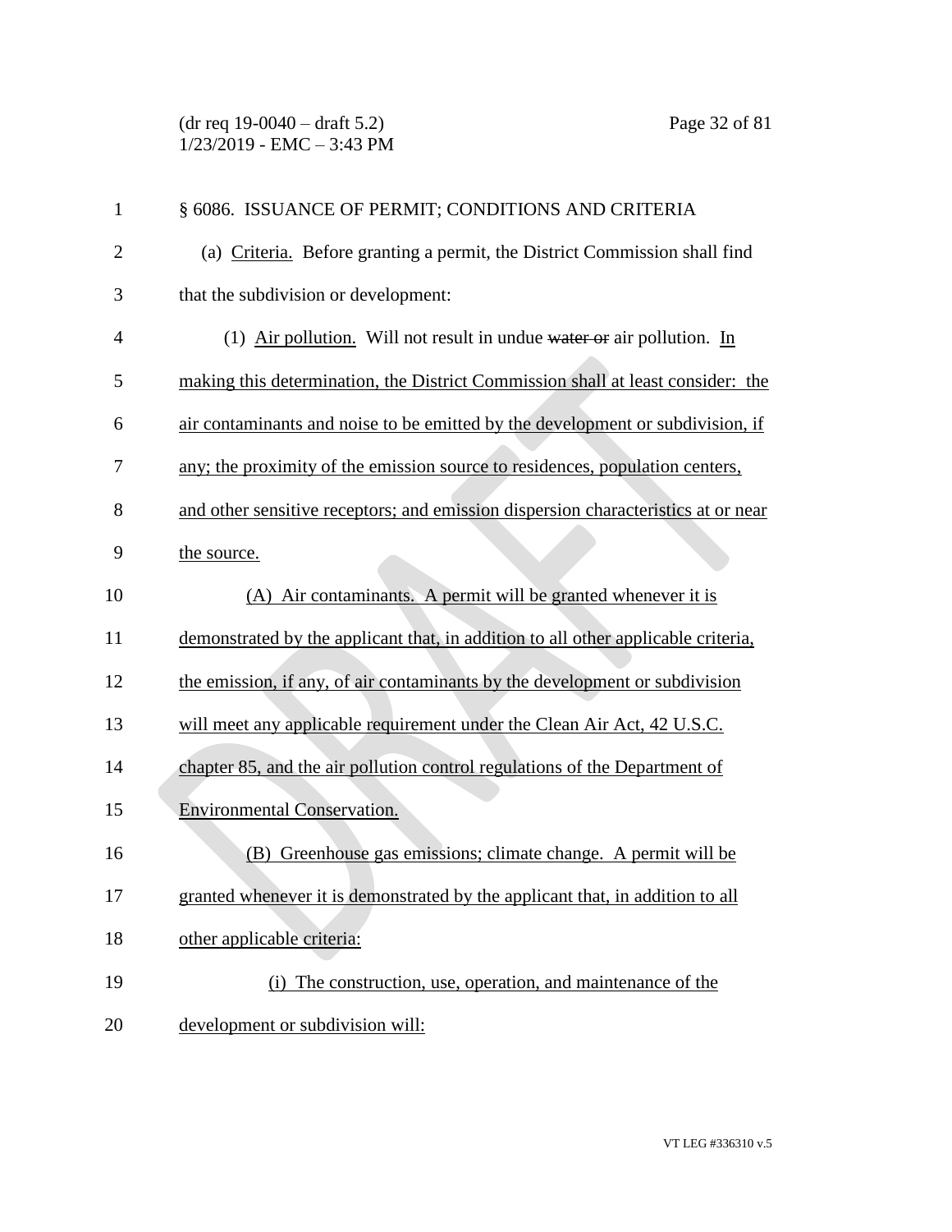§ 6086. ISSUANCE OF PERMIT; CONDITIONS AND CRITERIA

(a) Criteria. Before granting a permit, the District Commission shall find that the subdivision or development:

(1) Air pollution. Will not result in undue ~~water or~~ air pollution. In making this determination, the District Commission shall at least consider: the air contaminants and noise to be emitted by the development or subdivision, if any; the proximity of the emission source to residences, population centers, and other sensitive receptors; and emission dispersion characteristics at or near the source.

(A) Air contaminants. A permit will be granted whenever it is demonstrated by the applicant that, in addition to all other applicable criteria, the emission, if any, of air contaminants by the development or subdivision will meet any applicable requirement under the Clean Air Act, 42 U.S.C. chapter 85, and the air pollution control regulations of the Department of Environmental Conservation.

(B) Greenhouse gas emissions; climate change. A permit will be granted whenever it is demonstrated by the applicant that, in addition to all other applicable criteria:

(i) The construction, use, operation, and maintenance of the development or subdivision will: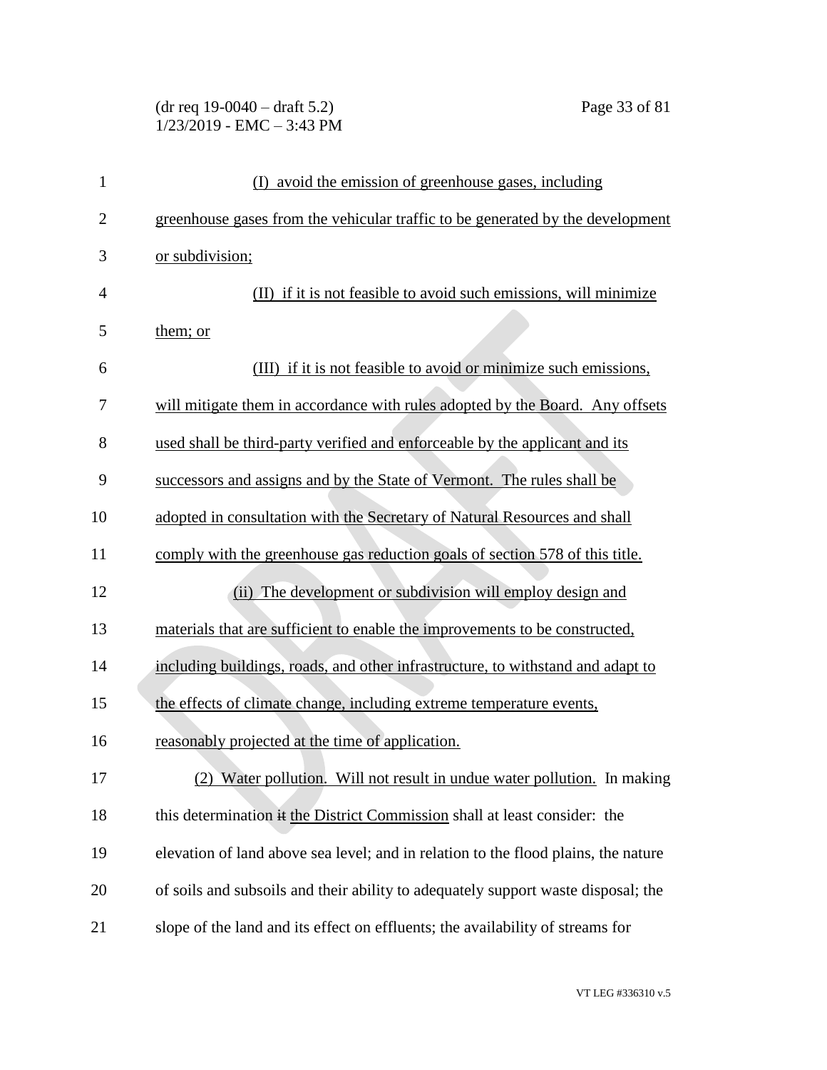(I) avoid the emission of greenhouse gases, including greenhouse gases from the vehicular traffic to be generated by the development or subdivision;

(II) if it is not feasible to avoid such emissions, will minimize them; or

(III) if it is not feasible to avoid or minimize such emissions, will mitigate them in accordance with rules adopted by the Board. Any offsets used shall be third-party verified and enforceable by the applicant and its successors and assigns and by the State of Vermont. The rules shall be adopted in consultation with the Secretary of Natural Resources and shall comply with the greenhouse gas reduction goals of section 578 of this title.

(ii) The development or subdivision will employ design and materials that are sufficient to enable the improvements to be constructed, including buildings, roads, and other infrastructure, to withstand and adapt to the effects of climate change, including extreme temperature events, reasonably projected at the time of application.

(2) Water pollution. Will not result in undue water pollution. In making this determination ~~it~~ the District Commission shall at least consider: the elevation of land above sea level; and in relation to the flood plains, the nature of soils and subsoils and their ability to adequately support waste disposal; the slope of the land and its effect on effluents; the availability of streams for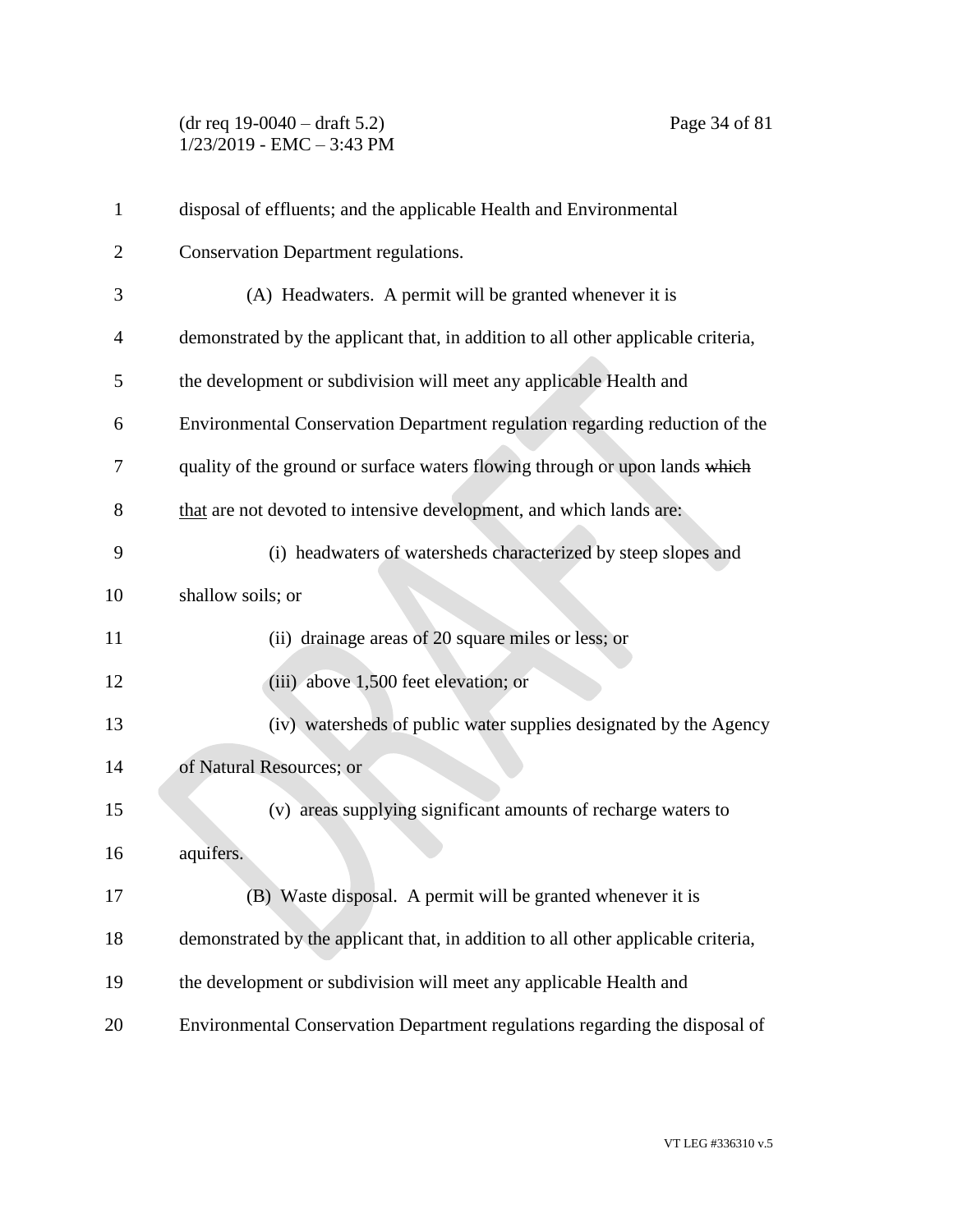disposal of effluents; and the applicable Health and Environmental Conservation Department regulations.

(A) Headwaters. A permit will be granted whenever it is demonstrated by the applicant that, in addition to all other applicable criteria, the development or subdivision will meet any applicable Health and Environmental Conservation Department regulation regarding reduction of the quality of the ground or surface waters flowing through or upon lands ~~which~~ <u>that</u> are not devoted to intensive development, and which lands are:

(i) headwaters of watersheds characterized by steep slopes and shallow soils; or

(ii) drainage areas of 20 square miles or less; or

(iii) above 1,500 feet elevation; or

(iv) watersheds of public water supplies designated by the Agency of Natural Resources; or

(v) areas supplying significant amounts of recharge waters to aquifers.

(B) Waste disposal. A permit will be granted whenever it is demonstrated by the applicant that, in addition to all other applicable criteria, the development or subdivision will meet any applicable Health and Environmental Conservation Department regulations regarding the disposal of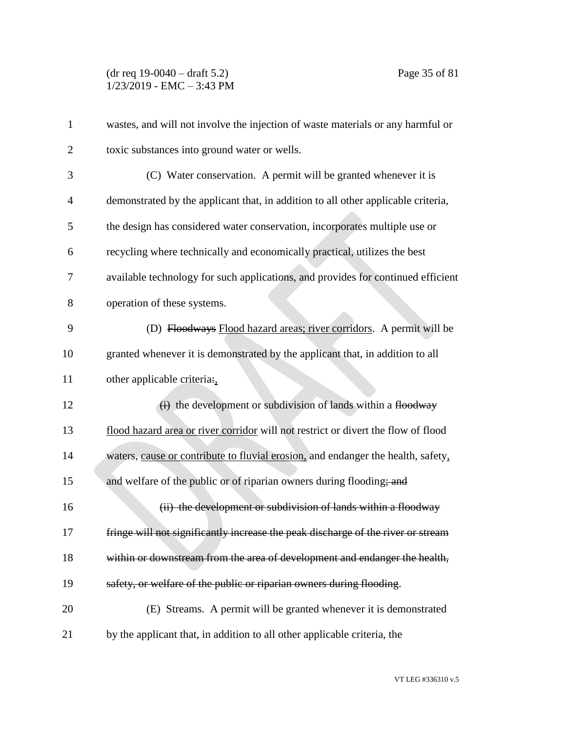wastes, and will not involve the injection of waste materials or any harmful or toxic substances into ground water or wells.

(C) Water conservation. A permit will be granted whenever it is demonstrated by the applicant that, in addition to all other applicable criteria, the design has considered water conservation, incorporates multiple use or recycling where technically and economically practical, utilizes the best available technology for such applications, and provides for continued efficient operation of these systems.

(D) ~~Floodways~~ <u>Flood hazard areas; river corridors</u>. A permit will be granted whenever it is demonstrated by the applicant that, in addition to all other applicable criteria~~:~~<u>,</u>

~~(i)~~ the development or subdivision of lands within a ~~floodway~~ <u>flood hazard area or river corridor</u> will not restrict or divert the flow of flood waters, <u>cause or contribute to fluvial erosion,</u> and endanger the health, safety<u>,</u> and welfare of the public or of riparian owners during flooding~~; and~~

~~(ii) the development or subdivision of lands within a floodway fringe will not significantly increase the peak discharge of the river or stream within or downstream from the area of development and endanger the health, safety, or welfare of the public or riparian owners during flooding~~.

(E) Streams. A permit will be granted whenever it is demonstrated by the applicant that, in addition to all other applicable criteria, the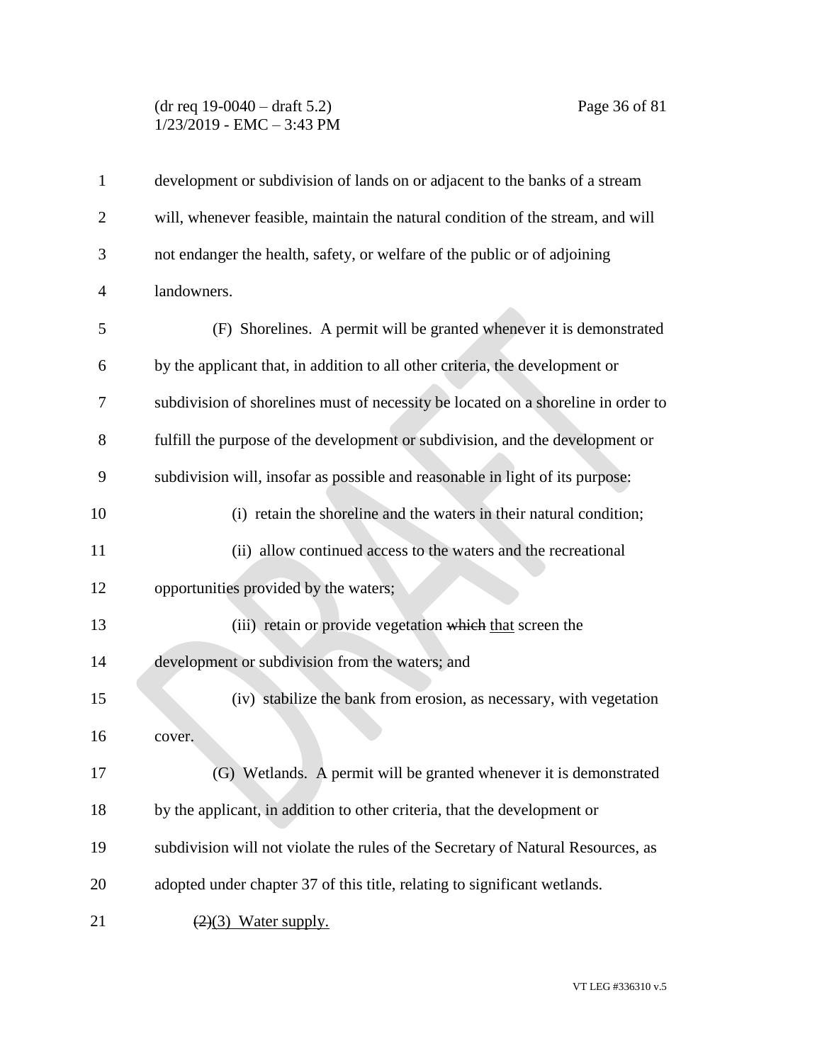development or subdivision of lands on or adjacent to the banks of a stream will, whenever feasible, maintain the natural condition of the stream, and will not endanger the health, safety, or welfare of the public or of adjoining landowners.

(F) Shorelines. A permit will be granted whenever it is demonstrated by the applicant that, in addition to all other criteria, the development or subdivision of shorelines must of necessity be located on a shoreline in order to fulfill the purpose of the development or subdivision, and the development or subdivision will, insofar as possible and reasonable in light of its purpose:

(i) retain the shoreline and the waters in their natural condition;

(ii) allow continued access to the waters and the recreational opportunities provided by the waters;

(iii) retain or provide vegetation ~~which~~ <u>that</u> screen the development or subdivision from the waters; and

(iv) stabilize the bank from erosion, as necessary, with vegetation cover.

(G) Wetlands. A permit will be granted whenever it is demonstrated by the applicant, in addition to other criteria, that the development or subdivision will not violate the rules of the Secretary of Natural Resources, as adopted under chapter 37 of this title, relating to significant wetlands.

~~(2)~~<u>(3) Water supply.</u>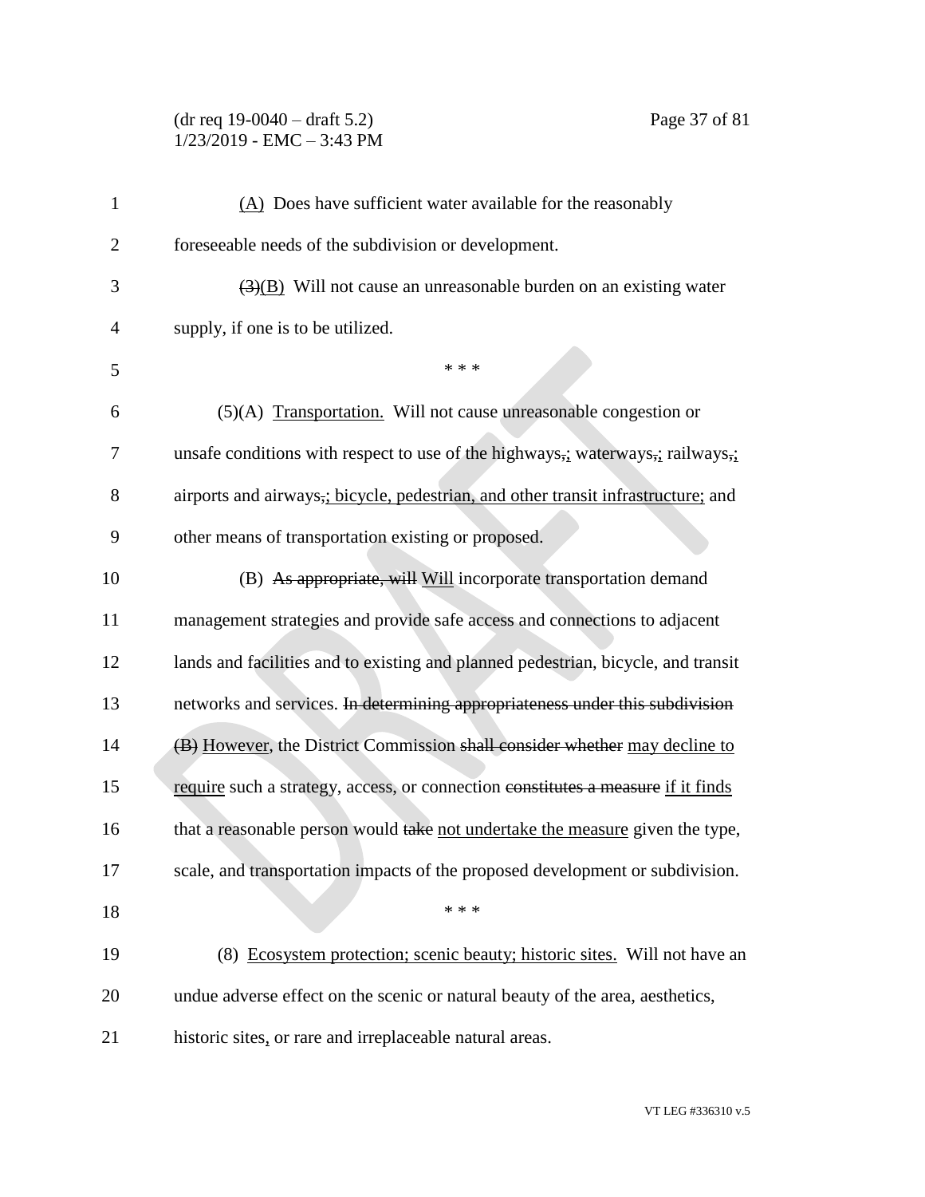<u>(A)</u> Does have sufficient water available for the reasonably foreseeable needs of the subdivision or development.

~~(3)~~<u>(B)</u> Will not cause an unreasonable burden on an existing water supply, if one is to be utilized.

\* \* \*

(5)(A) <u>Transportation.</u> Will not cause unreasonable congestion or unsafe conditions with respect to use of the highways~~,~~<u>;</u> waterways~~,~~<u>;</u> railways~~,~~<u>;</u> airports and airways~~,~~<u>; bicycle, pedestrian, and other transit infrastructure;</u> and other means of transportation existing or proposed.

(B) ~~As appropriate, will~~ <u>Will</u> incorporate transportation demand management strategies and provide safe access and connections to adjacent lands and facilities and to existing and planned pedestrian, bicycle, and transit networks and services. ~~In determining appropriateness under this subdivision (B)~~ <u>However</u>, the District Commission ~~shall consider whether~~ <u>may decline to require</u> such a strategy, access, or connection ~~constitutes a measure~~ <u>if it finds</u> that a reasonable person would ~~take~~ <u>not undertake the measure</u> given the type, scale, and transportation impacts of the proposed development or subdivision.

\* \* \*

(8) <u>Ecosystem protection; scenic beauty; historic sites.</u> Will not have an undue adverse effect on the scenic or natural beauty of the area, aesthetics, historic sites<u>,</u> or rare and irreplaceable natural areas.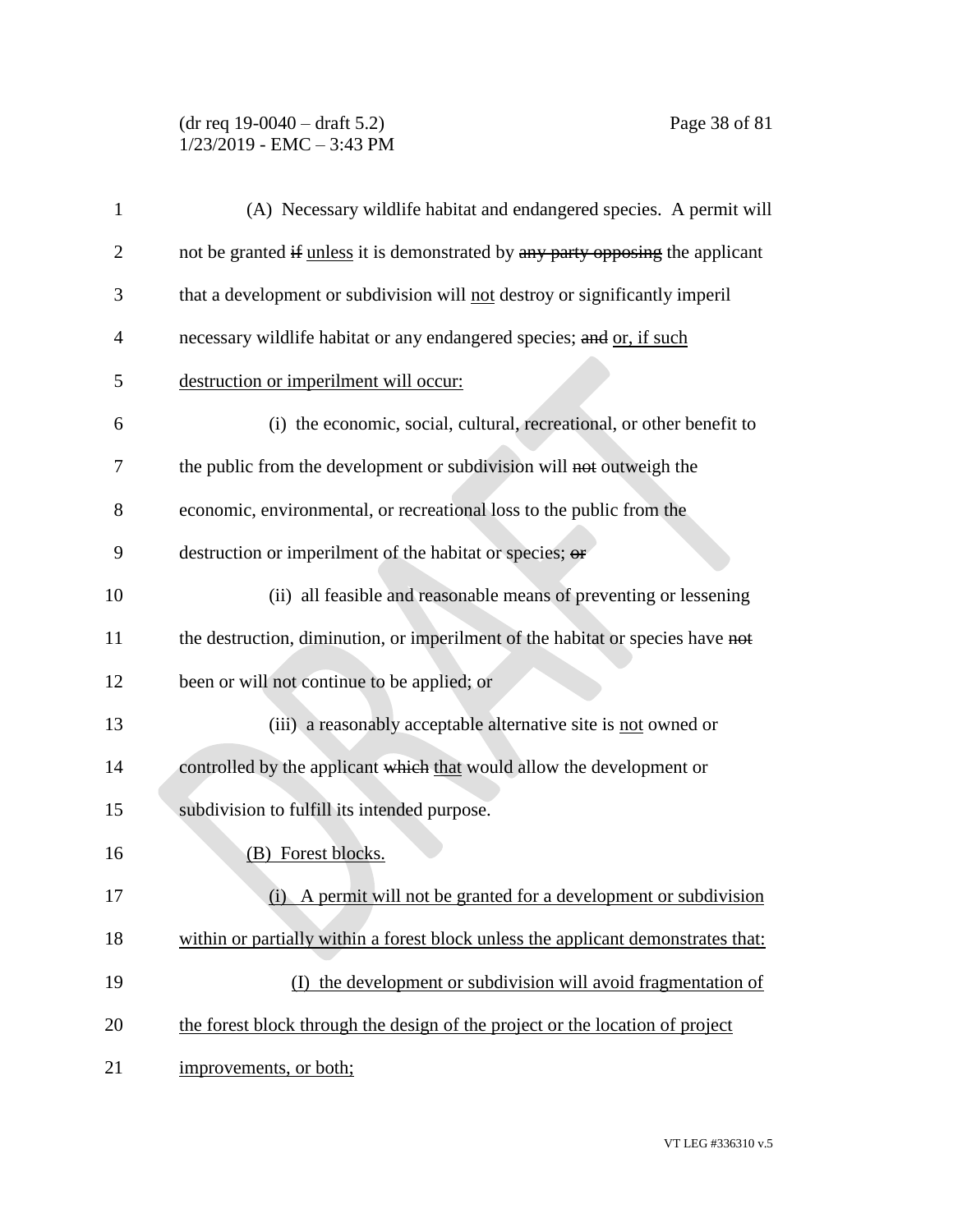(A) Necessary wildlife habitat and endangered species. A permit will not be granted ~~if~~ unless it is demonstrated by ~~any party opposing~~ the applicant that a development or subdivision will not destroy or significantly imperil necessary wildlife habitat or any endangered species; ~~and~~ or, if such destruction or imperilment will occur:

(i) the economic, social, cultural, recreational, or other benefit to the public from the development or subdivision will ~~not~~ outweigh the economic, environmental, or recreational loss to the public from the destruction or imperilment of the habitat or species; ~~or~~

(ii) all feasible and reasonable means of preventing or lessening the destruction, diminution, or imperilment of the habitat or species have ~~not~~ been or will ~~not~~ continue to be applied; or

(iii) a reasonably acceptable alternative site is not owned or controlled by the applicant ~~which~~ that would allow the development or subdivision to fulfill its intended purpose.

(B) Forest blocks.

(i) A permit will not be granted for a development or subdivision within or partially within a forest block unless the applicant demonstrates that:

(I) the development or subdivision will avoid fragmentation of the forest block through the design of the project or the location of project improvements, or both;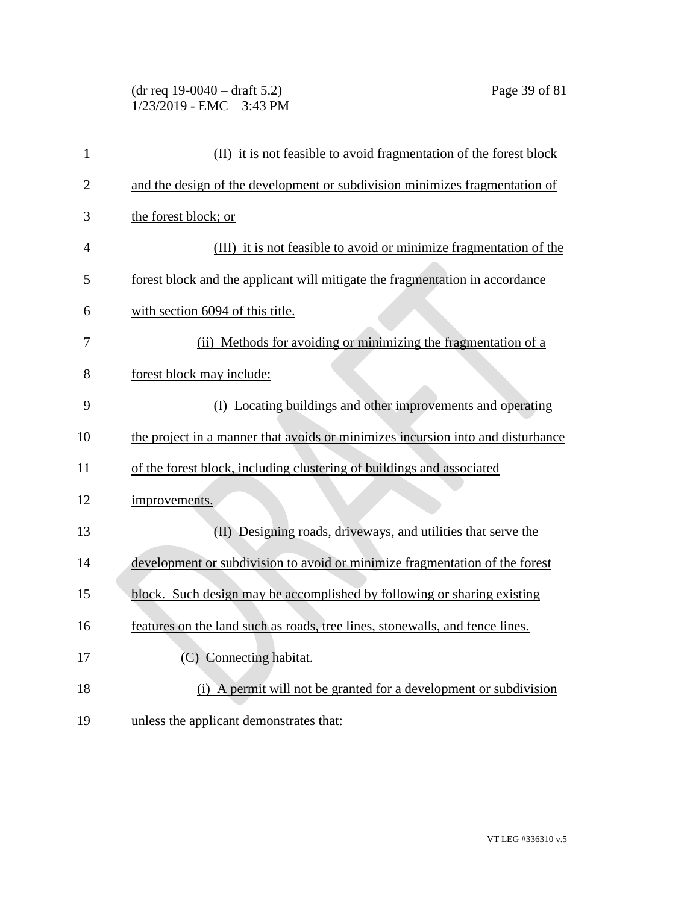(II) it is not feasible to avoid fragmentation of the forest block and the design of the development or subdivision minimizes fragmentation of the forest block; or

(III) it is not feasible to avoid or minimize fragmentation of the forest block and the applicant will mitigate the fragmentation in accordance with section 6094 of this title.

(ii) Methods for avoiding or minimizing the fragmentation of a forest block may include:

(I) Locating buildings and other improvements and operating the project in a manner that avoids or minimizes incursion into and disturbance of the forest block, including clustering of buildings and associated improvements.

(II) Designing roads, driveways, and utilities that serve the development or subdivision to avoid or minimize fragmentation of the forest block. Such design may be accomplished by following or sharing existing features on the land such as roads, tree lines, stonewalls, and fence lines.

(C) Connecting habitat.

(i) A permit will not be granted for a development or subdivision unless the applicant demonstrates that: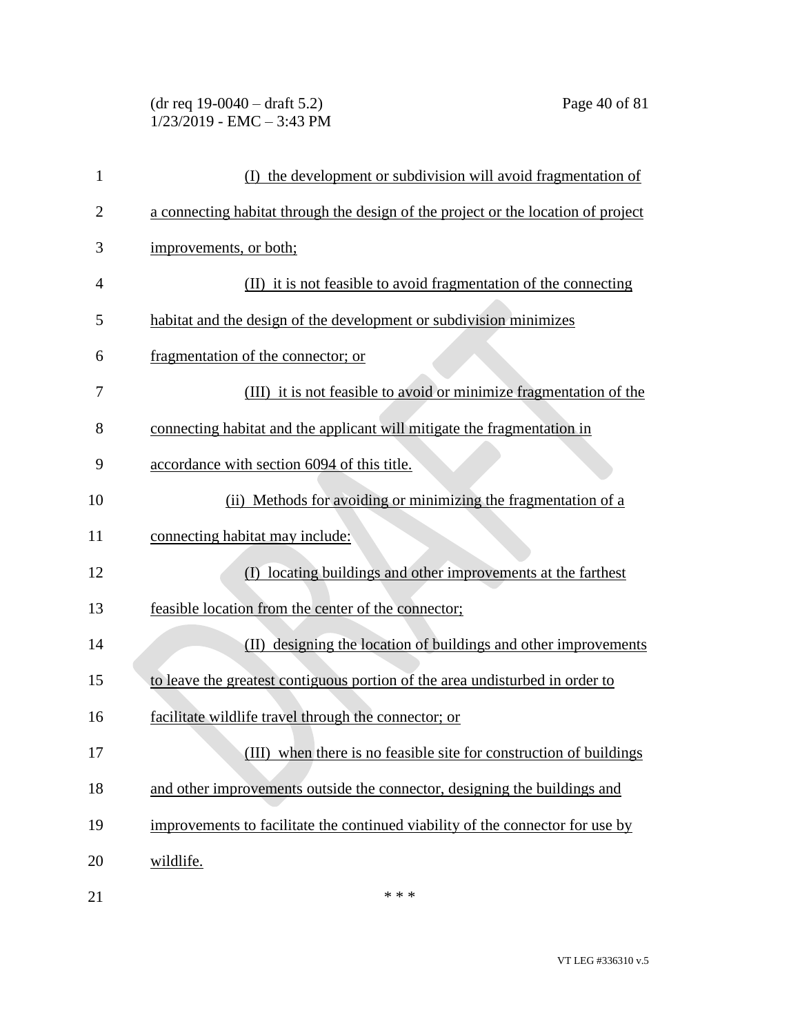(I) the development or subdivision will avoid fragmentation of a connecting habitat through the design of the project or the location of project improvements, or both;

(II) it is not feasible to avoid fragmentation of the connecting habitat and the design of the development or subdivision minimizes fragmentation of the connector; or

(III) it is not feasible to avoid or minimize fragmentation of the connecting habitat and the applicant will mitigate the fragmentation in accordance with section 6094 of this title.

(ii) Methods for avoiding or minimizing the fragmentation of a connecting habitat may include:

(I) locating buildings and other improvements at the farthest feasible location from the center of the connector;

(II) designing the location of buildings and other improvements to leave the greatest contiguous portion of the area undisturbed in order to facilitate wildlife travel through the connector; or

(III) when there is no feasible site for construction of buildings and other improvements outside the connector, designing the buildings and improvements to facilitate the continued viability of the connector for use by wildlife.

\* \* \*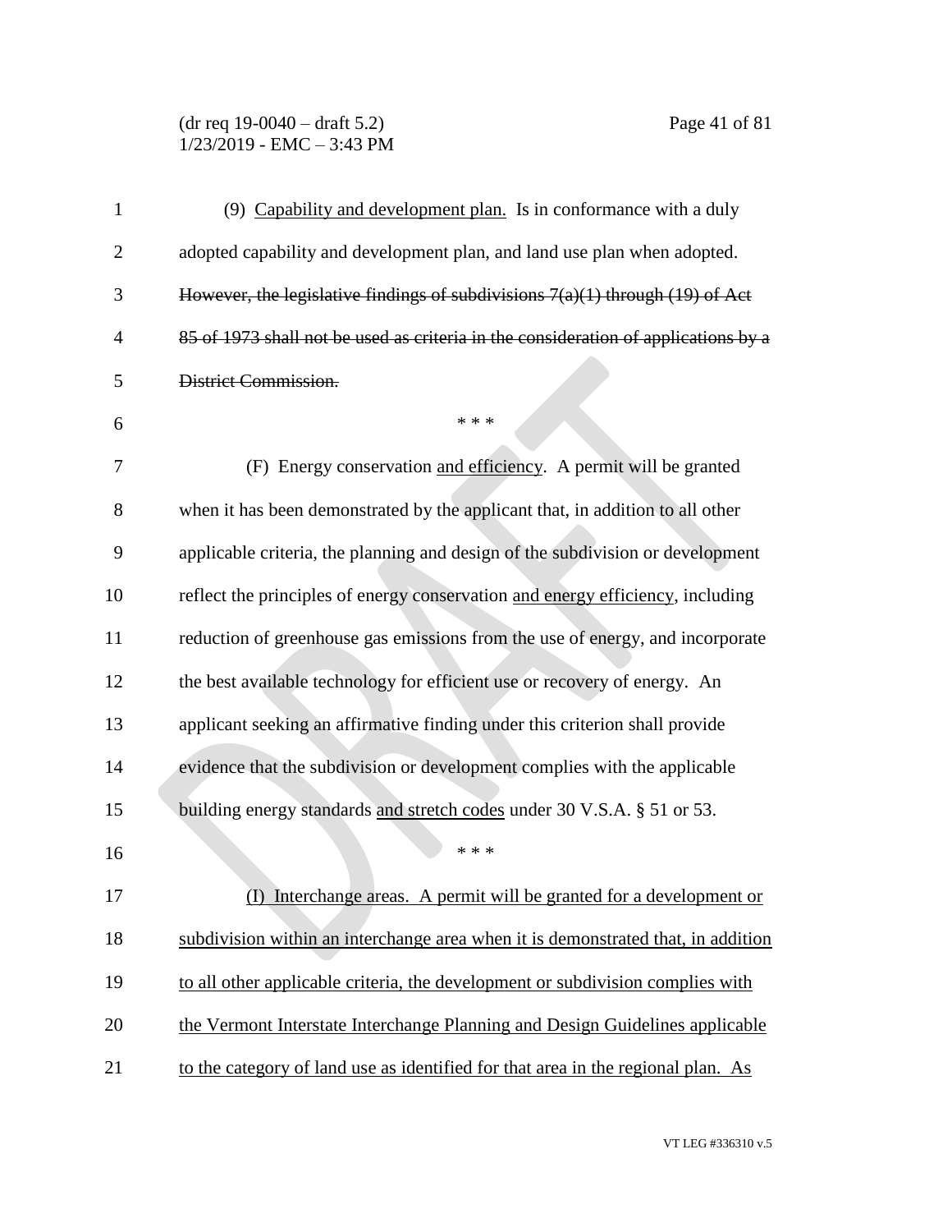(9) <u>Capability and development plan.</u> Is in conformance with a duly adopted capability and development plan, and land use plan when adopted. ~~However, the legislative findings of subdivisions 7(a)(1) through (19) of Act 85 of 1973 shall not be used as criteria in the consideration of applications by a District Commission.~~

\* \* \*

(F) Energy conservation <u>and efficiency</u>. A permit will be granted when it has been demonstrated by the applicant that, in addition to all other applicable criteria, the planning and design of the subdivision or development reflect the principles of energy conservation <u>and energy efficiency</u>, including reduction of greenhouse gas emissions from the use of energy, and incorporate the best available technology for efficient use or recovery of energy. An applicant seeking an affirmative finding under this criterion shall provide evidence that the subdivision or development complies with the applicable building energy standards <u>and stretch codes</u> under 30 V.S.A. § 51 or 53.

\* \* \*

<u>(I) Interchange areas. A permit will be granted for a development or subdivision within an interchange area when it is demonstrated that, in addition to all other applicable criteria, the development or subdivision complies with the Vermont Interstate Interchange Planning and Design Guidelines applicable to the category of land use as identified for that area in the regional plan. As</u>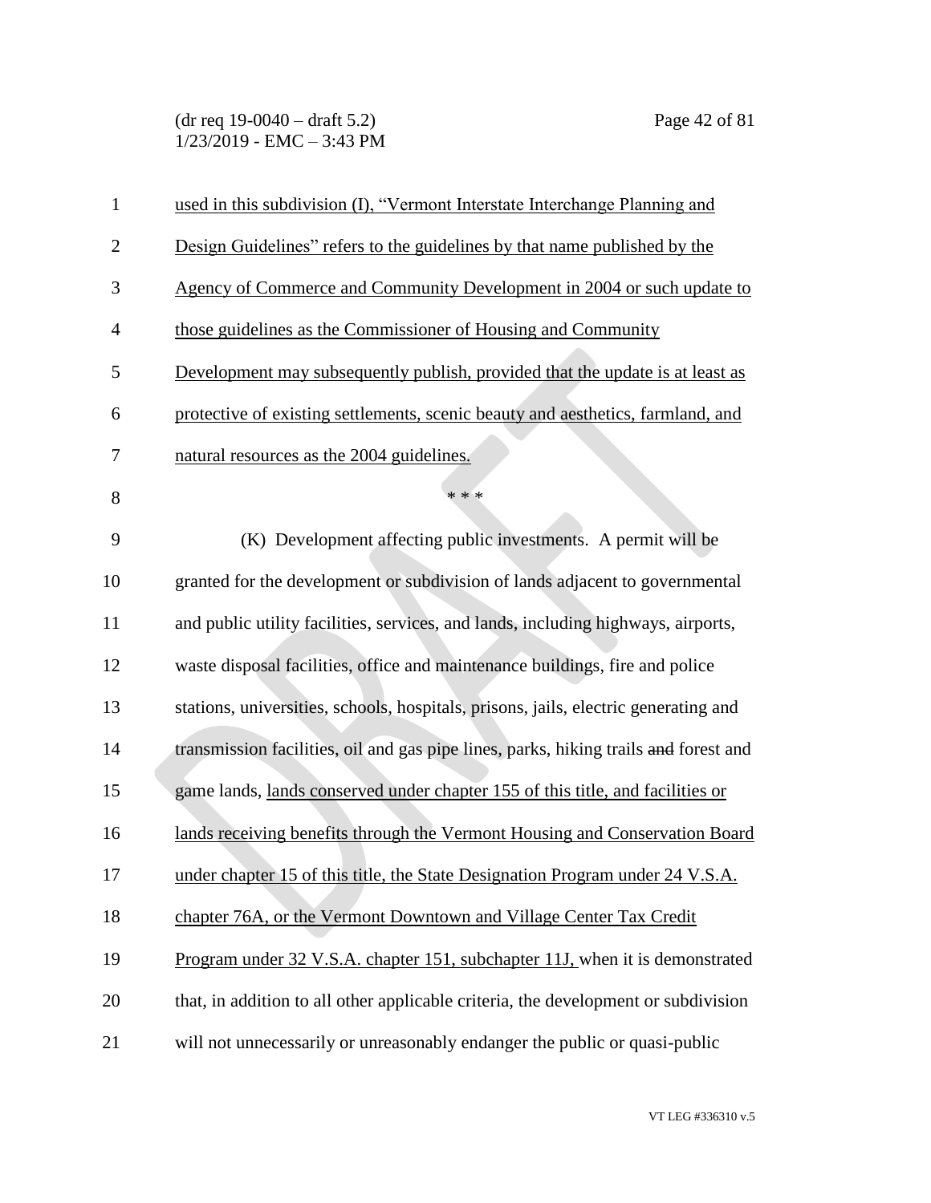used in this subdivision (I), "Vermont Interstate Interchange Planning and Design Guidelines" refers to the guidelines by that name published by the Agency of Commerce and Community Development in 2004 or such update to those guidelines as the Commissioner of Housing and Community Development may subsequently publish, provided that the update is at least as protective of existing settlements, scenic beauty and aesthetics, farmland, and natural resources as the 2004 guidelines.

\* \* \*

(K) Development affecting public investments. A permit will be granted for the development or subdivision of lands adjacent to governmental and public utility facilities, services, and lands, including highways, airports, waste disposal facilities, office and maintenance buildings, fire and police stations, universities, schools, hospitals, prisons, jails, electric generating and transmission facilities, oil and gas pipe lines, parks, hiking trails ~~and~~ forest and game lands, lands conserved under chapter 155 of this title, and facilities or lands receiving benefits through the Vermont Housing and Conservation Board under chapter 15 of this title, the State Designation Program under 24 V.S.A. chapter 76A, or the Vermont Downtown and Village Center Tax Credit Program under 32 V.S.A. chapter 151, subchapter 11J, when it is demonstrated that, in addition to all other applicable criteria, the development or subdivision will not unnecessarily or unreasonably endanger the public or quasi-public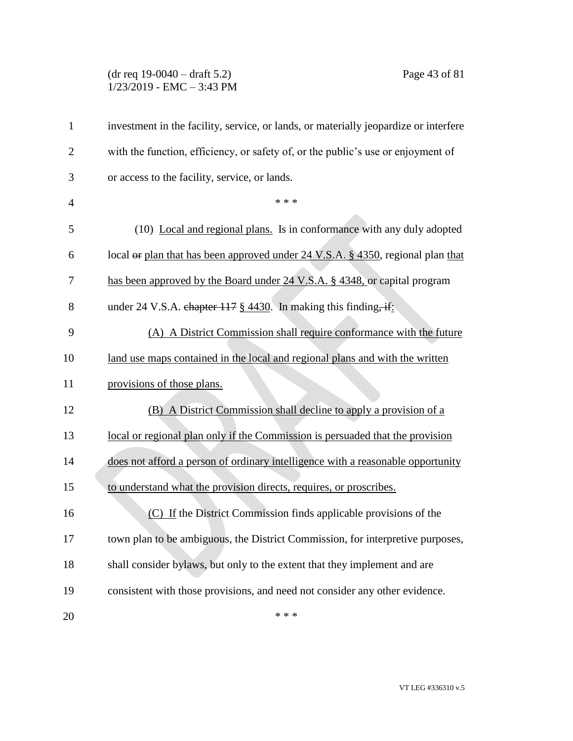investment in the facility, service, or lands, or materially jeopardize or interfere with the function, efficiency, or safety of, or the public's use or enjoyment of or access to the facility, service, or lands.

\* \* \*

(10) <u>Local and regional plans.</u> Is in conformance with any duly adopted local ~~or~~ <u>plan that has been approved under 24 V.S.A. § 4350</u>, regional plan <u>that has been approved by the Board under 24 V.S.A. § 4348,</u> or capital program under 24 V.S.A. ~~chapter 117~~ <u>§ 4430</u>. In making this finding~~, if~~<u>:</u>

<u>(A) A District Commission shall require conformance with the future land use maps contained in the local and regional plans and with the written provisions of those plans.</u>

<u>(B) A District Commission shall decline to apply a provision of a local or regional plan only if the Commission is persuaded that the provision does not afford a person of ordinary intelligence with a reasonable opportunity to understand what the provision directs, requires, or proscribes.</u>

<u>(C) If</u> the District Commission finds applicable provisions of the town plan to be ambiguous, the District Commission, for interpretive purposes, shall consider bylaws, but only to the extent that they implement and are consistent with those provisions, and need not consider any other evidence.

\* \* \*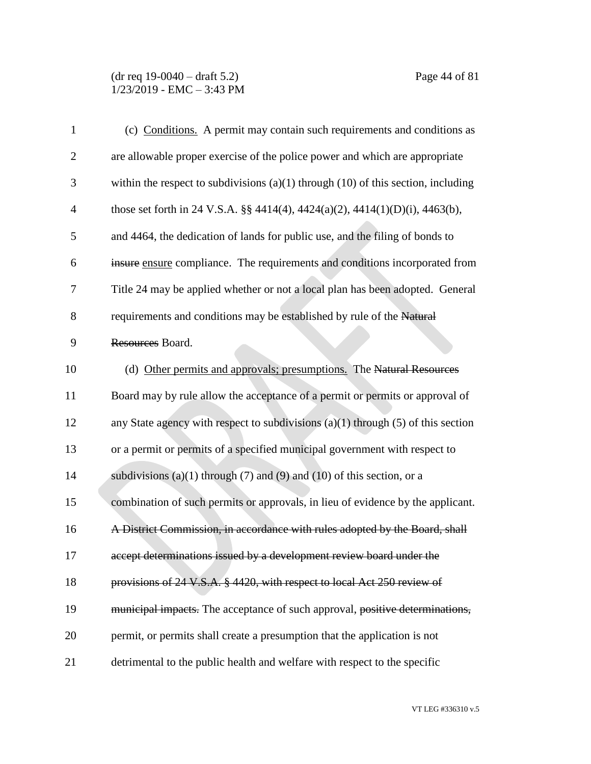(c) Conditions. A permit may contain such requirements and conditions as are allowable proper exercise of the police power and which are appropriate within the respect to subdivisions (a)(1) through (10) of this section, including those set forth in 24 V.S.A. §§ 4414(4), 4424(a)(2), 4414(1)(D)(i), 4463(b), and 4464, the dedication of lands for public use, and the filing of bonds to ~~insure~~ ensure compliance. The requirements and conditions incorporated from Title 24 may be applied whether or not a local plan has been adopted. General requirements and conditions may be established by rule of the ~~Natural Resources~~ Board.

(d) Other permits and approvals; presumptions. The ~~Natural Resources~~ Board may by rule allow the acceptance of a permit or permits or approval of any State agency with respect to subdivisions (a)(1) through (5) of this section or a permit or permits of a specified municipal government with respect to subdivisions (a)(1) through (7) and (9) and (10) of this section, or a combination of such permits or approvals, in lieu of evidence by the applicant. ~~A District Commission, in accordance with rules adopted by the Board, shall accept determinations issued by a development review board under the provisions of 24 V.S.A. § 4420, with respect to local Act 250 review of municipal impacts.~~ The acceptance of such approval, ~~positive determinations,~~ permit, or permits shall create a presumption that the application is not detrimental to the public health and welfare with respect to the specific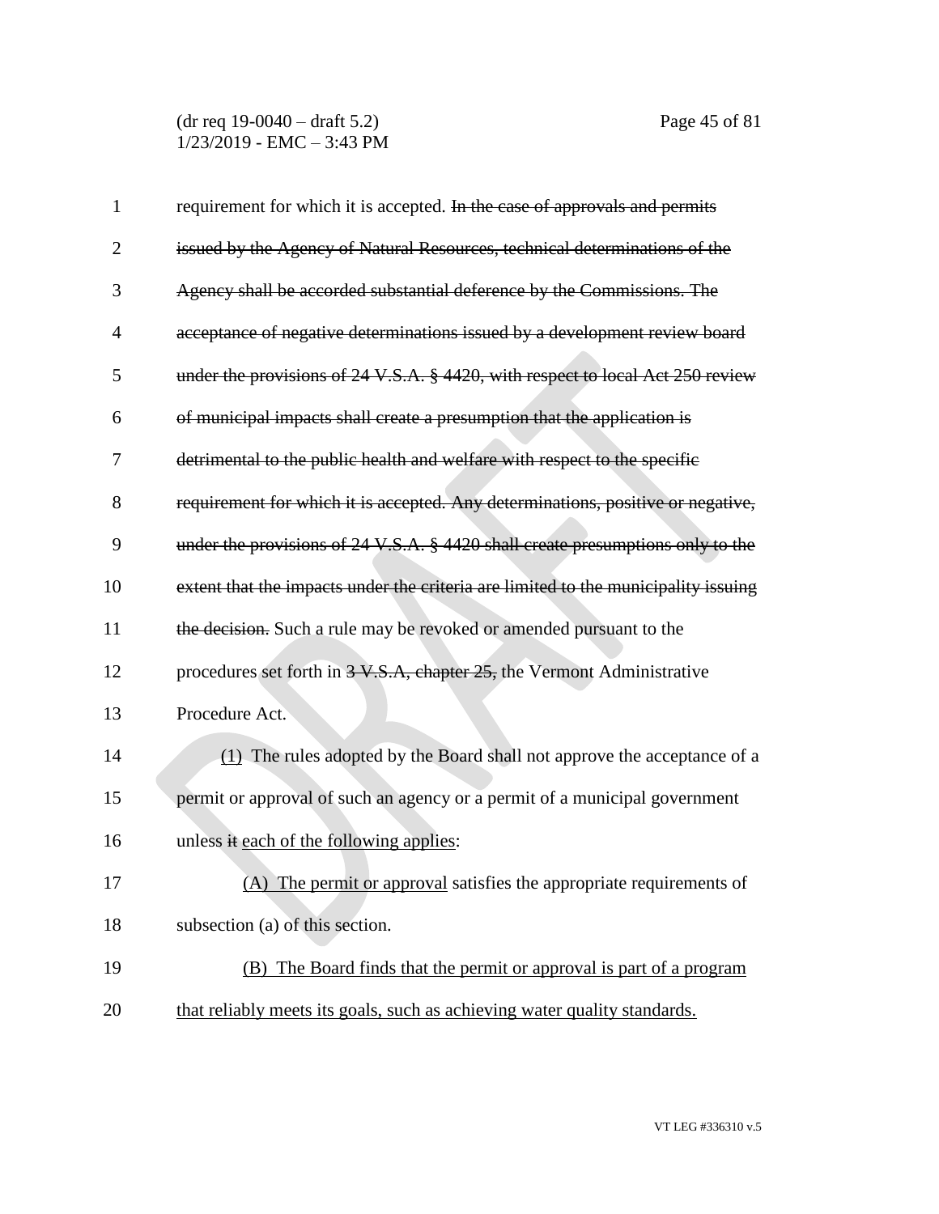requirement for which it is accepted. ~~In the case of approvals and permits issued by the Agency of Natural Resources, technical determinations of the Agency shall be accorded substantial deference by the Commissions. The acceptance of negative determinations issued by a development review board under the provisions of 24 V.S.A. § 4420, with respect to local Act 250 review of municipal impacts shall create a presumption that the application is detrimental to the public health and welfare with respect to the specific requirement for which it is accepted. Any determinations, positive or negative, under the provisions of 24 V.S.A. § 4420 shall create presumptions only to the extent that the impacts under the criteria are limited to the municipality issuing the decision.~~ Such a rule may be revoked or amended pursuant to the procedures set forth in ~~3 V.S.A, chapter 25,~~ the Vermont Administrative Procedure Act.

(1) The rules adopted by the Board shall not approve the acceptance of a permit or approval of such an agency or a permit of a municipal government unless ~~it~~ each of the following applies:

(A) The permit or approval satisfies the appropriate requirements of subsection (a) of this section.

(B) The Board finds that the permit or approval is part of a program that reliably meets its goals, such as achieving water quality standards.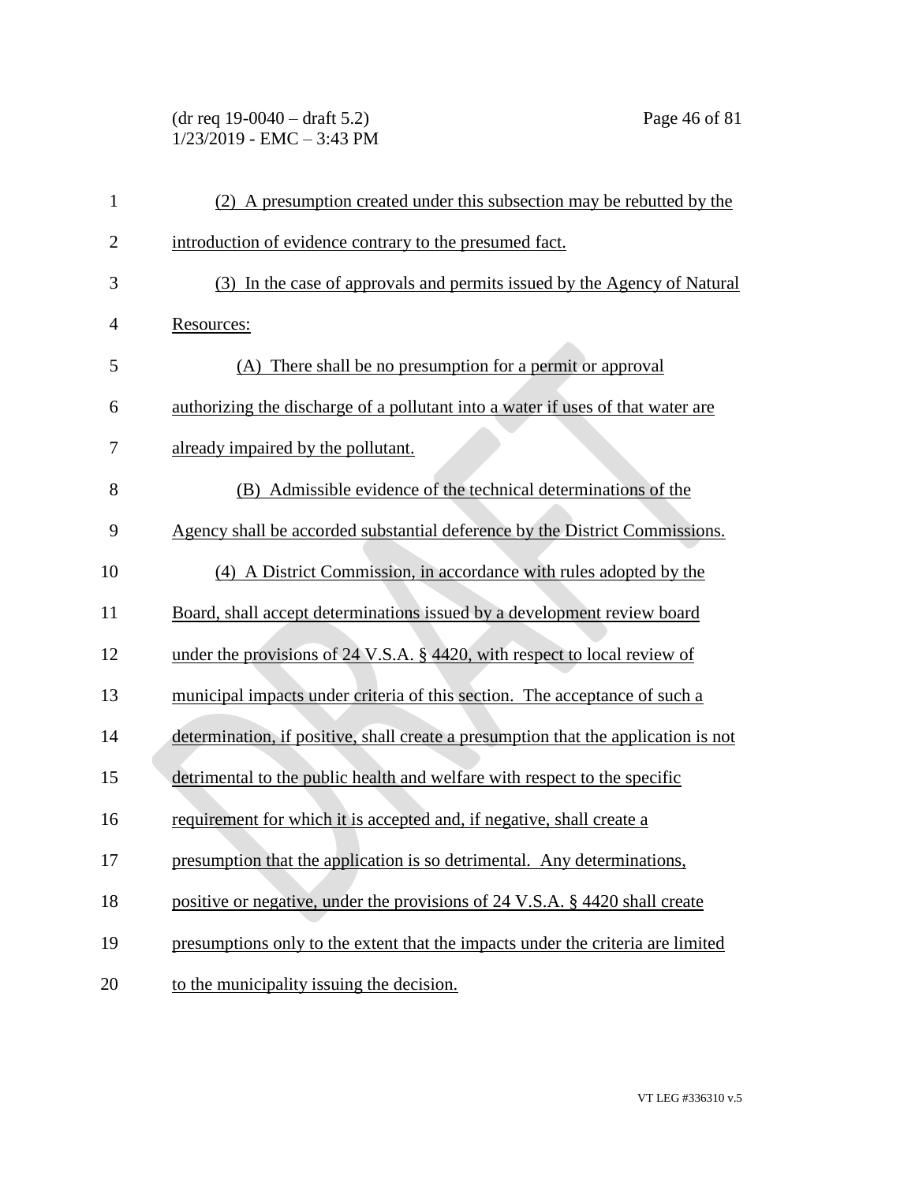(2) A presumption created under this subsection may be rebutted by the introduction of evidence contrary to the presumed fact.

(3) In the case of approvals and permits issued by the Agency of Natural Resources:

(A) There shall be no presumption for a permit or approval authorizing the discharge of a pollutant into a water if uses of that water are already impaired by the pollutant.

(B) Admissible evidence of the technical determinations of the Agency shall be accorded substantial deference by the District Commissions.

(4) A District Commission, in accordance with rules adopted by the Board, shall accept determinations issued by a development review board under the provisions of 24 V.S.A. § 4420, with respect to local review of municipal impacts under criteria of this section. The acceptance of such a determination, if positive, shall create a presumption that the application is not detrimental to the public health and welfare with respect to the specific requirement for which it is accepted and, if negative, shall create a presumption that the application is so detrimental. Any determinations, positive or negative, under the provisions of 24 V.S.A. § 4420 shall create presumptions only to the extent that the impacts under the criteria are limited to the municipality issuing the decision.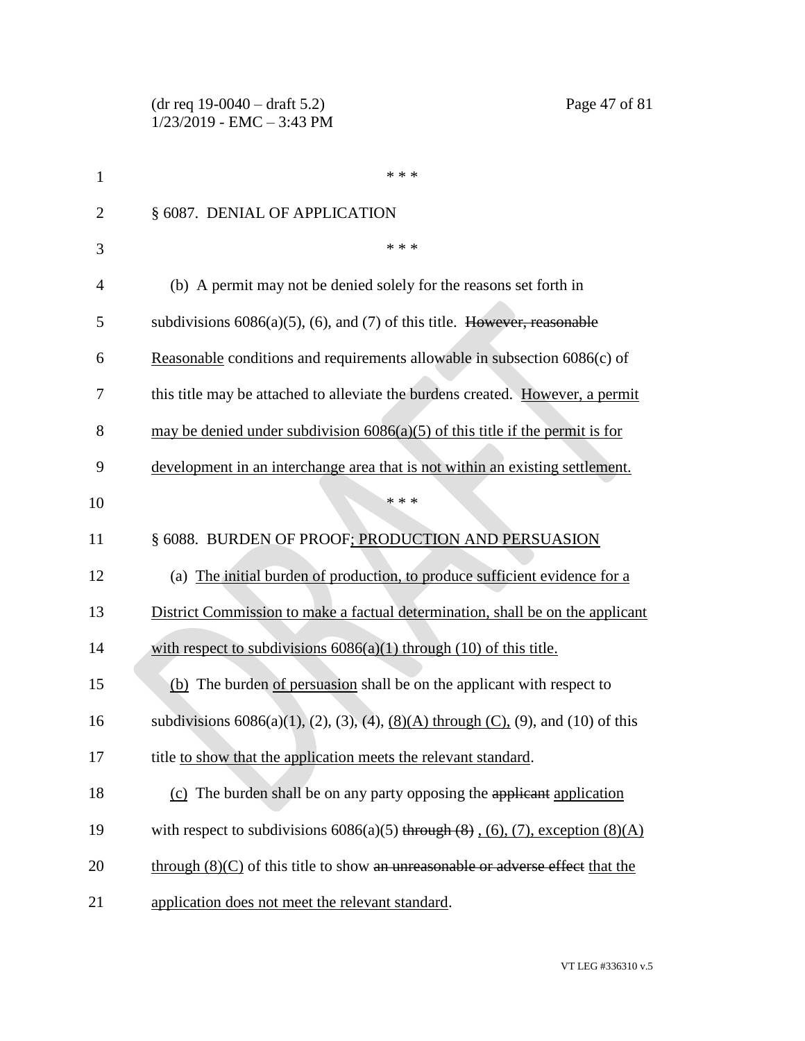\* \* \*

§ 6087. DENIAL OF APPLICATION

\* \* \*

(b) A permit may not be denied solely for the reasons set forth in subdivisions 6086(a)(5), (6), and (7) of this title. ~~However, reasonable~~ <u>Reasonable</u> conditions and requirements allowable in subsection 6086(c) of this title may be attached to alleviate the burdens created. <u>However, a permit may be denied under subdivision 6086(a)(5) of this title if the permit is for development in an interchange area that is not within an existing settlement.</u>

\* \* \*

§ 6088. BURDEN OF PROOF<u>; PRODUCTION AND PERSUASION</u>

(a) <u>The initial burden of production, to produce sufficient evidence for a District Commission to make a factual determination, shall be on the applicant with respect to subdivisions 6086(a)(1) through (10) of this title.</u>

<u>(b)</u> The burden <u>of persuasion</u> shall be on the applicant with respect to subdivisions 6086(a)(1), (2), (3), (4), <u>(8)(A) through (C),</u> (9), and (10) of this title <u>to show that the application meets the relevant standard</u>.

<u>(c)</u> The burden shall be on any party opposing the ~~applicant~~ <u>application</u> with respect to subdivisions 6086(a)(5) ~~through (8)~~ <u>, (6), (7), exception (8)(A) through (8)(C)</u> of this title to show ~~an unreasonable or adverse effect~~ <u>that the application does not meet the relevant standard</u>.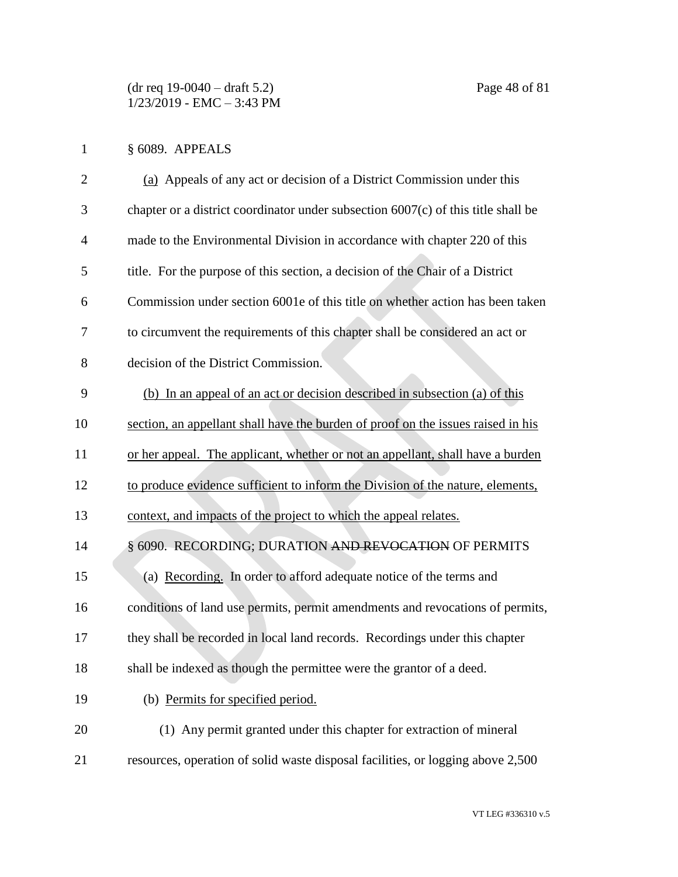§ 6089. APPEALS

<u>(a)</u> Appeals of any act or decision of a District Commission under this chapter or a district coordinator under subsection 6007(c) of this title shall be made to the Environmental Division in accordance with chapter 220 of this title. For the purpose of this section, a decision of the Chair of a District Commission under section 6001e of this title on whether action has been taken to circumvent the requirements of this chapter shall be considered an act or decision of the District Commission.

<u>(b) In an appeal of an act or decision described in subsection (a) of this section, an appellant shall have the burden of proof on the issues raised in his or her appeal. The applicant, whether or not an appellant, shall have a burden to produce evidence sufficient to inform the Division of the nature, elements, context, and impacts of the project to which the appeal relates.</u>

§ 6090. RECORDING; DURATION ~~AND REVOCATION~~ OF PERMITS

(a) <u>Recording.</u> In order to afford adequate notice of the terms and conditions of land use permits, permit amendments and revocations of permits, they shall be recorded in local land records. Recordings under this chapter shall be indexed as though the permittee were the grantor of a deed.

(b) <u>Permits for specified period.</u>

(1) Any permit granted under this chapter for extraction of mineral resources, operation of solid waste disposal facilities, or logging above 2,500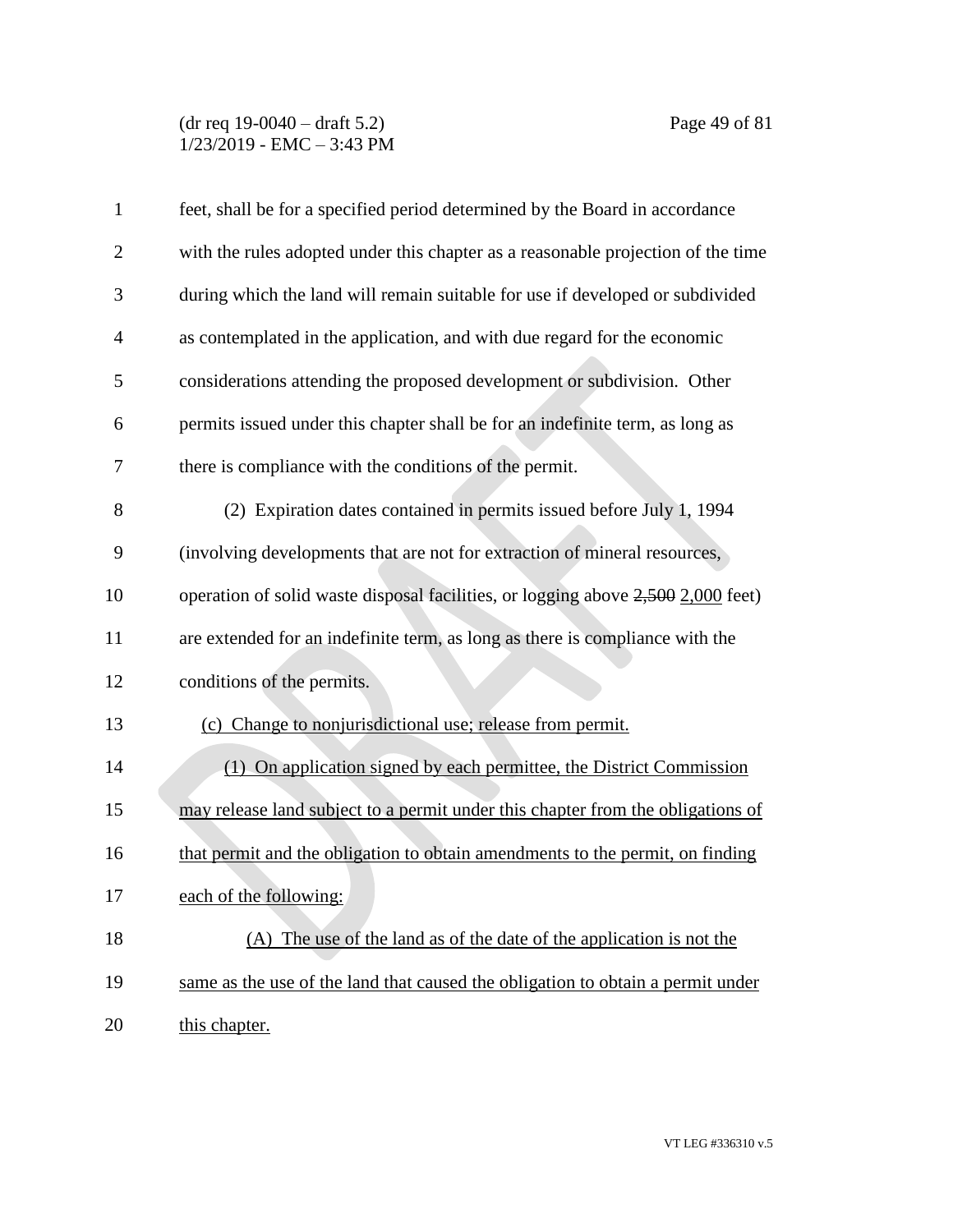feet, shall be for a specified period determined by the Board in accordance with the rules adopted under this chapter as a reasonable projection of the time during which the land will remain suitable for use if developed or subdivided as contemplated in the application, and with due regard for the economic considerations attending the proposed development or subdivision. Other permits issued under this chapter shall be for an indefinite term, as long as there is compliance with the conditions of the permit.

(2) Expiration dates contained in permits issued before July 1, 1994 (involving developments that are not for extraction of mineral resources, operation of solid waste disposal facilities, or logging above ~~2,500~~ <u>2,000</u> feet) are extended for an indefinite term, as long as there is compliance with the conditions of the permits.

<u>(c) Change to nonjurisdictional use; release from permit.</u>

<u>(1) On application signed by each permittee, the District Commission may release land subject to a permit under this chapter from the obligations of that permit and the obligation to obtain amendments to the permit, on finding each of the following:</u>

<u>(A) The use of the land as of the date of the application is not the same as the use of the land that caused the obligation to obtain a permit under this chapter.</u>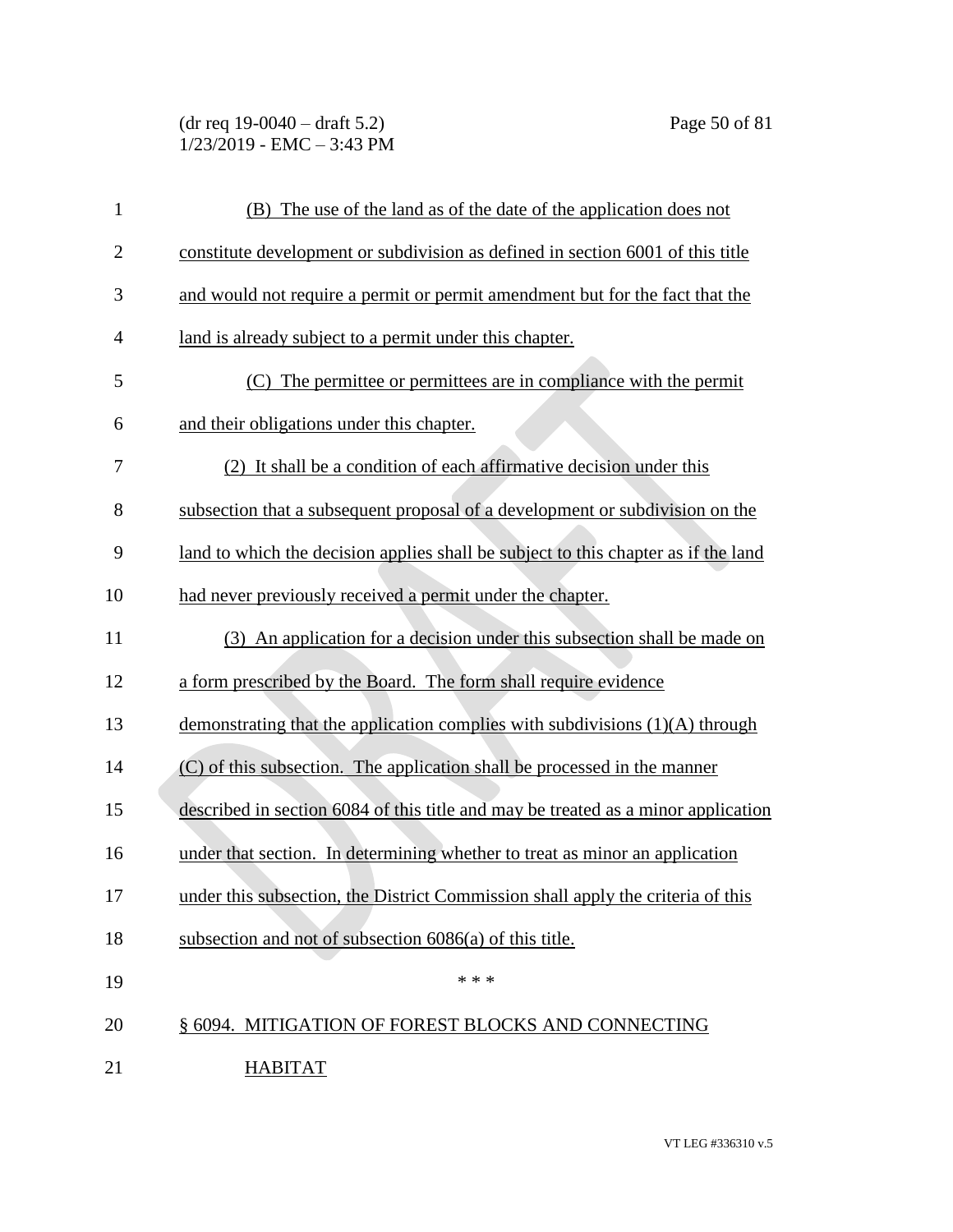(B) The use of the land as of the date of the application does not constitute development or subdivision as defined in section 6001 of this title and would not require a permit or permit amendment but for the fact that the land is already subject to a permit under this chapter.

(C) The permittee or permittees are in compliance with the permit and their obligations under this chapter.

(2) It shall be a condition of each affirmative decision under this subsection that a subsequent proposal of a development or subdivision on the land to which the decision applies shall be subject to this chapter as if the land had never previously received a permit under the chapter.

(3) An application for a decision under this subsection shall be made on a form prescribed by the Board. The form shall require evidence demonstrating that the application complies with subdivisions (1)(A) through (C) of this subsection. The application shall be processed in the manner described in section 6084 of this title and may be treated as a minor application under that section. In determining whether to treat as minor an application under this subsection, the District Commission shall apply the criteria of this subsection and not of subsection 6086(a) of this title.

* * *

§ 6094. MITIGATION OF FOREST BLOCKS AND CONNECTING HABITAT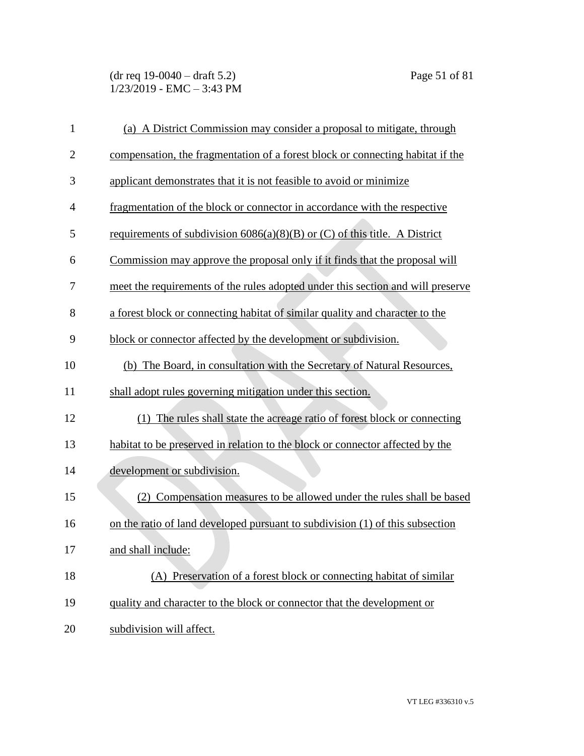(a) A District Commission may consider a proposal to mitigate, through compensation, the fragmentation of a forest block or connecting habitat if the applicant demonstrates that it is not feasible to avoid or minimize fragmentation of the block or connector in accordance with the respective requirements of subdivision 6086(a)(8)(B) or (C) of this title. A District Commission may approve the proposal only if it finds that the proposal will meet the requirements of the rules adopted under this section and will preserve a forest block or connecting habitat of similar quality and character to the block or connector affected by the development or subdivision.

(b) The Board, in consultation with the Secretary of Natural Resources, shall adopt rules governing mitigation under this section.

(1) The rules shall state the acreage ratio of forest block or connecting habitat to be preserved in relation to the block or connector affected by the development or subdivision.

(2) Compensation measures to be allowed under the rules shall be based on the ratio of land developed pursuant to subdivision (1) of this subsection and shall include:

(A) Preservation of a forest block or connecting habitat of similar quality and character to the block or connector that the development or subdivision will affect.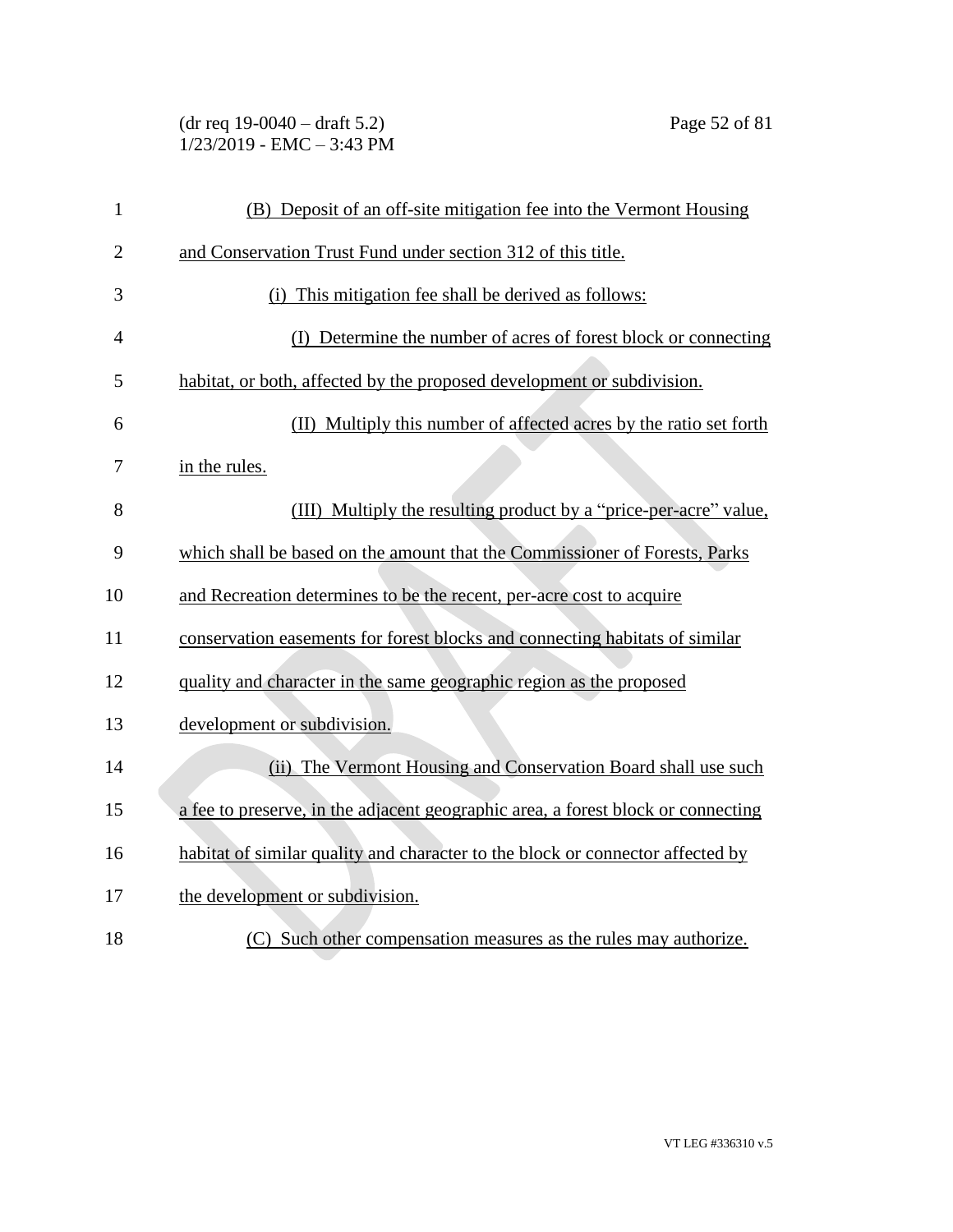(B) Deposit of an off-site mitigation fee into the Vermont Housing and Conservation Trust Fund under section 312 of this title.

(i) This mitigation fee shall be derived as follows:

(I) Determine the number of acres of forest block or connecting habitat, or both, affected by the proposed development or subdivision.

(II) Multiply this number of affected acres by the ratio set forth in the rules.

(III) Multiply the resulting product by a "price-per-acre" value, which shall be based on the amount that the Commissioner of Forests, Parks and Recreation determines to be the recent, per-acre cost to acquire conservation easements for forest blocks and connecting habitats of similar quality and character in the same geographic region as the proposed development or subdivision.

(ii) The Vermont Housing and Conservation Board shall use such a fee to preserve, in the adjacent geographic area, a forest block or connecting habitat of similar quality and character to the block or connector affected by the development or subdivision.

(C) Such other compensation measures as the rules may authorize.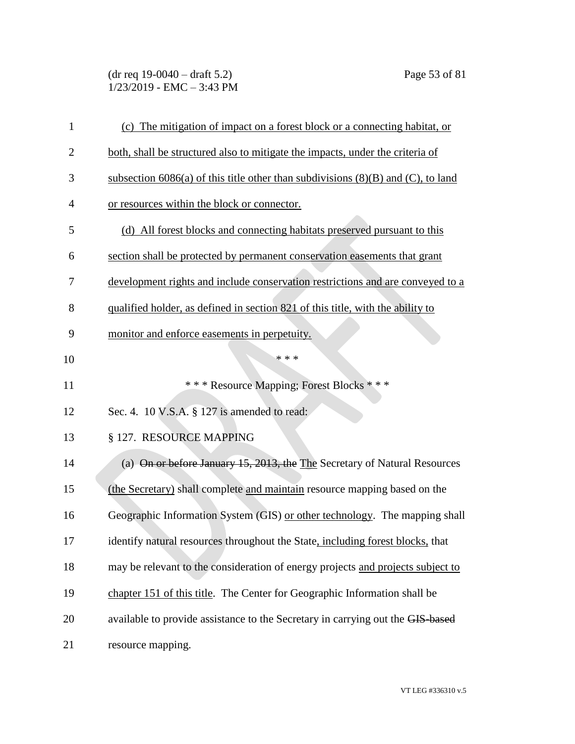(c) The mitigation of impact on a forest block or a connecting habitat, or both, shall be structured also to mitigate the impacts, under the criteria of subsection 6086(a) of this title other than subdivisions (8)(B) and (C), to land or resources within the block or connector.

(d) All forest blocks and connecting habitats preserved pursuant to this section shall be protected by permanent conservation easements that grant development rights and include conservation restrictions and are conveyed to a qualified holder, as defined in section 821 of this title, with the ability to monitor and enforce easements in perpetuity.

\* \* \*

\* \* \* Resource Mapping; Forest Blocks \* \* \*

Sec. 4. 10 V.S.A. § 127 is amended to read:

§ 127. RESOURCE MAPPING

(a) ~~On or before January 15, 2013, the~~ The Secretary of Natural Resources (the Secretary) shall complete and maintain resource mapping based on the Geographic Information System (GIS) or other technology. The mapping shall identify natural resources throughout the State, including forest blocks, that may be relevant to the consideration of energy projects and projects subject to chapter 151 of this title. The Center for Geographic Information shall be available to provide assistance to the Secretary in carrying out the ~~GIS-based~~ resource mapping.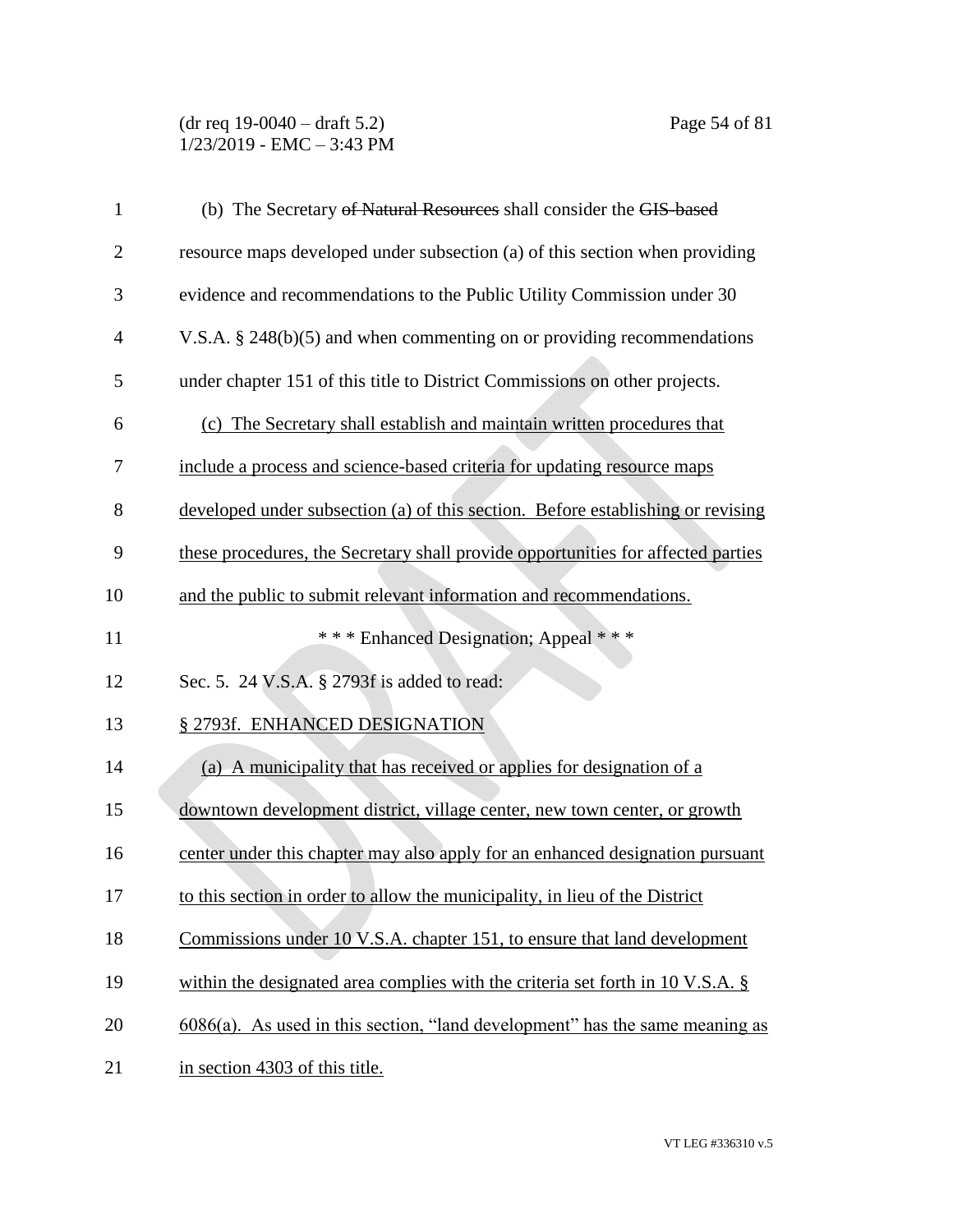(b) The Secretary ~~of Natural Resources~~ shall consider the ~~GIS-based~~ resource maps developed under subsection (a) of this section when providing evidence and recommendations to the Public Utility Commission under 30 V.S.A. § 248(b)(5) and when commenting on or providing recommendations under chapter 151 of this title to District Commissions on other projects.

<u>(c) The Secretary shall establish and maintain written procedures that include a process and science-based criteria for updating resource maps developed under subsection (a) of this section. Before establishing or revising these procedures, the Secretary shall provide opportunities for affected parties and the public to submit relevant information and recommendations.</u>

\* \* \* Enhanced Designation; Appeal \* \* \*

Sec. 5. 24 V.S.A. § 2793f is added to read:

<u>§ 2793f. ENHANCED DESIGNATION</u>

<u>(a) A municipality that has received or applies for designation of a downtown development district, village center, new town center, or growth center under this chapter may also apply for an enhanced designation pursuant to this section in order to allow the municipality, in lieu of the District Commissions under 10 V.S.A. chapter 151, to ensure that land development within the designated area complies with the criteria set forth in 10 V.S.A. § 6086(a). As used in this section, "land development" has the same meaning as in section 4303 of this title.</u>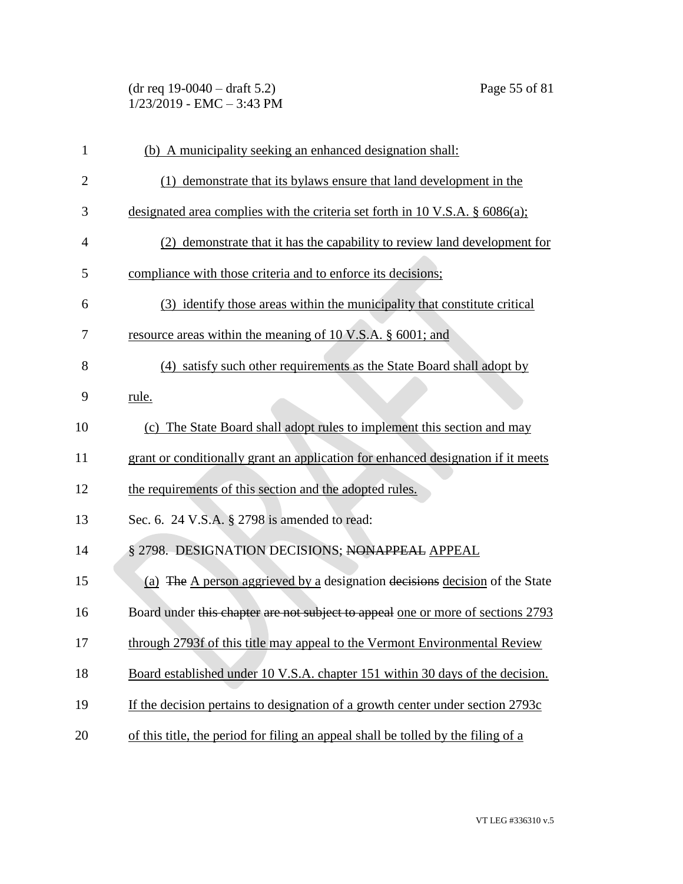(b) A municipality seeking an enhanced designation shall:

(1) demonstrate that its bylaws ensure that land development in the designated area complies with the criteria set forth in 10 V.S.A. § 6086(a);

(2) demonstrate that it has the capability to review land development for compliance with those criteria and to enforce its decisions;

(3) identify those areas within the municipality that constitute critical resource areas within the meaning of 10 V.S.A. § 6001; and

(4) satisfy such other requirements as the State Board shall adopt by rule.

(c) The State Board shall adopt rules to implement this section and may grant or conditionally grant an application for enhanced designation if it meets the requirements of this section and the adopted rules.

Sec. 6. 24 V.S.A. § 2798 is amended to read:

§ 2798. DESIGNATION DECISIONS; ~~NONAPPEAL~~ APPEAL

(a) ~~The~~ A person aggrieved by a designation ~~decisions~~ decision of the State Board under ~~this chapter are not subject to appeal~~ one or more of sections 2793 through 2793f of this title may appeal to the Vermont Environmental Review Board established under 10 V.S.A. chapter 151 within 30 days of the decision. If the decision pertains to designation of a growth center under section 2793c of this title, the period for filing an appeal shall be tolled by the filing of a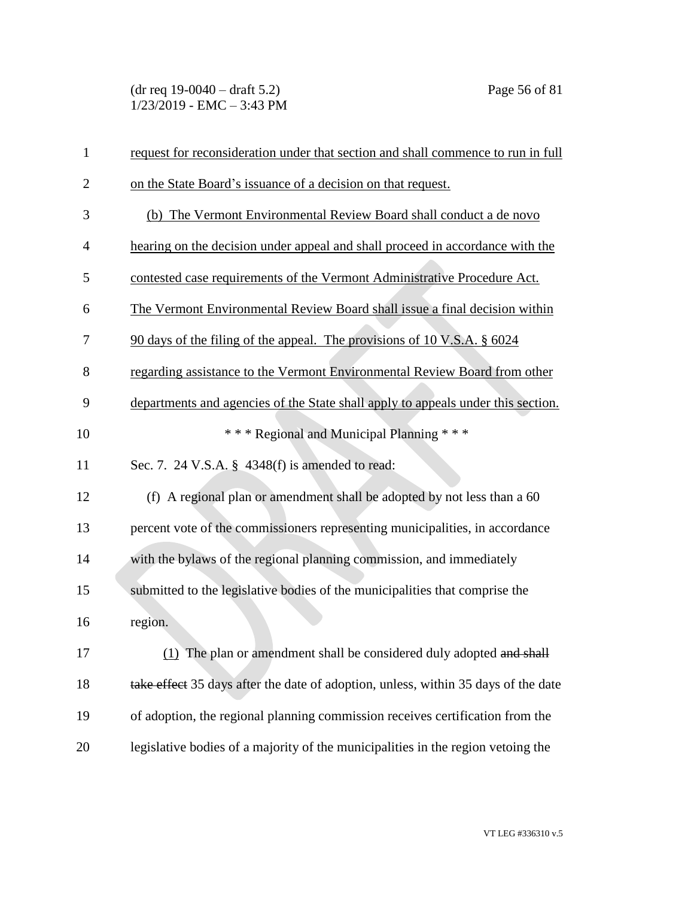request for reconsideration under that section and shall commence to run in full on the State Board's issuance of a decision on that request.

(b) The Vermont Environmental Review Board shall conduct a de novo hearing on the decision under appeal and shall proceed in accordance with the contested case requirements of the Vermont Administrative Procedure Act. The Vermont Environmental Review Board shall issue a final decision within 90 days of the filing of the appeal. The provisions of 10 V.S.A. § 6024 regarding assistance to the Vermont Environmental Review Board from other departments and agencies of the State shall apply to appeals under this section.

*** Regional and Municipal Planning ***

Sec. 7. 24 V.S.A. § 4348(f) is amended to read:

(f) A regional plan or amendment shall be adopted by not less than a 60 percent vote of the commissioners representing municipalities, in accordance with the bylaws of the regional planning commission, and immediately submitted to the legislative bodies of the municipalities that comprise the region.

(1) The plan or amendment shall be considered duly adopted ~~and shall take effect~~ 35 days after the date of adoption, unless, within 35 days of the date of adoption, the regional planning commission receives certification from the legislative bodies of a majority of the municipalities in the region vetoing the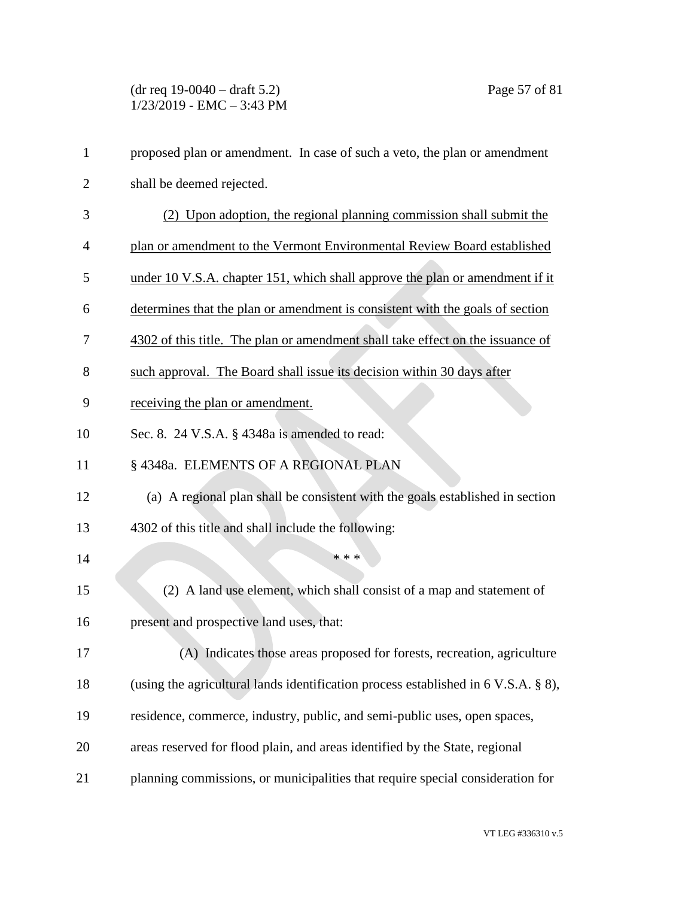proposed plan or amendment. In case of such a veto, the plan or amendment shall be deemed rejected.

<u>(2) Upon adoption, the regional planning commission shall submit the plan or amendment to the Vermont Environmental Review Board established under 10 V.S.A. chapter 151, which shall approve the plan or amendment if it determines that the plan or amendment is consistent with the goals of section 4302 of this title. The plan or amendment shall take effect on the issuance of such approval. The Board shall issue its decision within 30 days after receiving the plan or amendment.</u>

Sec. 8. 24 V.S.A. § 4348a is amended to read:

§ 4348a. ELEMENTS OF A REGIONAL PLAN

(a) A regional plan shall be consistent with the goals established in section 4302 of this title and shall include the following:

\* \* \*

(2) A land use element, which shall consist of a map and statement of present and prospective land uses, that:

(A) Indicates those areas proposed for forests, recreation, agriculture (using the agricultural lands identification process established in 6 V.S.A. § 8), residence, commerce, industry, public, and semi-public uses, open spaces, areas reserved for flood plain, and areas identified by the State, regional planning commissions, or municipalities that require special consideration for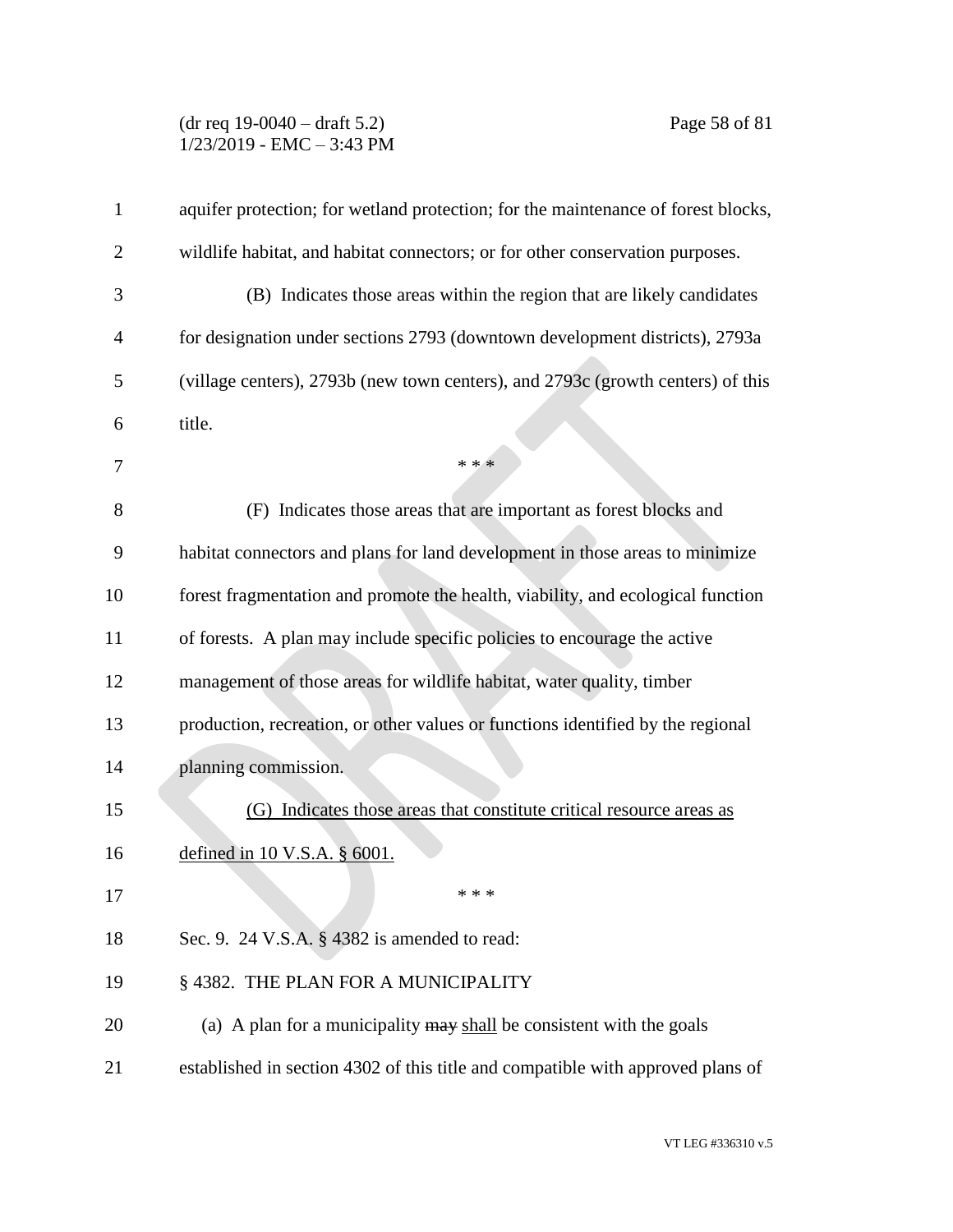aquifer protection; for wetland protection; for the maintenance of forest blocks, wildlife habitat, and habitat connectors; or for other conservation purposes.

(B) Indicates those areas within the region that are likely candidates for designation under sections 2793 (downtown development districts), 2793a (village centers), 2793b (new town centers), and 2793c (growth centers) of this title.

\* \* \*

(F) Indicates those areas that are important as forest blocks and habitat connectors and plans for land development in those areas to minimize forest fragmentation and promote the health, viability, and ecological function of forests. A plan may include specific policies to encourage the active management of those areas for wildlife habitat, water quality, timber production, recreation, or other values or functions identified by the regional planning commission.

<u>(G) Indicates those areas that constitute critical resource areas as defined in 10 V.S.A. § 6001.</u>

\* \* \*

Sec. 9. 24 V.S.A. § 4382 is amended to read:

§ 4382. THE PLAN FOR A MUNICIPALITY

(a) A plan for a municipality ~~may~~ <u>shall</u> be consistent with the goals established in section 4302 of this title and compatible with approved plans of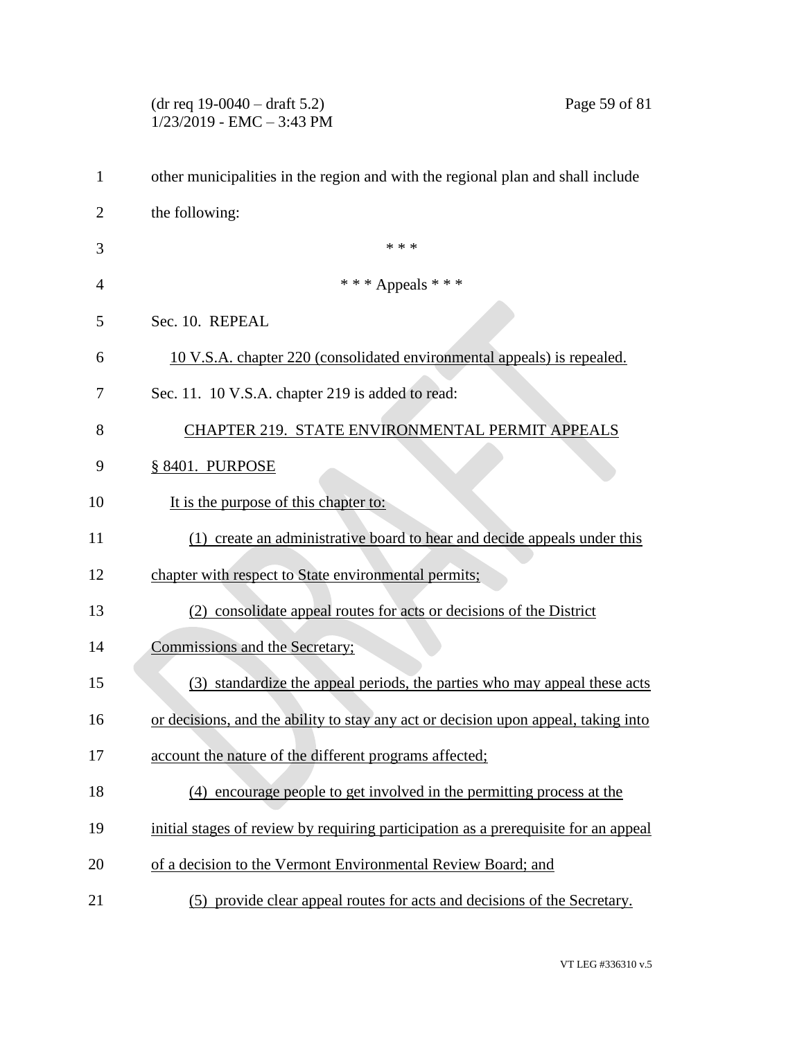other municipalities in the region and with the regional plan and shall include the following:

\* \* \*

\* \* \* Appeals \* \* \*

Sec. 10. REPEAL

10 V.S.A. chapter 220 (consolidated environmental appeals) is repealed.

Sec. 11. 10 V.S.A. chapter 219 is added to read:

CHAPTER 219. STATE ENVIRONMENTAL PERMIT APPEALS

§ 8401. PURPOSE

It is the purpose of this chapter to:

(1) create an administrative board to hear and decide appeals under this chapter with respect to State environmental permits;

(2) consolidate appeal routes for acts or decisions of the District Commissions and the Secretary;

(3) standardize the appeal periods, the parties who may appeal these acts or decisions, and the ability to stay any act or decision upon appeal, taking into account the nature of the different programs affected;

(4) encourage people to get involved in the permitting process at the initial stages of review by requiring participation as a prerequisite for an appeal of a decision to the Vermont Environmental Review Board; and

(5) provide clear appeal routes for acts and decisions of the Secretary.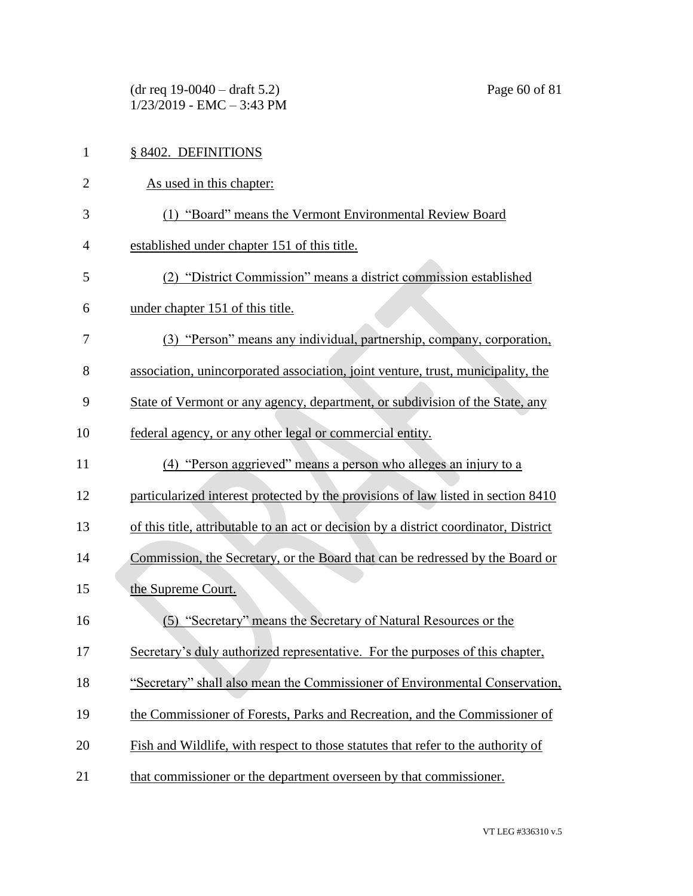§ 8402. DEFINITIONS

As used in this chapter:

(1) "Board" means the Vermont Environmental Review Board established under chapter 151 of this title.

(2) "District Commission" means a district commission established under chapter 151 of this title.

(3) "Person" means any individual, partnership, company, corporation, association, unincorporated association, joint venture, trust, municipality, the State of Vermont or any agency, department, or subdivision of the State, any federal agency, or any other legal or commercial entity.

(4) "Person aggrieved" means a person who alleges an injury to a particularized interest protected by the provisions of law listed in section 8410 of this title, attributable to an act or decision by a district coordinator, District Commission, the Secretary, or the Board that can be redressed by the Board or the Supreme Court.

(5) "Secretary" means the Secretary of Natural Resources or the Secretary's duly authorized representative. For the purposes of this chapter, "Secretary" shall also mean the Commissioner of Environmental Conservation, the Commissioner of Forests, Parks and Recreation, and the Commissioner of Fish and Wildlife, with respect to those statutes that refer to the authority of that commissioner or the department overseen by that commissioner.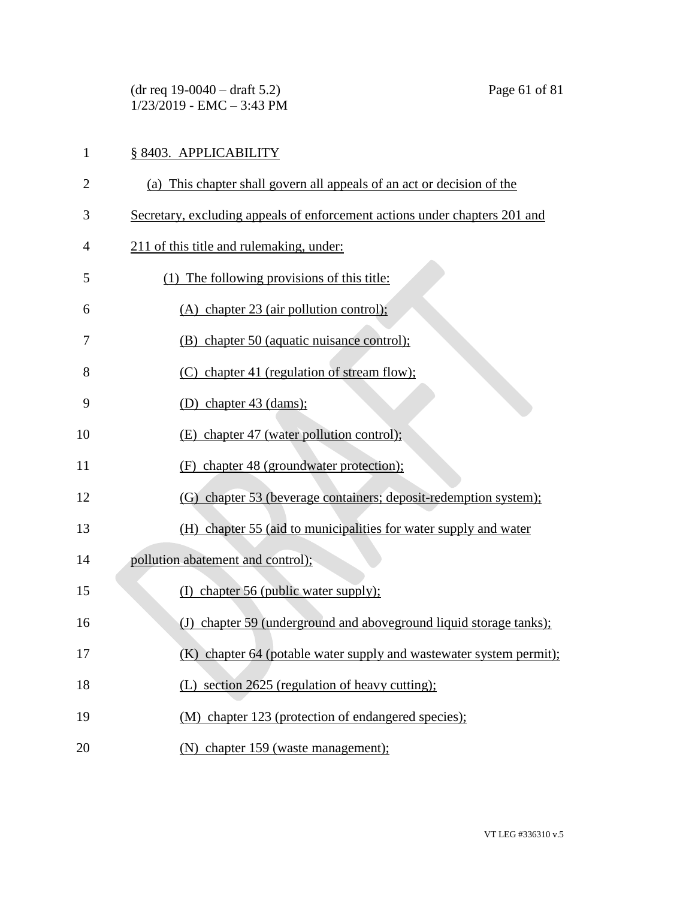§ 8403. APPLICABILITY

(a) This chapter shall govern all appeals of an act or decision of the Secretary, excluding appeals of enforcement actions under chapters 201 and 211 of this title and rulemaking, under:

(1) The following provisions of this title:

(A) chapter 23 (air pollution control);

(B) chapter 50 (aquatic nuisance control);

(C) chapter 41 (regulation of stream flow);

(D) chapter 43 (dams);

(E) chapter 47 (water pollution control);

(F) chapter 48 (groundwater protection);

(G) chapter 53 (beverage containers; deposit-redemption system);

(H) chapter 55 (aid to municipalities for water supply and water pollution abatement and control);

(I) chapter 56 (public water supply);

(J) chapter 59 (underground and aboveground liquid storage tanks);

(K) chapter 64 (potable water supply and wastewater system permit);

(L) section 2625 (regulation of heavy cutting);

(M) chapter 123 (protection of endangered species);

(N) chapter 159 (waste management);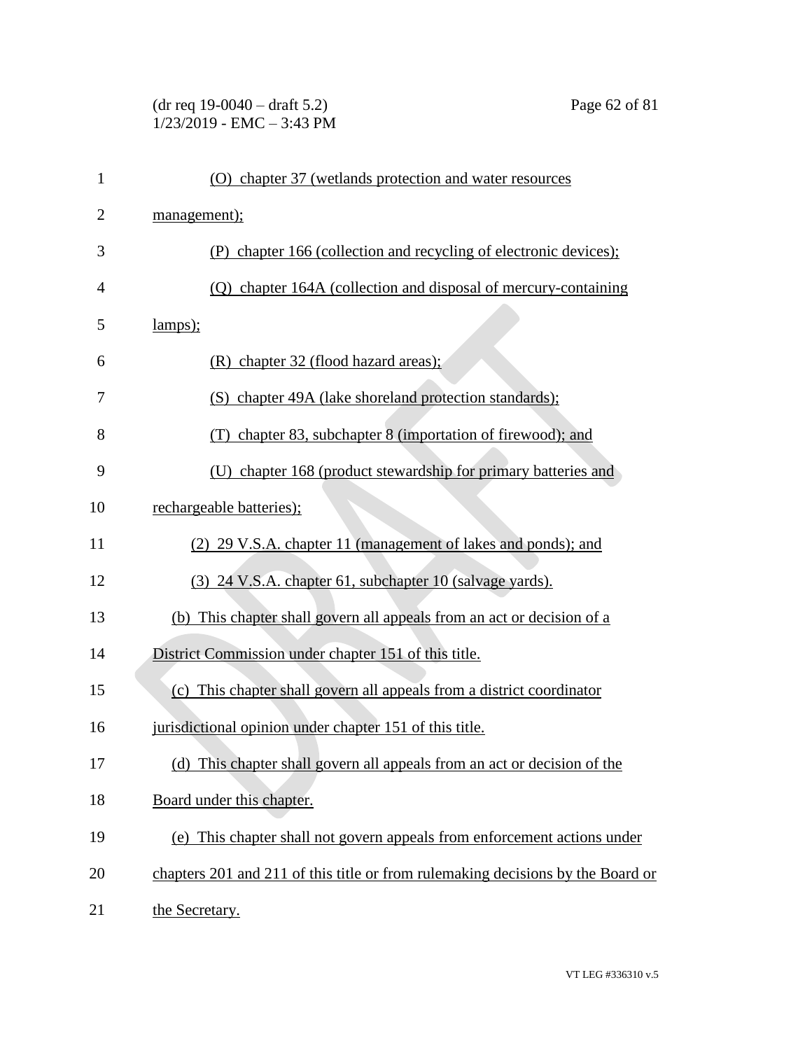(O) chapter 37 (wetlands protection and water resources management);

(P) chapter 166 (collection and recycling of electronic devices);

(Q) chapter 164A (collection and disposal of mercury-containing lamps);

(R) chapter 32 (flood hazard areas);

(S) chapter 49A (lake shoreland protection standards);

(T) chapter 83, subchapter 8 (importation of firewood); and

(U) chapter 168 (product stewardship for primary batteries and rechargeable batteries);

(2) 29 V.S.A. chapter 11 (management of lakes and ponds); and

(3) 24 V.S.A. chapter 61, subchapter 10 (salvage yards).

(b) This chapter shall govern all appeals from an act or decision of a District Commission under chapter 151 of this title.

(c) This chapter shall govern all appeals from a district coordinator jurisdictional opinion under chapter 151 of this title.

(d) This chapter shall govern all appeals from an act or decision of the Board under this chapter.

(e) This chapter shall not govern appeals from enforcement actions under chapters 201 and 211 of this title or from rulemaking decisions by the Board or the Secretary.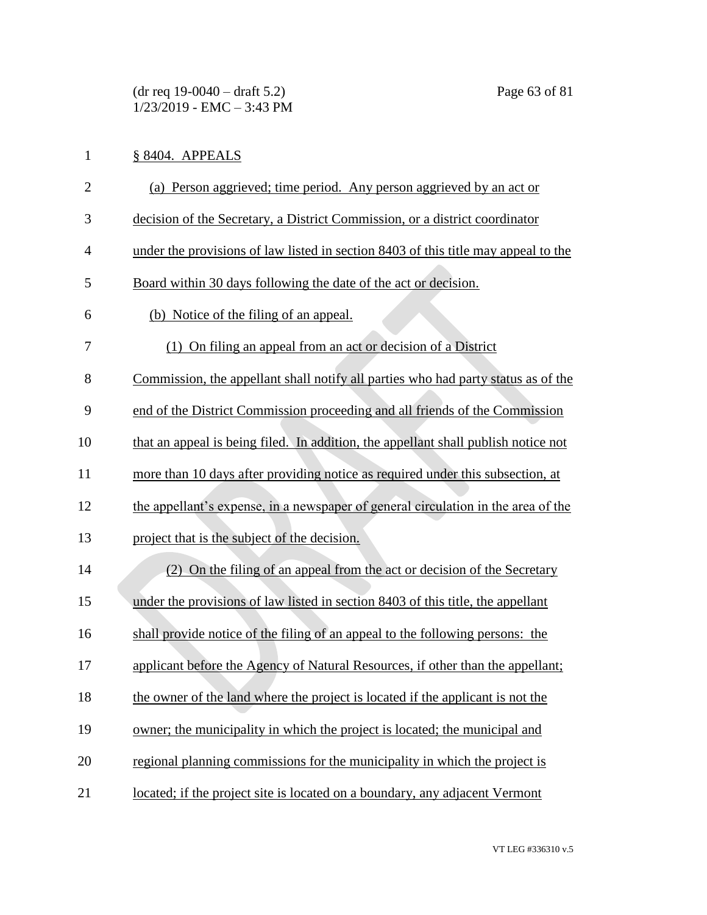§ 8404. APPEALS

(a) Person aggrieved; time period. Any person aggrieved by an act or decision of the Secretary, a District Commission, or a district coordinator under the provisions of law listed in section 8403 of this title may appeal to the Board within 30 days following the date of the act or decision.

(b) Notice of the filing of an appeal.

(1) On filing an appeal from an act or decision of a District Commission, the appellant shall notify all parties who had party status as of the end of the District Commission proceeding and all friends of the Commission that an appeal is being filed. In addition, the appellant shall publish notice not more than 10 days after providing notice as required under this subsection, at the appellant's expense, in a newspaper of general circulation in the area of the project that is the subject of the decision.

(2) On the filing of an appeal from the act or decision of the Secretary under the provisions of law listed in section 8403 of this title, the appellant shall provide notice of the filing of an appeal to the following persons: the applicant before the Agency of Natural Resources, if other than the appellant; the owner of the land where the project is located if the applicant is not the owner; the municipality in which the project is located; the municipal and regional planning commissions for the municipality in which the project is located; if the project site is located on a boundary, any adjacent Vermont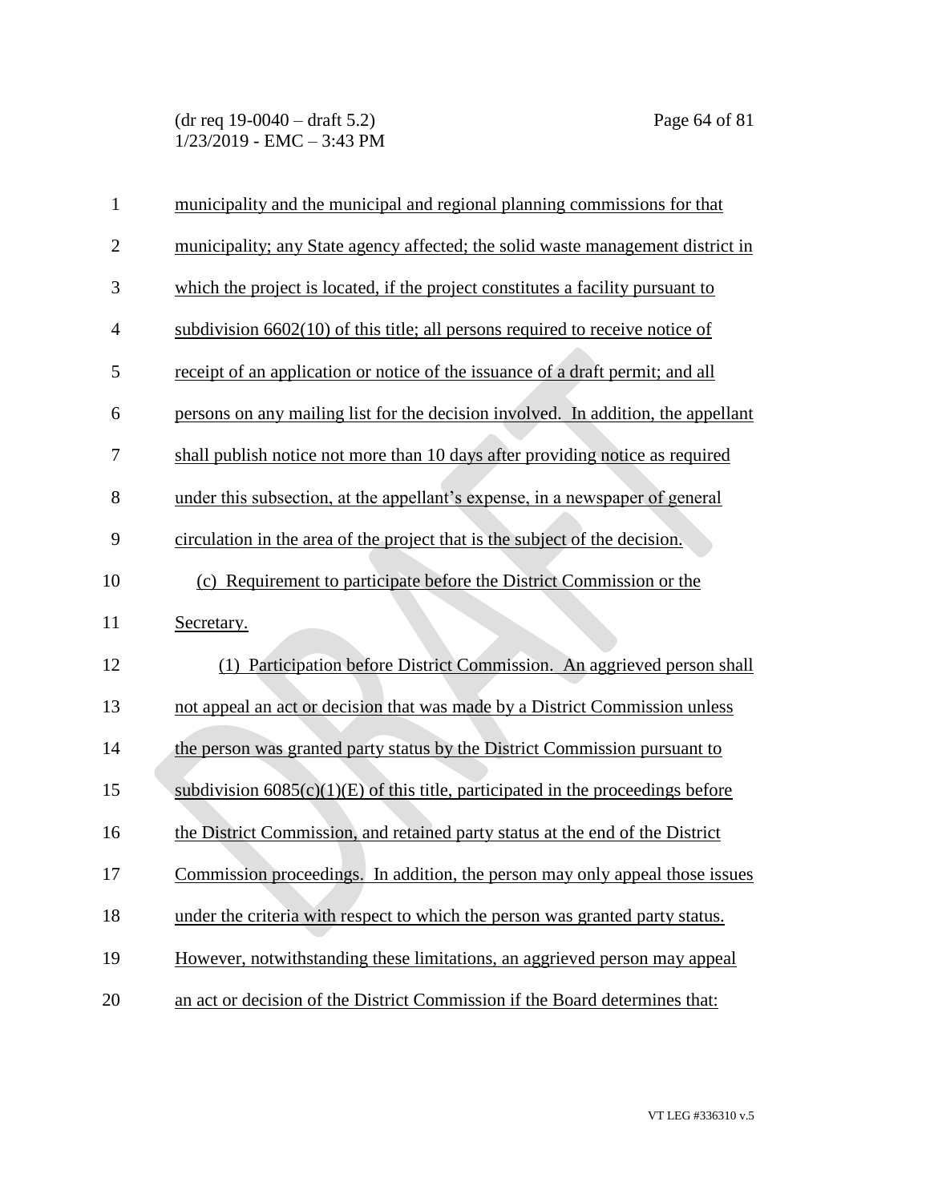municipality and the municipal and regional planning commissions for that municipality; any State agency affected; the solid waste management district in which the project is located, if the project constitutes a facility pursuant to subdivision 6602(10) of this title; all persons required to receive notice of receipt of an application or notice of the issuance of a draft permit; and all persons on any mailing list for the decision involved. In addition, the appellant shall publish notice not more than 10 days after providing notice as required under this subsection, at the appellant's expense, in a newspaper of general circulation in the area of the project that is the subject of the decision.

(c) Requirement to participate before the District Commission or the Secretary.

(1) Participation before District Commission. An aggrieved person shall not appeal an act or decision that was made by a District Commission unless the person was granted party status by the District Commission pursuant to subdivision 6085(c)(1)(E) of this title, participated in the proceedings before the District Commission, and retained party status at the end of the District Commission proceedings. In addition, the person may only appeal those issues under the criteria with respect to which the person was granted party status. However, notwithstanding these limitations, an aggrieved person may appeal an act or decision of the District Commission if the Board determines that: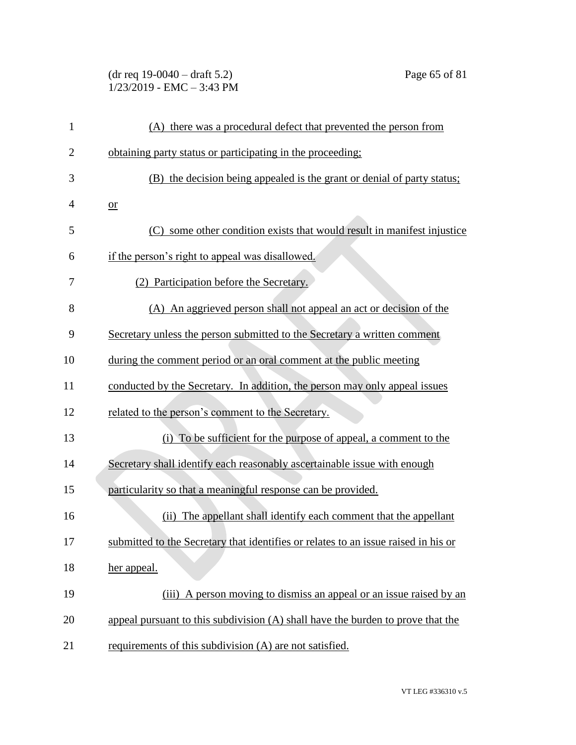(A) there was a procedural defect that prevented the person from obtaining party status or participating in the proceeding;

(B) the decision being appealed is the grant or denial of party status; or

(C) some other condition exists that would result in manifest injustice if the person's right to appeal was disallowed.

(2) Participation before the Secretary.

(A) An aggrieved person shall not appeal an act or decision of the Secretary unless the person submitted to the Secretary a written comment during the comment period or an oral comment at the public meeting conducted by the Secretary. In addition, the person may only appeal issues related to the person's comment to the Secretary.

(i) To be sufficient for the purpose of appeal, a comment to the Secretary shall identify each reasonably ascertainable issue with enough particularity so that a meaningful response can be provided.

(ii) The appellant shall identify each comment that the appellant submitted to the Secretary that identifies or relates to an issue raised in his or her appeal.

(iii) A person moving to dismiss an appeal or an issue raised by an appeal pursuant to this subdivision (A) shall have the burden to prove that the requirements of this subdivision (A) are not satisfied.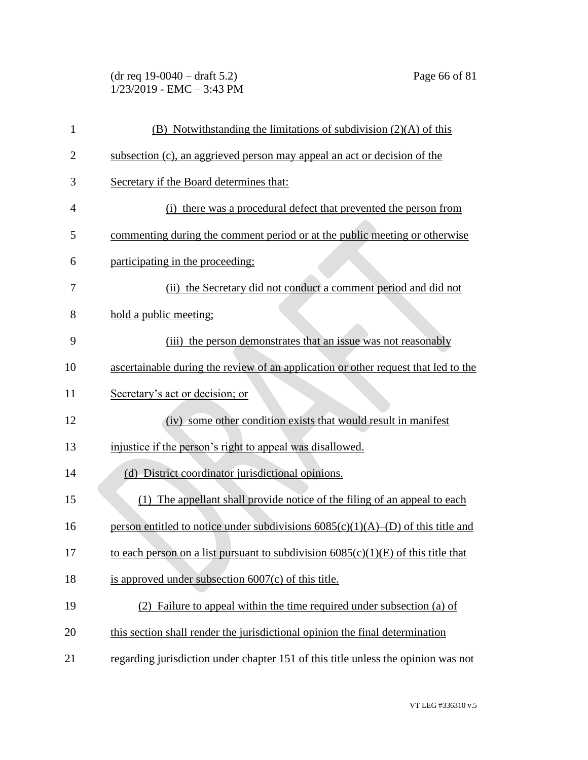(B) Notwithstanding the limitations of subdivision (2)(A) of this subsection (c), an aggrieved person may appeal an act or decision of the Secretary if the Board determines that:

(i) there was a procedural defect that prevented the person from commenting during the comment period or at the public meeting or otherwise participating in the proceeding;

(ii) the Secretary did not conduct a comment period and did not hold a public meeting;

(iii) the person demonstrates that an issue was not reasonably ascertainable during the review of an application or other request that led to the Secretary's act or decision; or

(iv) some other condition exists that would result in manifest injustice if the person's right to appeal was disallowed.

(d) District coordinator jurisdictional opinions.

(1) The appellant shall provide notice of the filing of an appeal to each person entitled to notice under subdivisions 6085(c)(1)(A)–(D) of this title and to each person on a list pursuant to subdivision 6085(c)(1)(E) of this title that is approved under subsection 6007(c) of this title.

(2) Failure to appeal within the time required under subsection (a) of this section shall render the jurisdictional opinion the final determination regarding jurisdiction under chapter 151 of this title unless the opinion was not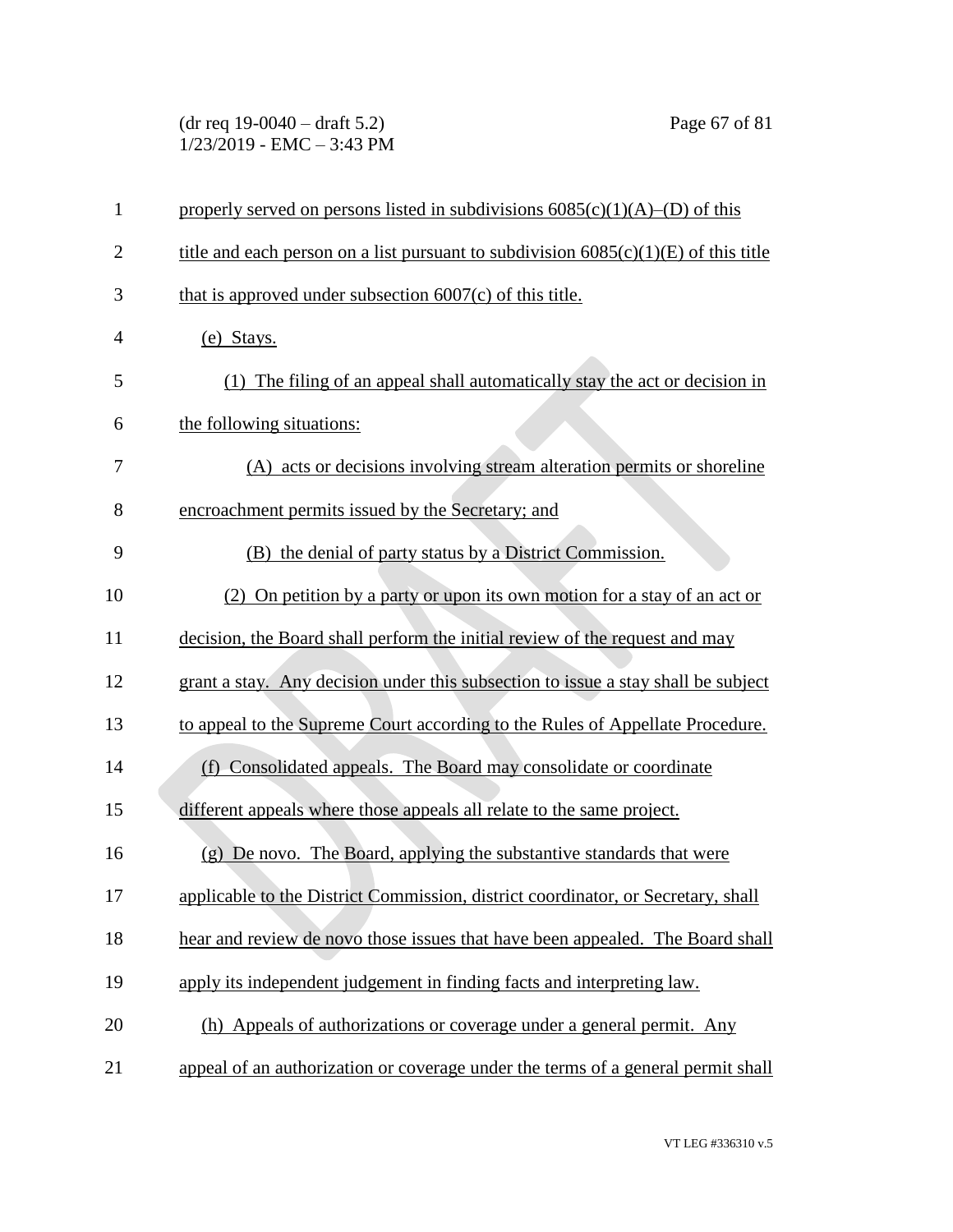properly served on persons listed in subdivisions 6085(c)(1)(A)–(D) of this title and each person on a list pursuant to subdivision 6085(c)(1)(E) of this title that is approved under subsection 6007(c) of this title.

(e) Stays.

(1) The filing of an appeal shall automatically stay the act or decision in the following situations:

(A) acts or decisions involving stream alteration permits or shoreline encroachment permits issued by the Secretary; and

(B) the denial of party status by a District Commission.

(2) On petition by a party or upon its own motion for a stay of an act or decision, the Board shall perform the initial review of the request and may grant a stay. Any decision under this subsection to issue a stay shall be subject to appeal to the Supreme Court according to the Rules of Appellate Procedure.

(f) Consolidated appeals. The Board may consolidate or coordinate different appeals where those appeals all relate to the same project.

(g) De novo. The Board, applying the substantive standards that were applicable to the District Commission, district coordinator, or Secretary, shall hear and review de novo those issues that have been appealed. The Board shall apply its independent judgement in finding facts and interpreting law.

(h) Appeals of authorizations or coverage under a general permit. Any appeal of an authorization or coverage under the terms of a general permit shall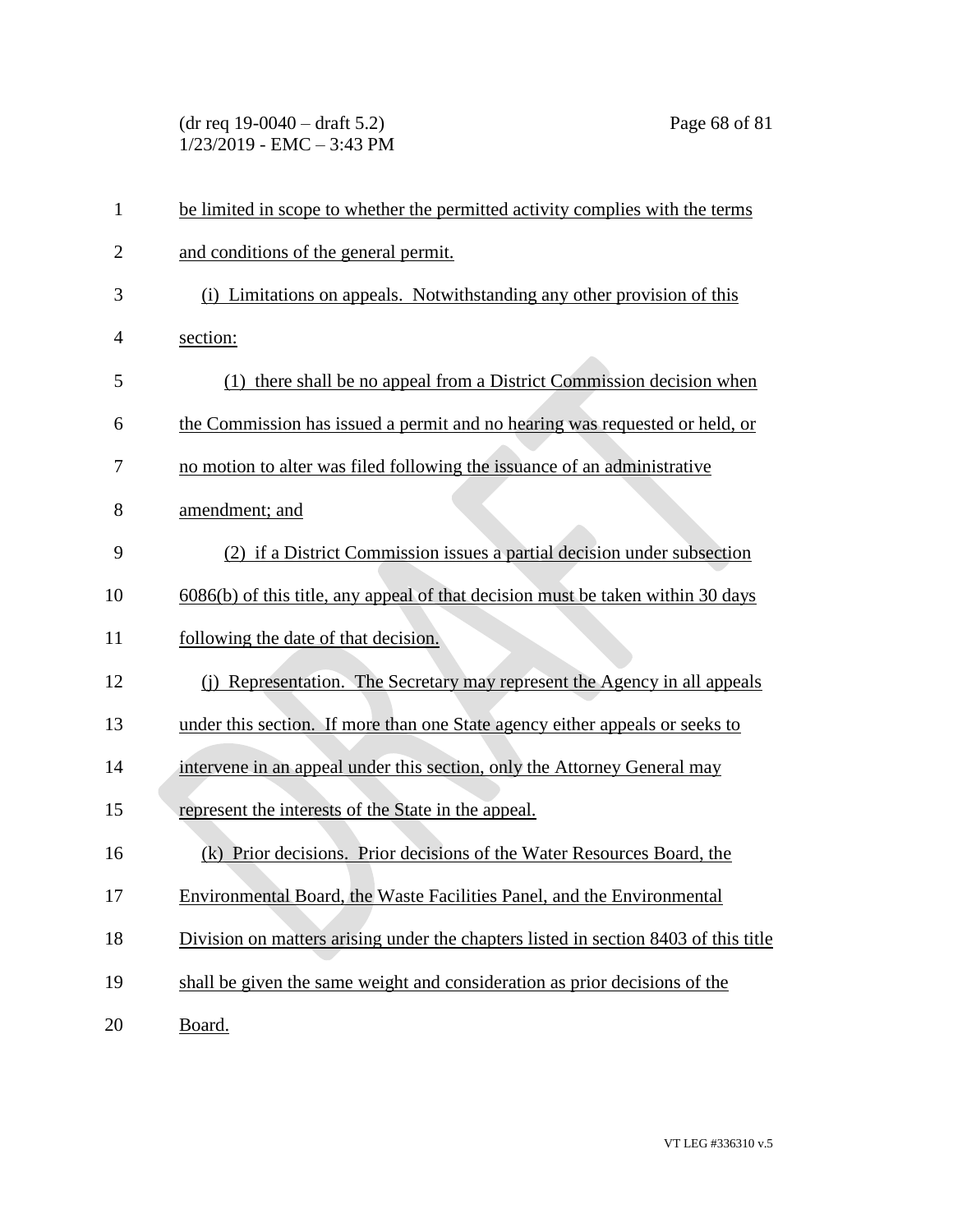be limited in scope to whether the permitted activity complies with the terms and conditions of the general permit.

(i) Limitations on appeals. Notwithstanding any other provision of this section:

(1) there shall be no appeal from a District Commission decision when the Commission has issued a permit and no hearing was requested or held, or no motion to alter was filed following the issuance of an administrative amendment; and

(2) if a District Commission issues a partial decision under subsection 6086(b) of this title, any appeal of that decision must be taken within 30 days following the date of that decision.

(j) Representation. The Secretary may represent the Agency in all appeals under this section. If more than one State agency either appeals or seeks to intervene in an appeal under this section, only the Attorney General may represent the interests of the State in the appeal.

(k) Prior decisions. Prior decisions of the Water Resources Board, the Environmental Board, the Waste Facilities Panel, and the Environmental Division on matters arising under the chapters listed in section 8403 of this title shall be given the same weight and consideration as prior decisions of the Board.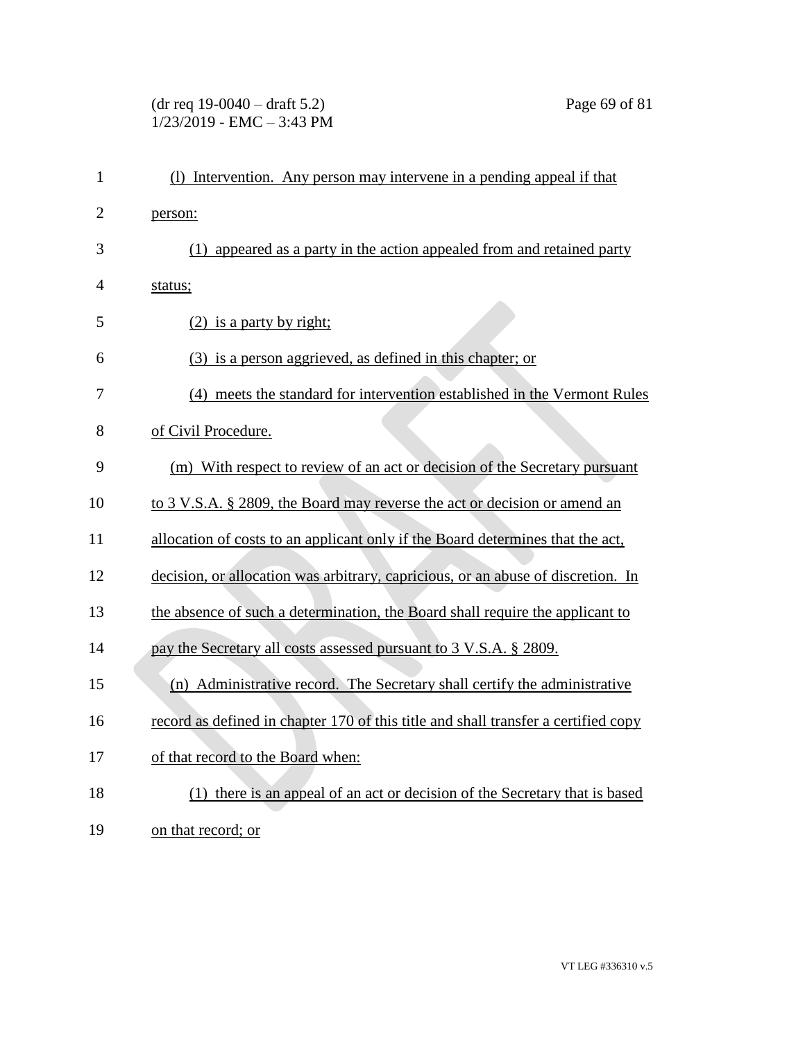(l) Intervention. Any person may intervene in a pending appeal if that person:

(1) appeared as a party in the action appealed from and retained party status;

(2) is a party by right;

(3) is a person aggrieved, as defined in this chapter; or

(4) meets the standard for intervention established in the Vermont Rules of Civil Procedure.

(m) With respect to review of an act or decision of the Secretary pursuant to 3 V.S.A. § 2809, the Board may reverse the act or decision or amend an allocation of costs to an applicant only if the Board determines that the act, decision, or allocation was arbitrary, capricious, or an abuse of discretion. In the absence of such a determination, the Board shall require the applicant to pay the Secretary all costs assessed pursuant to 3 V.S.A. § 2809.

(n) Administrative record. The Secretary shall certify the administrative record as defined in chapter 170 of this title and shall transfer a certified copy of that record to the Board when:

(1) there is an appeal of an act or decision of the Secretary that is based on that record; or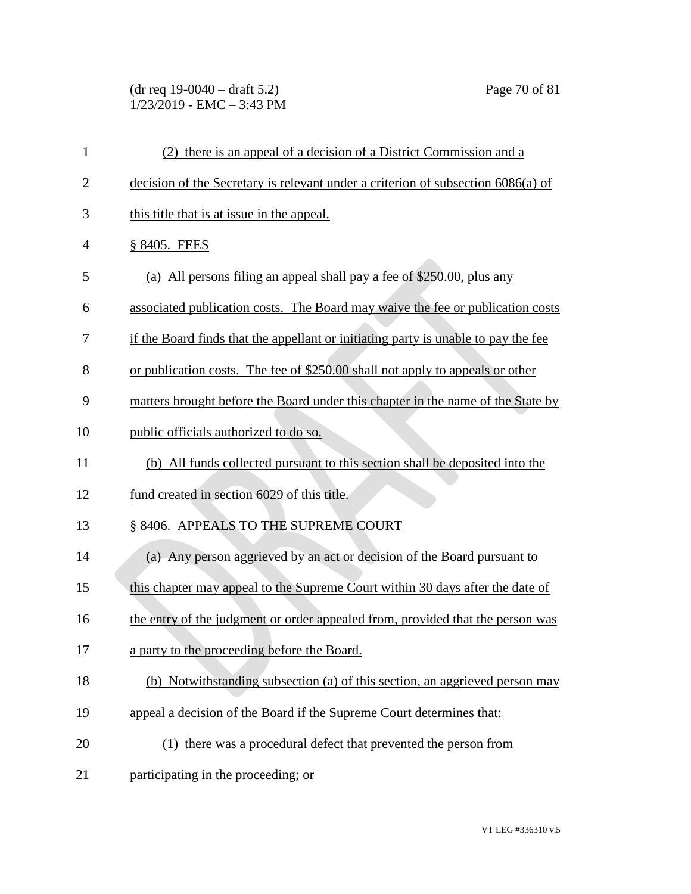(2) there is an appeal of a decision of a District Commission and a decision of the Secretary is relevant under a criterion of subsection 6086(a) of this title that is at issue in the appeal.

§ 8405. FEES

(a) All persons filing an appeal shall pay a fee of $250.00, plus any associated publication costs. The Board may waive the fee or publication costs if the Board finds that the appellant or initiating party is unable to pay the fee or publication costs. The fee of $250.00 shall not apply to appeals or other matters brought before the Board under this chapter in the name of the State by public officials authorized to do so.

(b) All funds collected pursuant to this section shall be deposited into the fund created in section 6029 of this title.

§ 8406. APPEALS TO THE SUPREME COURT

(a) Any person aggrieved by an act or decision of the Board pursuant to this chapter may appeal to the Supreme Court within 30 days after the date of the entry of the judgment or order appealed from, provided that the person was a party to the proceeding before the Board.

(b) Notwithstanding subsection (a) of this section, an aggrieved person may appeal a decision of the Board if the Supreme Court determines that:

(1) there was a procedural defect that prevented the person from participating in the proceeding; or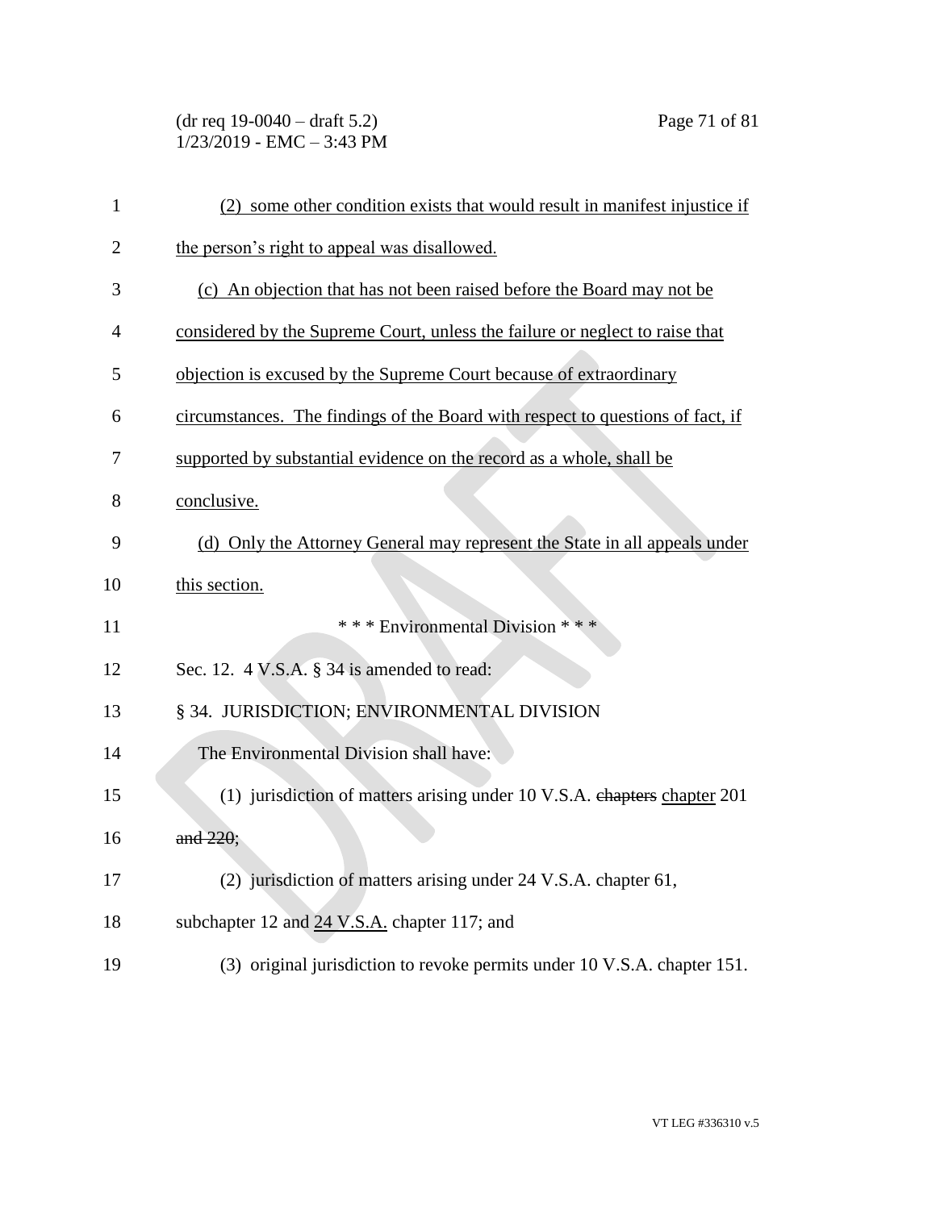(2) some other condition exists that would result in manifest injustice if the person's right to appeal was disallowed.

(c) An objection that has not been raised before the Board may not be considered by the Supreme Court, unless the failure or neglect to raise that objection is excused by the Supreme Court because of extraordinary circumstances. The findings of the Board with respect to questions of fact, if supported by substantial evidence on the record as a whole, shall be conclusive.

(d) Only the Attorney General may represent the State in all appeals under this section.

\* \* \* Environmental Division \* \* \*

Sec. 12. 4 V.S.A. § 34 is amended to read:

§ 34. JURISDICTION; ENVIRONMENTAL DIVISION

The Environmental Division shall have:

(1) jurisdiction of matters arising under 10 V.S.A. ~~chapters~~ chapter 201 ~~and 220~~;

(2) jurisdiction of matters arising under 24 V.S.A. chapter 61, subchapter 12 and 24 V.S.A. chapter 117; and

(3) original jurisdiction to revoke permits under 10 V.S.A. chapter 151.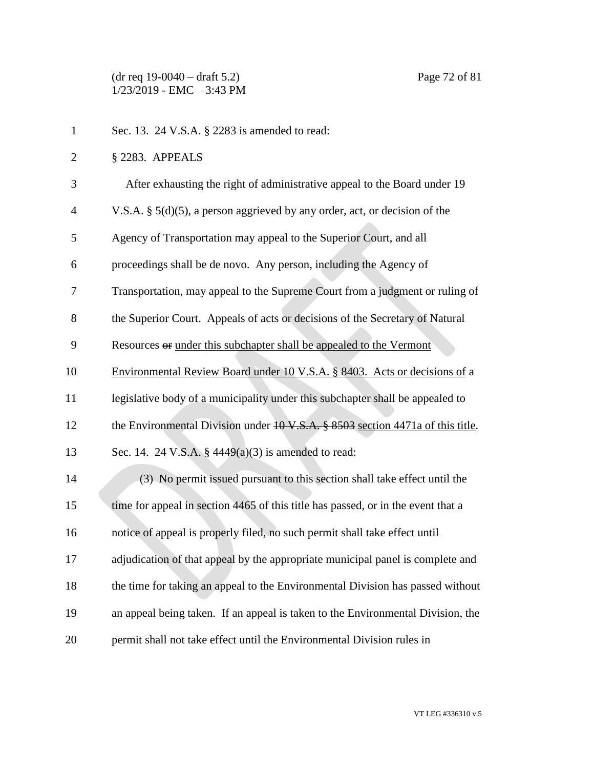Sec. 13. 24 V.S.A. § 2283 is amended to read:

§ 2283. APPEALS

After exhausting the right of administrative appeal to the Board under 19 V.S.A. § 5(d)(5), a person aggrieved by any order, act, or decision of the Agency of Transportation may appeal to the Superior Court, and all proceedings shall be de novo. Any person, including the Agency of Transportation, may appeal to the Supreme Court from a judgment or ruling of the Superior Court. Appeals of acts or decisions of the Secretary of Natural Resources ~~or~~ under this subchapter shall be appealed to the Vermont Environmental Review Board under 10 V.S.A. § 8403. Acts or decisions of a legislative body of a municipality under this subchapter shall be appealed to the Environmental Division under ~~10 V.S.A. § 8503~~ section 4471a of this title.

Sec. 14. 24 V.S.A. § 4449(a)(3) is amended to read:

(3) No permit issued pursuant to this section shall take effect until the time for appeal in section 4465 of this title has passed, or in the event that a notice of appeal is properly filed, no such permit shall take effect until adjudication of that appeal by the appropriate municipal panel is complete and the time for taking an appeal to the Environmental Division has passed without an appeal being taken. If an appeal is taken to the Environmental Division, the permit shall not take effect until the Environmental Division rules in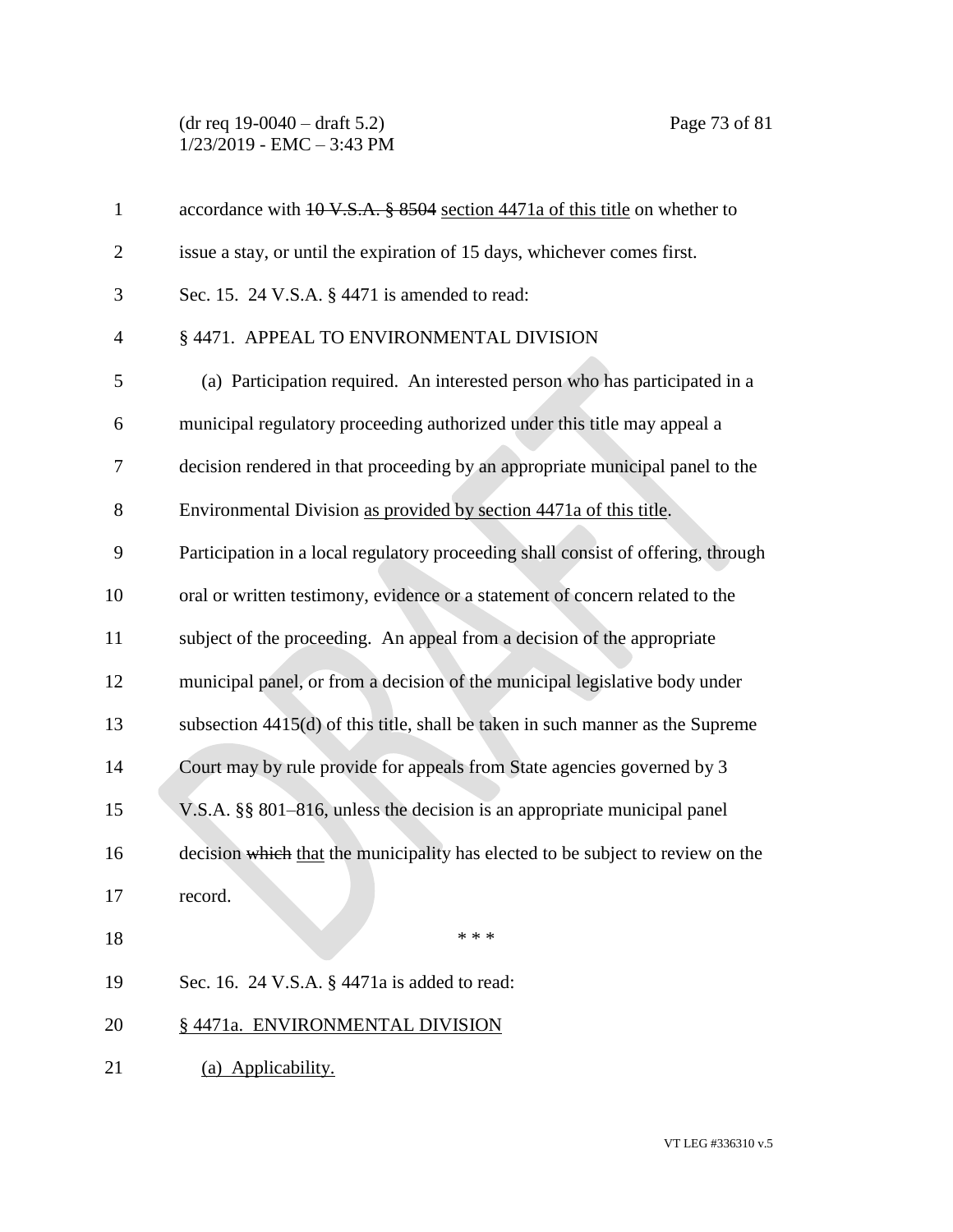accordance with ~~10 V.S.A. § 8504~~ section 4471a of this title on whether to issue a stay, or until the expiration of 15 days, whichever comes first.

Sec. 15. 24 V.S.A. § 4471 is amended to read:

§ 4471. APPEAL TO ENVIRONMENTAL DIVISION

(a) Participation required. An interested person who has participated in a municipal regulatory proceeding authorized under this title may appeal a decision rendered in that proceeding by an appropriate municipal panel to the Environmental Division as provided by section 4471a of this title. Participation in a local regulatory proceeding shall consist of offering, through oral or written testimony, evidence or a statement of concern related to the subject of the proceeding. An appeal from a decision of the appropriate municipal panel, or from a decision of the municipal legislative body under subsection 4415(d) of this title, shall be taken in such manner as the Supreme Court may by rule provide for appeals from State agencies governed by 3 V.S.A. §§ 801–816, unless the decision is an appropriate municipal panel decision ~~which~~ that the municipality has elected to be subject to review on the record.

\* \* \*

Sec. 16. 24 V.S.A. § 4471a is added to read:

§ 4471a. ENVIRONMENTAL DIVISION

(a) Applicability.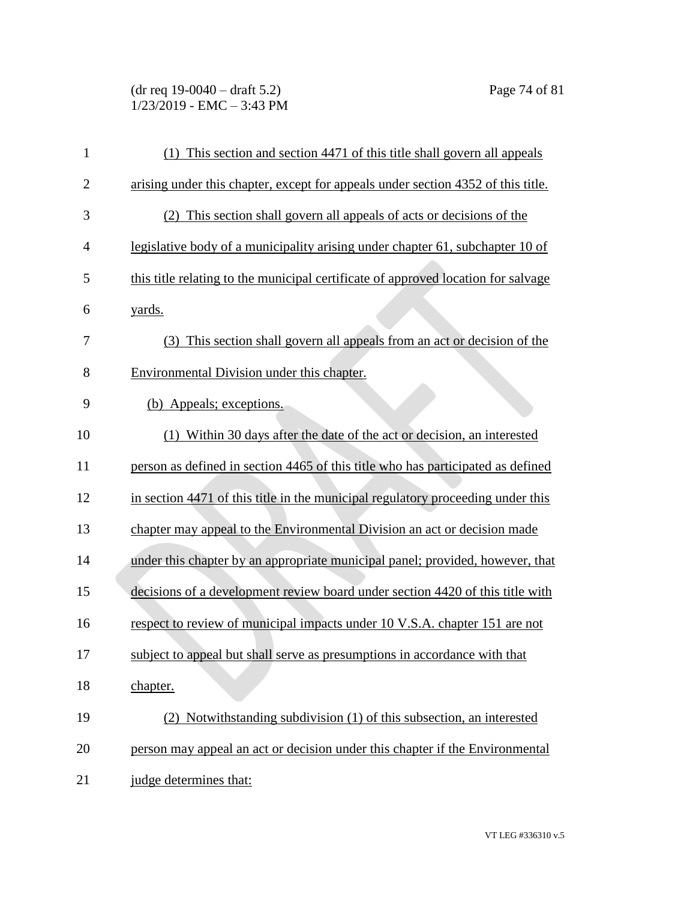(1) This section and section 4471 of this title shall govern all appeals arising under this chapter, except for appeals under section 4352 of this title.

(2) This section shall govern all appeals of acts or decisions of the legislative body of a municipality arising under chapter 61, subchapter 10 of this title relating to the municipal certificate of approved location for salvage yards.

(3) This section shall govern all appeals from an act or decision of the Environmental Division under this chapter.

(b) Appeals; exceptions.

(1) Within 30 days after the date of the act or decision, an interested person as defined in section 4465 of this title who has participated as defined in section 4471 of this title in the municipal regulatory proceeding under this chapter may appeal to the Environmental Division an act or decision made under this chapter by an appropriate municipal panel; provided, however, that decisions of a development review board under section 4420 of this title with respect to review of municipal impacts under 10 V.S.A. chapter 151 are not subject to appeal but shall serve as presumptions in accordance with that chapter.

(2) Notwithstanding subdivision (1) of this subsection, an interested person may appeal an act or decision under this chapter if the Environmental judge determines that: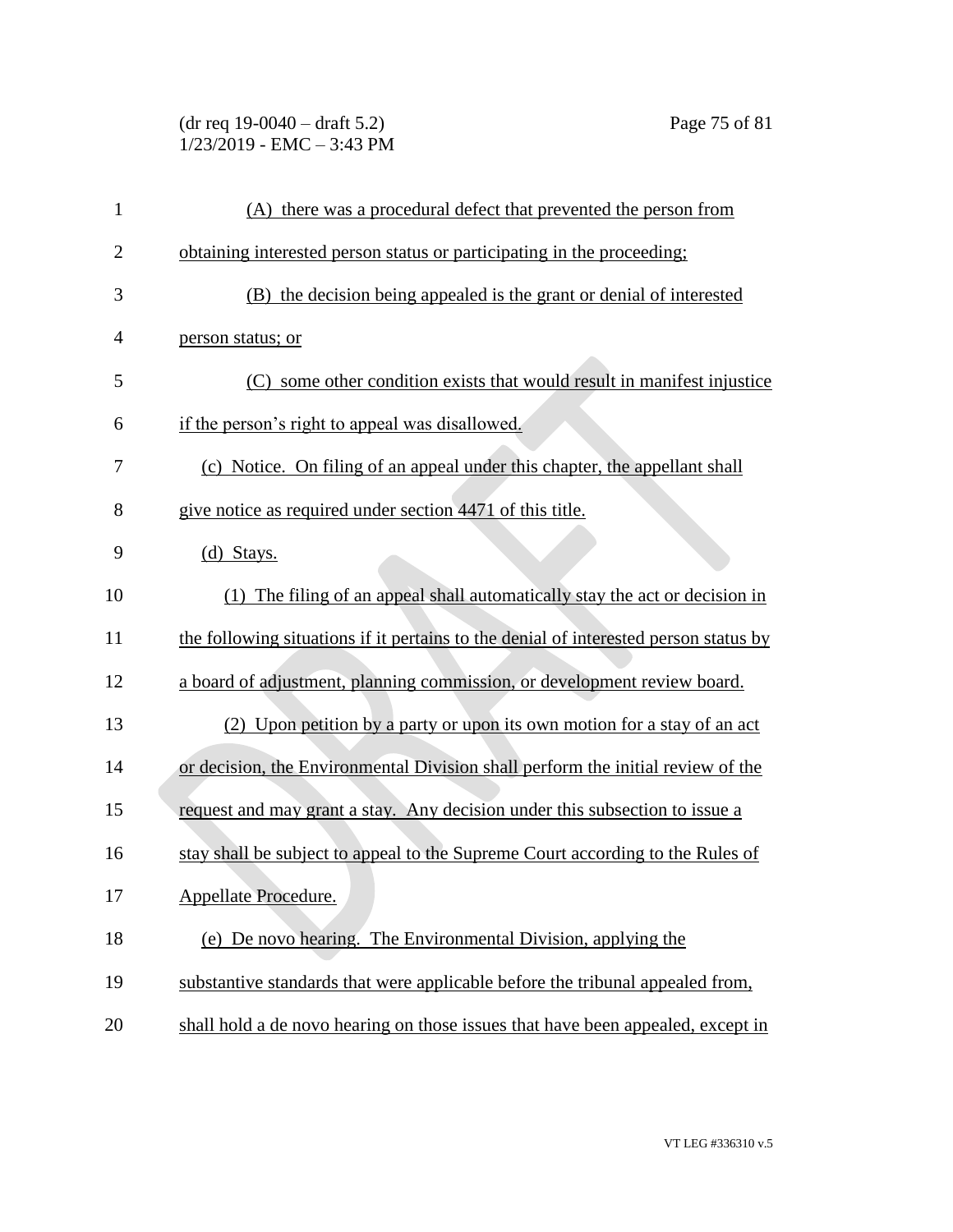(A) there was a procedural defect that prevented the person from obtaining interested person status or participating in the proceeding;

(B) the decision being appealed is the grant or denial of interested person status; or

(C) some other condition exists that would result in manifest injustice if the person's right to appeal was disallowed.

(c) Notice. On filing of an appeal under this chapter, the appellant shall give notice as required under section 4471 of this title.

(d) Stays.

(1) The filing of an appeal shall automatically stay the act or decision in the following situations if it pertains to the denial of interested person status by a board of adjustment, planning commission, or development review board.

(2) Upon petition by a party or upon its own motion for a stay of an act or decision, the Environmental Division shall perform the initial review of the request and may grant a stay. Any decision under this subsection to issue a stay shall be subject to appeal to the Supreme Court according to the Rules of Appellate Procedure.

(e) De novo hearing. The Environmental Division, applying the substantive standards that were applicable before the tribunal appealed from, shall hold a de novo hearing on those issues that have been appealed, except in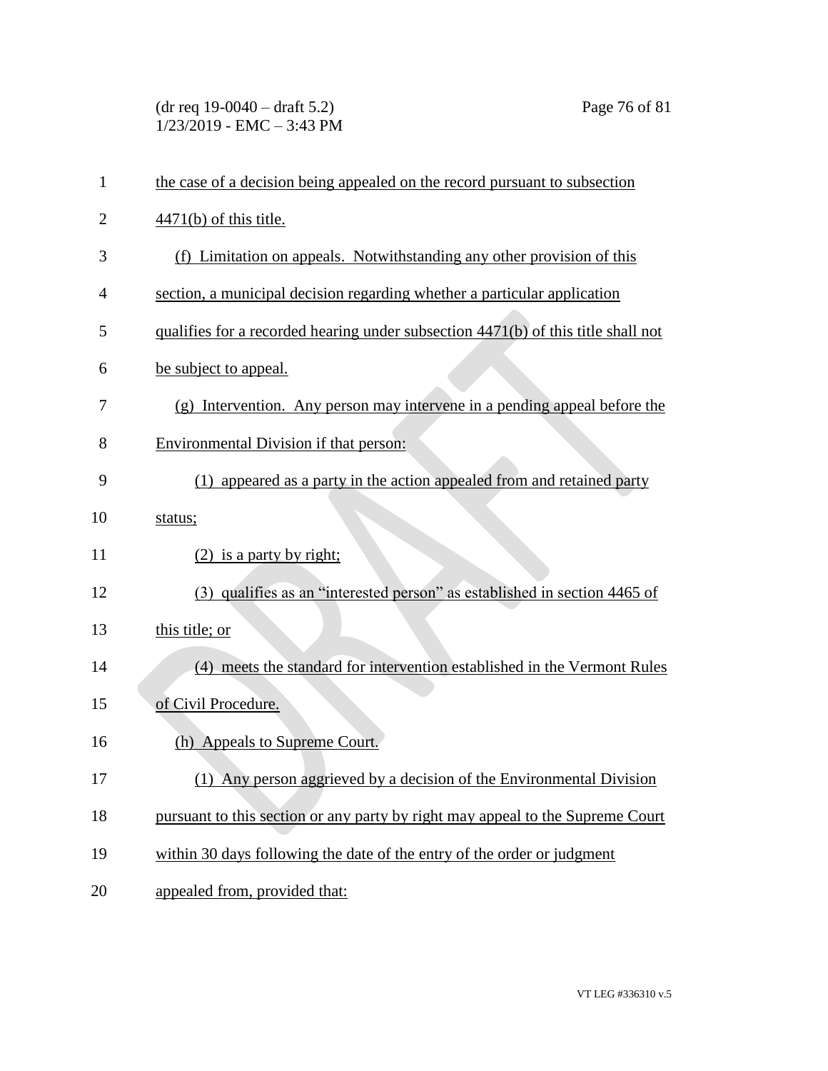the case of a decision being appealed on the record pursuant to subsection 4471(b) of this title.

(f) Limitation on appeals. Notwithstanding any other provision of this section, a municipal decision regarding whether a particular application qualifies for a recorded hearing under subsection 4471(b) of this title shall not be subject to appeal.

(g) Intervention. Any person may intervene in a pending appeal before the Environmental Division if that person:

(1) appeared as a party in the action appealed from and retained party status;

(2) is a party by right;

(3) qualifies as an "interested person" as established in section 4465 of this title; or

(4) meets the standard for intervention established in the Vermont Rules of Civil Procedure.

(h) Appeals to Supreme Court.

(1) Any person aggrieved by a decision of the Environmental Division pursuant to this section or any party by right may appeal to the Supreme Court within 30 days following the date of the entry of the order or judgment appealed from, provided that: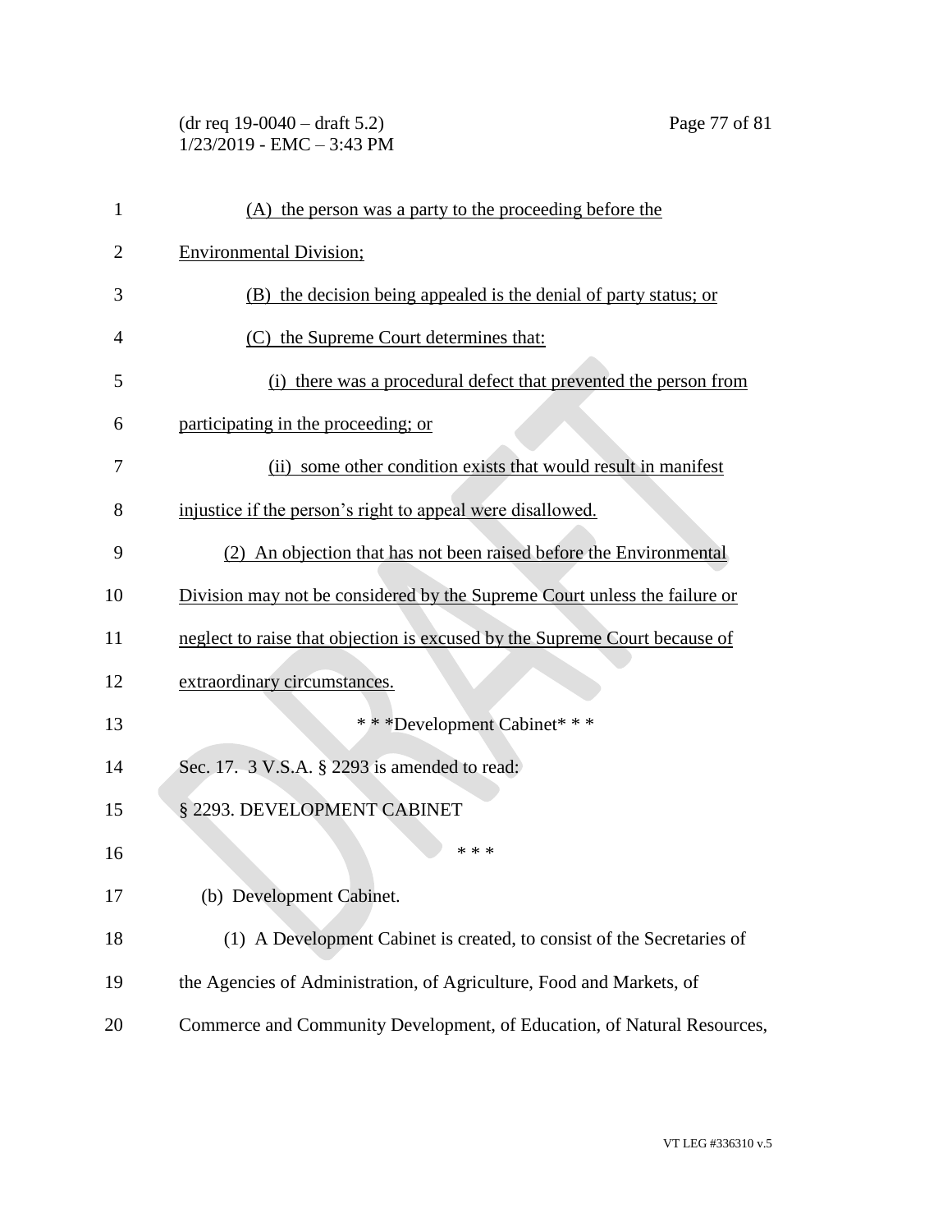(A) the person was a party to the proceeding before the Environmental Division;

(B) the decision being appealed is the denial of party status; or

(C) the Supreme Court determines that:

(i) there was a procedural defect that prevented the person from participating in the proceeding; or

(ii) some other condition exists that would result in manifest injustice if the person's right to appeal were disallowed.

(2) An objection that has not been raised before the Environmental Division may not be considered by the Supreme Court unless the failure or neglect to raise that objection is excused by the Supreme Court because of extraordinary circumstances.

\* \* \*Development Cabinet\* \* \*

Sec. 17. 3 V.S.A. § 2293 is amended to read:

§ 2293. DEVELOPMENT CABINET

\* \* \*

(b) Development Cabinet.

(1) A Development Cabinet is created, to consist of the Secretaries of the Agencies of Administration, of Agriculture, Food and Markets, of Commerce and Community Development, of Education, of Natural Resources,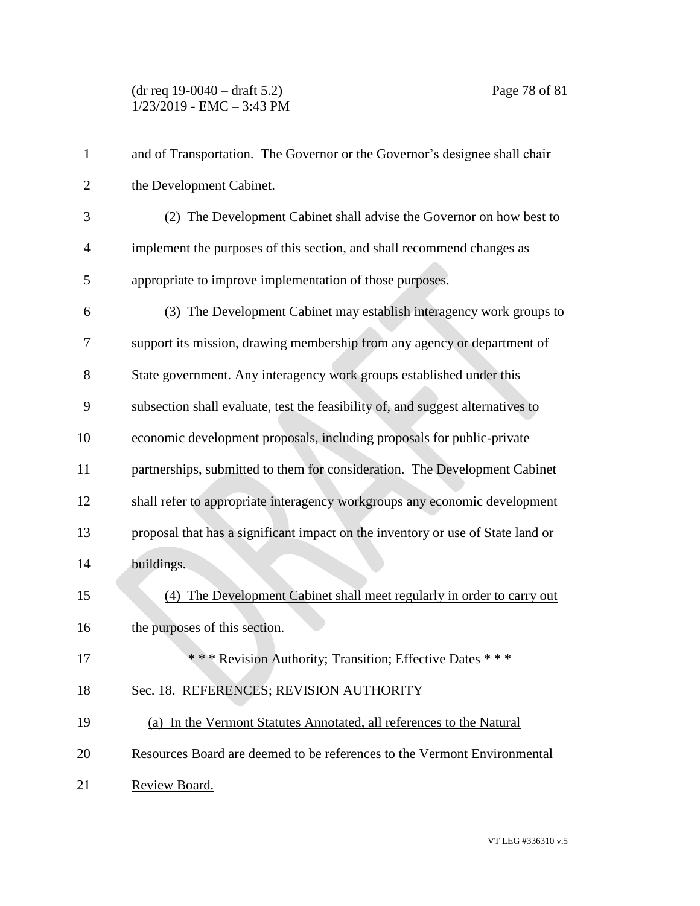and of Transportation. The Governor or the Governor's designee shall chair the Development Cabinet.

(2) The Development Cabinet shall advise the Governor on how best to implement the purposes of this section, and shall recommend changes as appropriate to improve implementation of those purposes.

(3) The Development Cabinet may establish interagency work groups to support its mission, drawing membership from any agency or department of State government. Any interagency work groups established under this subsection shall evaluate, test the feasibility of, and suggest alternatives to economic development proposals, including proposals for public-private partnerships, submitted to them for consideration. The Development Cabinet shall refer to appropriate interagency workgroups any economic development proposal that has a significant impact on the inventory or use of State land or buildings.

<u>(4) The Development Cabinet shall meet regularly in order to carry out the purposes of this section.</u>

\* \* \* Revision Authority; Transition; Effective Dates \* \* \*

Sec. 18. REFERENCES; REVISION AUTHORITY

<u>(a) In the Vermont Statutes Annotated, all references to the Natural Resources Board are deemed to be references to the Vermont Environmental Review Board.</u>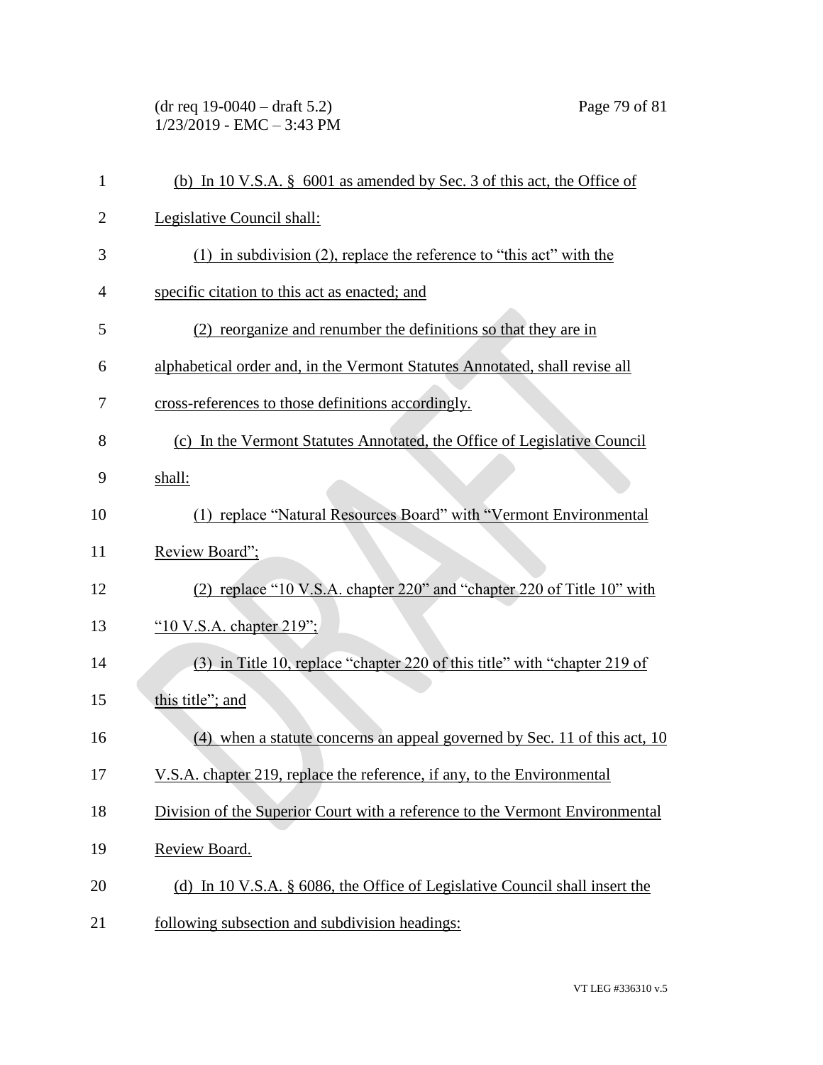(b) In 10 V.S.A. § 6001 as amended by Sec. 3 of this act, the Office of Legislative Council shall:

(1) in subdivision (2), replace the reference to "this act" with the specific citation to this act as enacted; and

(2) reorganize and renumber the definitions so that they are in alphabetical order and, in the Vermont Statutes Annotated, shall revise all cross-references to those definitions accordingly.

(c) In the Vermont Statutes Annotated, the Office of Legislative Council shall:

(1) replace "Natural Resources Board" with "Vermont Environmental Review Board";

(2) replace "10 V.S.A. chapter 220" and "chapter 220 of Title 10" with "10 V.S.A. chapter 219";

(3) in Title 10, replace "chapter 220 of this title" with "chapter 219 of this title"; and

(4) when a statute concerns an appeal governed by Sec. 11 of this act, 10 V.S.A. chapter 219, replace the reference, if any, to the Environmental Division of the Superior Court with a reference to the Vermont Environmental Review Board.

(d) In 10 V.S.A. § 6086, the Office of Legislative Council shall insert the following subsection and subdivision headings: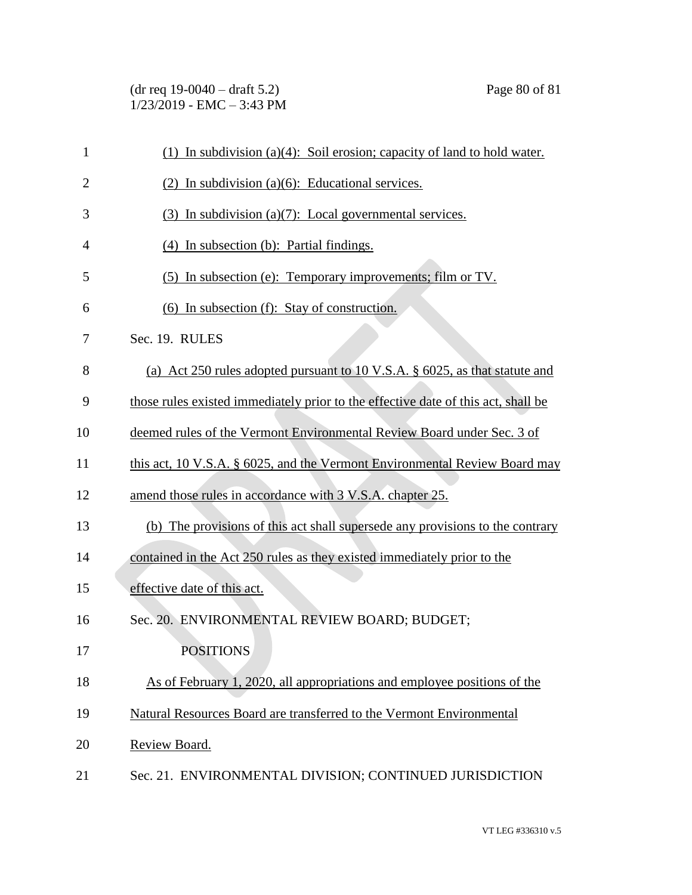(1) In subdivision (a)(4): Soil erosion; capacity of land to hold water.

(2) In subdivision (a)(6): Educational services.

(3) In subdivision (a)(7): Local governmental services.

(4) In subsection (b): Partial findings.

(5) In subsection (e): Temporary improvements; film or TV.

(6) In subsection (f): Stay of construction.

Sec. 19. RULES

(a) Act 250 rules adopted pursuant to 10 V.S.A. § 6025, as that statute and those rules existed immediately prior to the effective date of this act, shall be deemed rules of the Vermont Environmental Review Board under Sec. 3 of this act, 10 V.S.A. § 6025, and the Vermont Environmental Review Board may amend those rules in accordance with 3 V.S.A. chapter 25.

(b) The provisions of this act shall supersede any provisions to the contrary contained in the Act 250 rules as they existed immediately prior to the effective date of this act.

Sec. 20. ENVIRONMENTAL REVIEW BOARD; BUDGET; POSITIONS

As of February 1, 2020, all appropriations and employee positions of the Natural Resources Board are transferred to the Vermont Environmental Review Board.

Sec. 21. ENVIRONMENTAL DIVISION; CONTINUED JURISDICTION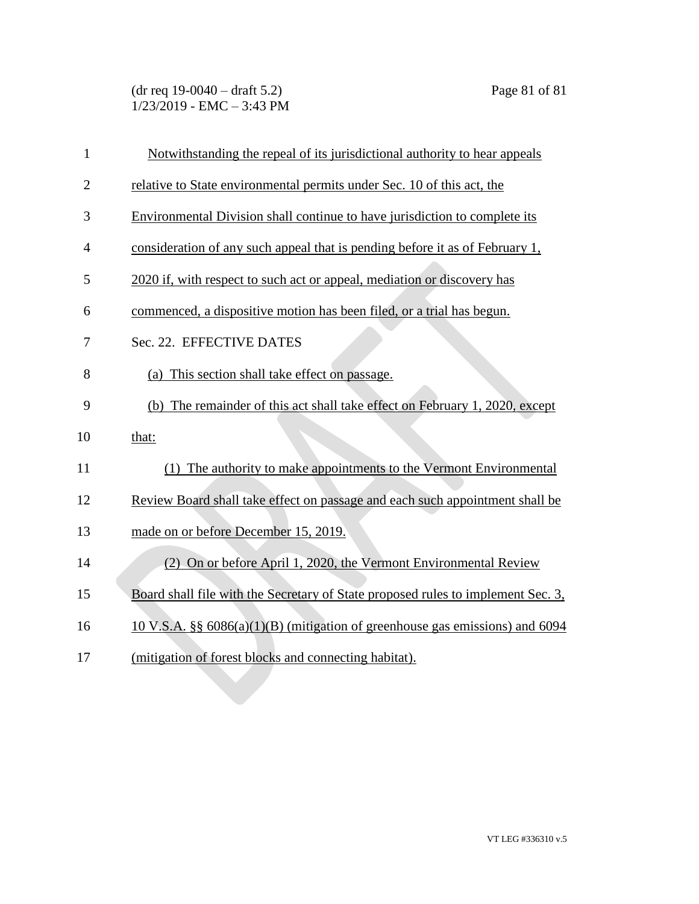Notwithstanding the repeal of its jurisdictional authority to hear appeals relative to State environmental permits under Sec. 10 of this act, the Environmental Division shall continue to have jurisdiction to complete its consideration of any such appeal that is pending before it as of February 1, 2020 if, with respect to such act or appeal, mediation or discovery has commenced, a dispositive motion has been filed, or a trial has begun.

Sec. 22. EFFECTIVE DATES

(a) This section shall take effect on passage.

(b) The remainder of this act shall take effect on February 1, 2020, except that:

(1) The authority to make appointments to the Vermont Environmental Review Board shall take effect on passage and each such appointment shall be made on or before December 15, 2019.

(2) On or before April 1, 2020, the Vermont Environmental Review Board shall file with the Secretary of State proposed rules to implement Sec. 3, 10 V.S.A. §§ 6086(a)(1)(B) (mitigation of greenhouse gas emissions) and 6094 (mitigation of forest blocks and connecting habitat).